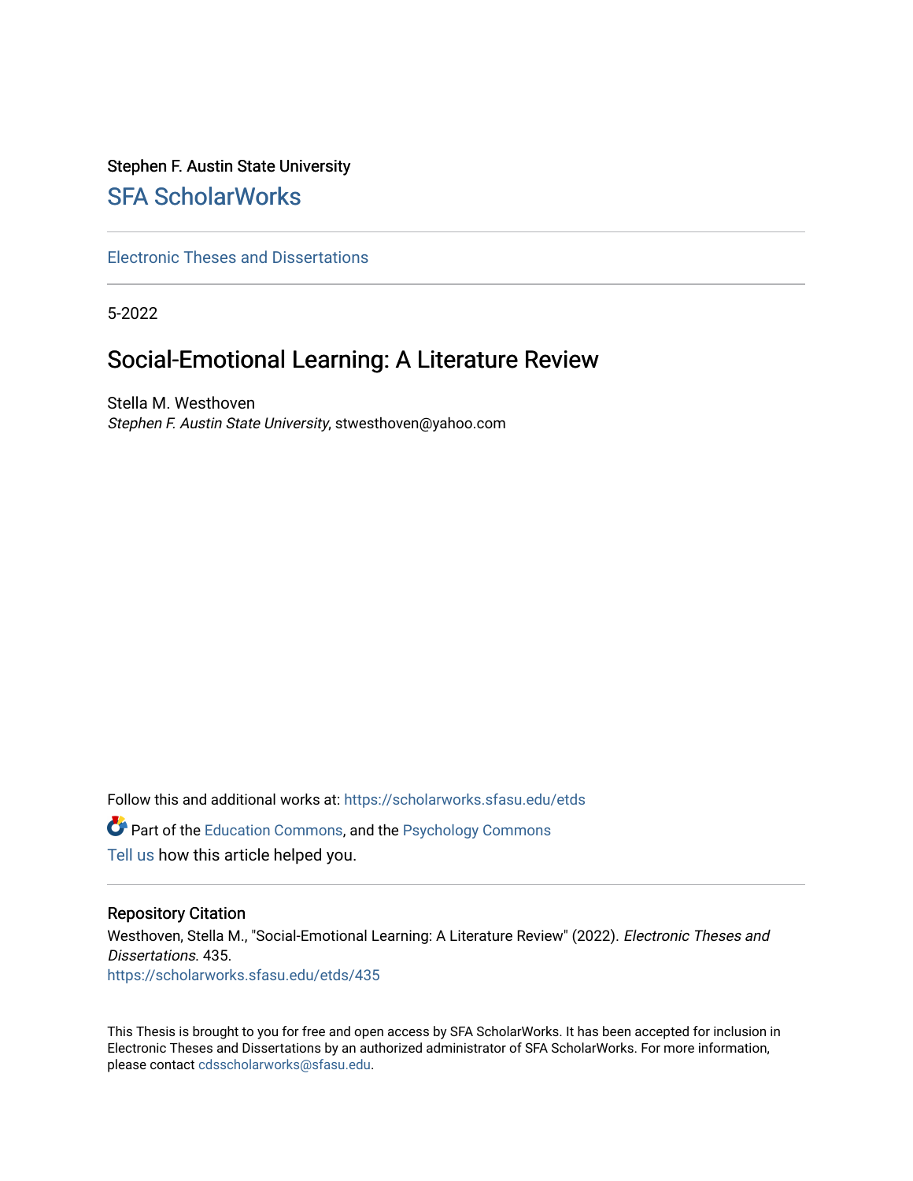Stephen F. Austin State University

## SFA ScholarWorks

Electronic Theses and Dissertations

5-2022

# Social-Emotional Learning: A Literature Review

Stella M. Westhoven
*Stephen F. Austin State University*, stwesthoven@yahoo.com

Follow this and additional works at: https://scholarworks.sfasu.edu/etds

Part of the Education Commons, and the Psychology Commons

Tell us how this article helped you.

### Repository Citation

Westhoven, Stella M., "Social-Emotional Learning: A Literature Review" (2022). *Electronic Theses and Dissertations*. 435.
https://scholarworks.sfasu.edu/etds/435

This Thesis is brought to you for free and open access by SFA ScholarWorks. It has been accepted for inclusion in Electronic Theses and Dissertations by an authorized administrator of SFA ScholarWorks. For more information, please contact cdsscholarworks@sfasu.edu.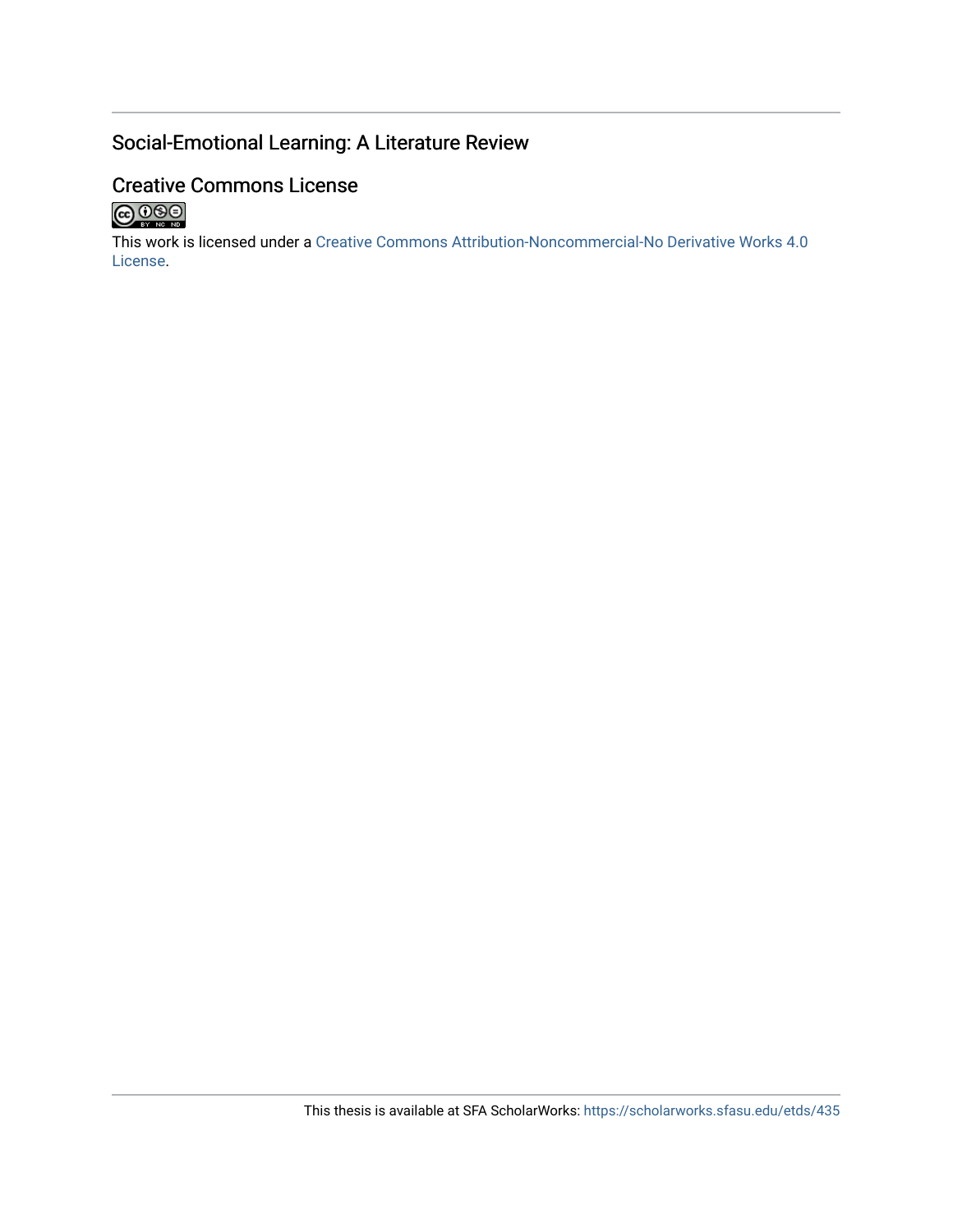## Social-Emotional Learning: A Literature Review

## Creative Commons License

This work is licensed under a Creative Commons Attribution-Noncommercial-No Derivative Works 4.0 License.

This thesis is available at SFA ScholarWorks: https://scholarworks.sfasu.edu/etds/435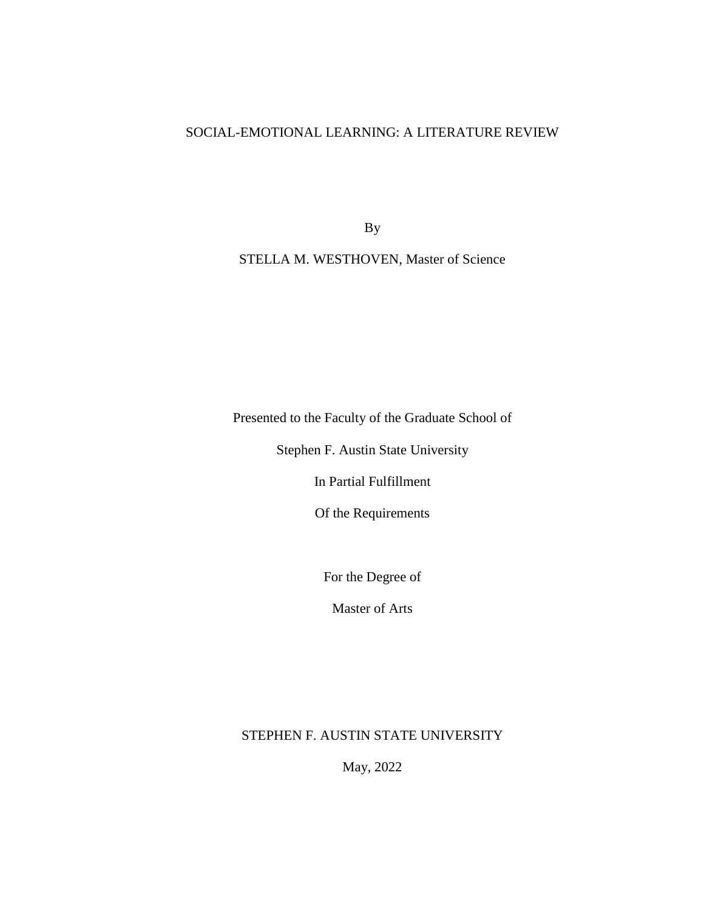# SOCIAL-EMOTIONAL LEARNING: A LITERATURE REVIEW

By

STELLA M. WESTHOVEN, Master of Science

Presented to the Faculty of the Graduate School of

Stephen F. Austin State University

In Partial Fulfillment

Of the Requirements

For the Degree of

Master of Arts

STEPHEN F. AUSTIN STATE UNIVERSITY

May, 2022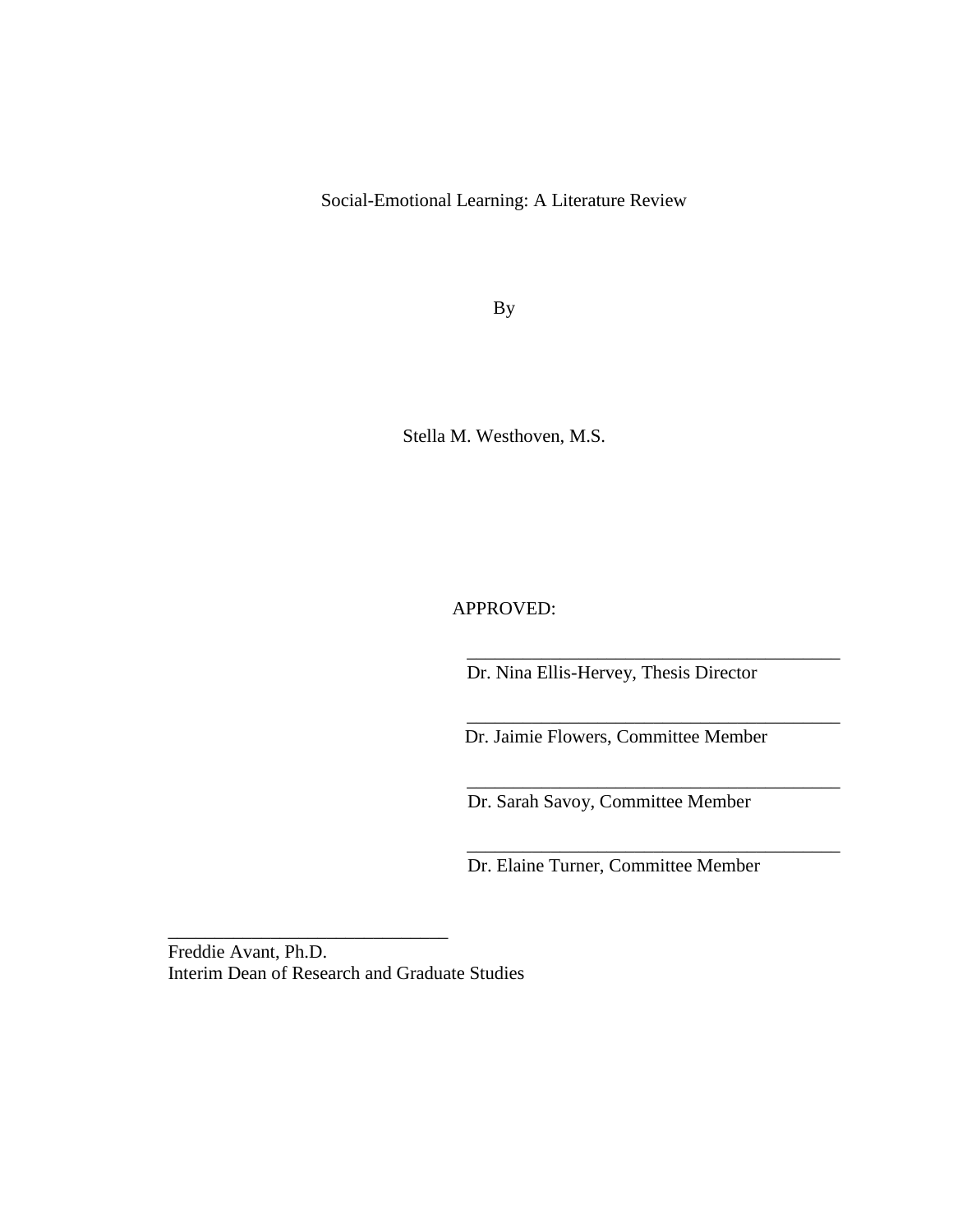Social-Emotional Learning: A Literature Review

By

Stella M. Westhoven, M.S.

APPROVED:

_______________________________________
Dr. Nina Ellis-Hervey, Thesis Director

_______________________________________
Dr. Jaimie Flowers, Committee Member

_______________________________________
Dr. Sarah Savoy, Committee Member

_______________________________________
Dr. Elaine Turner, Committee Member

_______________________________
Freddie Avant, Ph.D.
Interim Dean of Research and Graduate Studies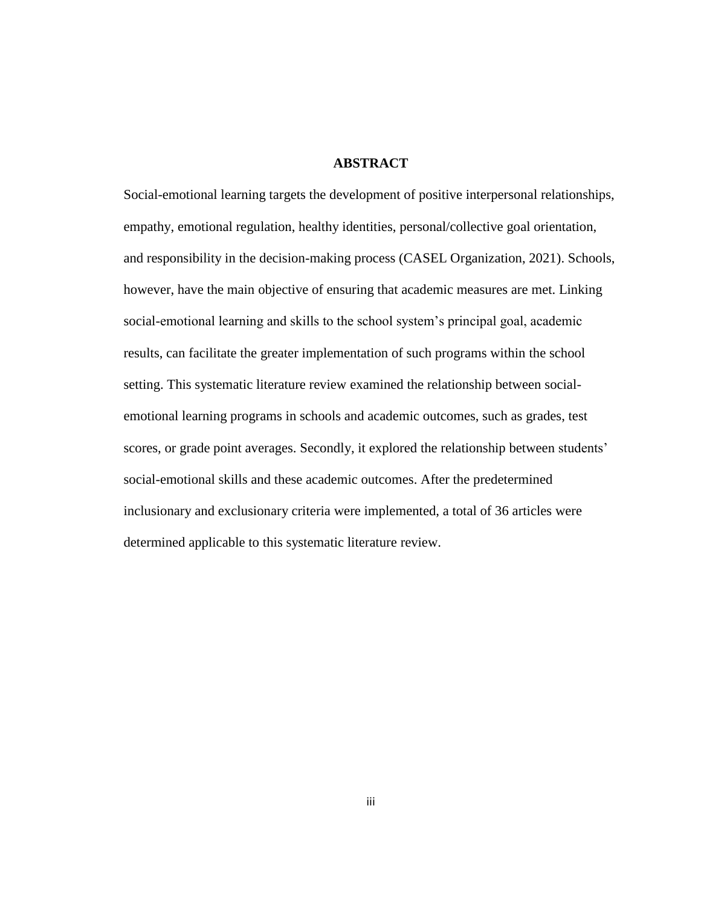# ABSTRACT

Social-emotional learning targets the development of positive interpersonal relationships, empathy, emotional regulation, healthy identities, personal/collective goal orientation, and responsibility in the decision-making process (CASEL Organization, 2021). Schools, however, have the main objective of ensuring that academic measures are met. Linking social-emotional learning and skills to the school system's principal goal, academic results, can facilitate the greater implementation of such programs within the school setting. This systematic literature review examined the relationship between social-emotional learning programs in schools and academic outcomes, such as grades, test scores, or grade point averages. Secondly, it explored the relationship between students' social-emotional skills and these academic outcomes. After the predetermined inclusionary and exclusionary criteria were implemented, a total of 36 articles were determined applicable to this systematic literature review.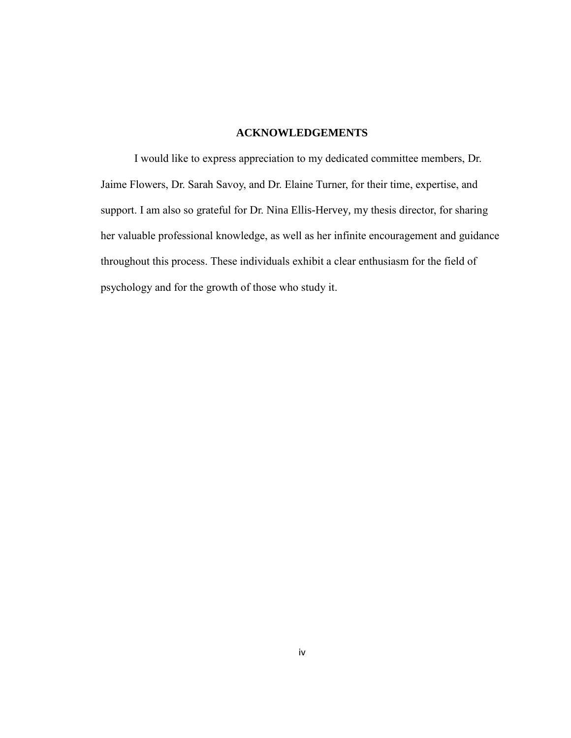## ACKNOWLEDGEMENTS

I would like to express appreciation to my dedicated committee members, Dr. Jaime Flowers, Dr. Sarah Savoy, and Dr. Elaine Turner, for their time, expertise, and support. I am also so grateful for Dr. Nina Ellis-Hervey, my thesis director, for sharing her valuable professional knowledge, as well as her infinite encouragement and guidance throughout this process. These individuals exhibit a clear enthusiasm for the field of psychology and for the growth of those who study it.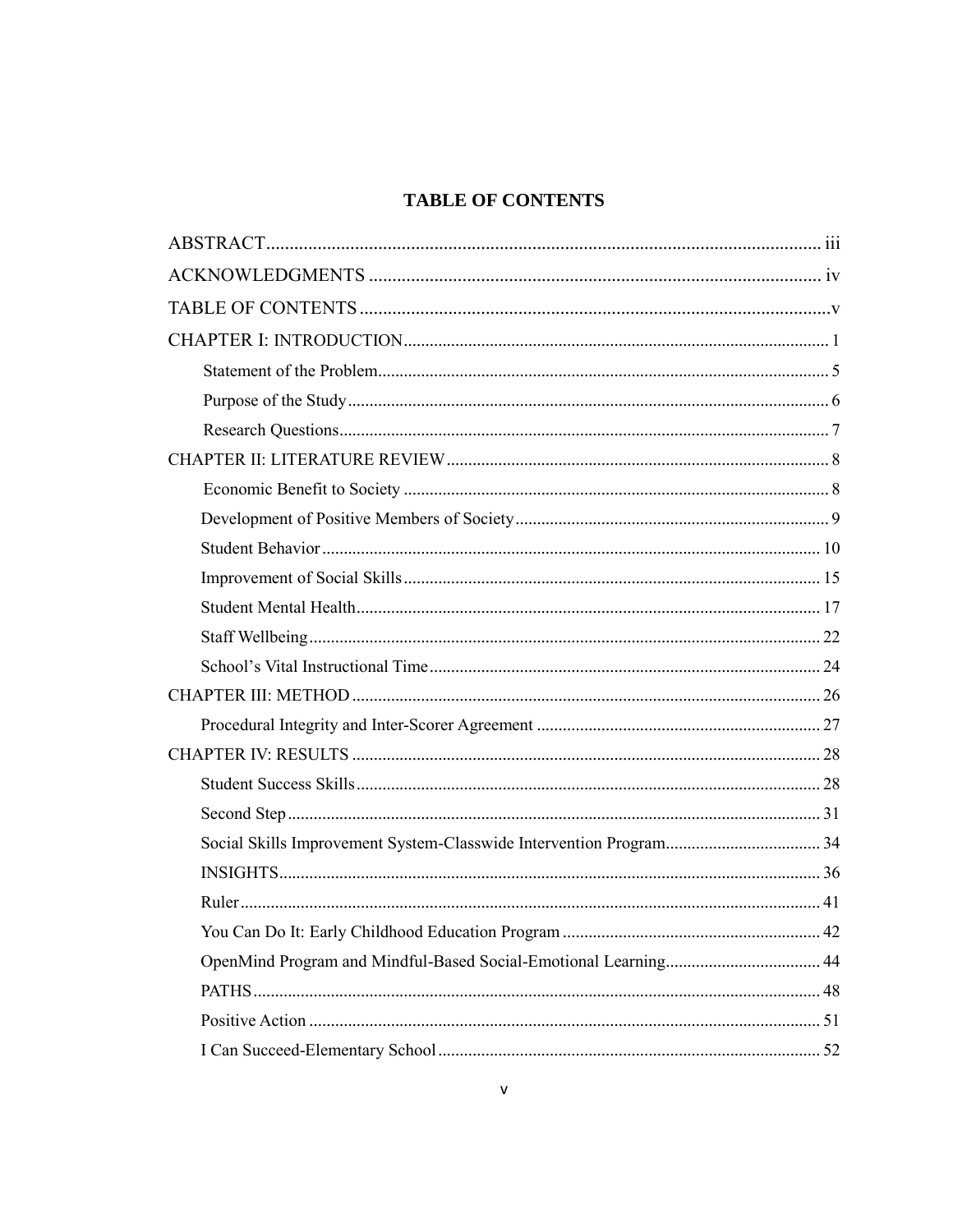## TABLE OF CONTENTS

ABSTRACT .......... iii

ACKNOWLEDGMENTS .......... iv

TABLE OF CONTENTS .......... v

CHAPTER I: INTRODUCTION .......... 1

- Statement of the Problem .......... 5
- Purpose of the Study .......... 6
- Research Questions .......... 7

CHAPTER II: LITERATURE REVIEW .......... 8

- Economic Benefit to Society .......... 8
- Development of Positive Members of Society .......... 9
- Student Behavior .......... 10
- Improvement of Social Skills .......... 15
- Student Mental Health .......... 17
- Staff Wellbeing .......... 22
- School's Vital Instructional Time .......... 24

CHAPTER III: METHOD .......... 26

- Procedural Integrity and Inter-Scorer Agreement .......... 27

CHAPTER IV: RESULTS .......... 28

- Student Success Skills .......... 28
- Second Step .......... 31
- Social Skills Improvement System-Classwide Intervention Program .......... 34
- INSIGHTS .......... 36
- Ruler .......... 41
- You Can Do It: Early Childhood Education Program .......... 42
- OpenMind Program and Mindful-Based Social-Emotional Learning .......... 44
- PATHS .......... 48
- Positive Action .......... 51
- I Can Succeed-Elementary School .......... 52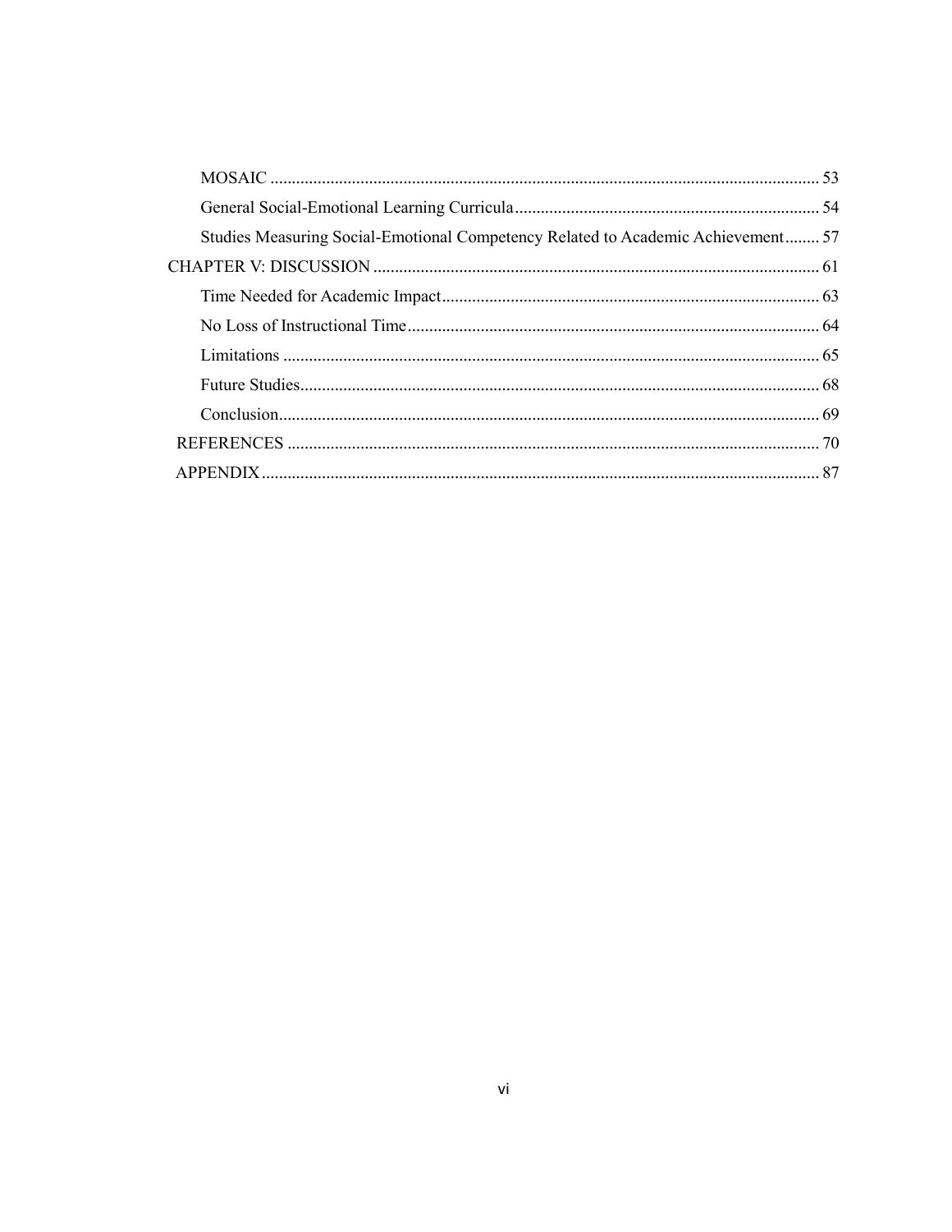MOSAIC ................................................................................................................ 53

General Social-Emotional Learning Curricula ....................................................................... 54

Studies Measuring Social-Emotional Competency Related to Academic Achievement ........ 57

CHAPTER V: DISCUSSION ....................................................................................................... 61

Time Needed for Academic Impact ....................................................................................... 63

No Loss of Instructional Time ............................................................................................... 64

Limitations ............................................................................................................................ 65

Future Studies ........................................................................................................................ 68

Conclusion ............................................................................................................................. 69

REFERENCES ............................................................................................................................ 70

APPENDIX .................................................................................................................................. 87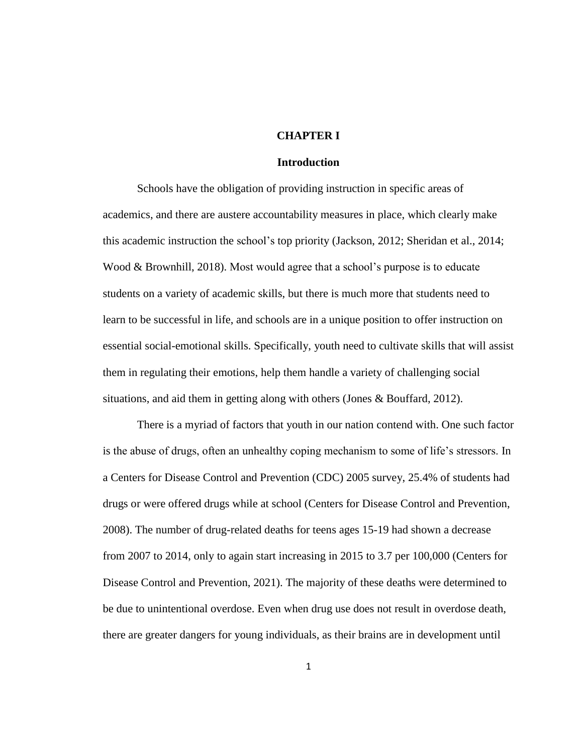# CHAPTER I

## Introduction

Schools have the obligation of providing instruction in specific areas of academics, and there are austere accountability measures in place, which clearly make this academic instruction the school's top priority (Jackson, 2012; Sheridan et al., 2014; Wood & Brownhill, 2018). Most would agree that a school's purpose is to educate students on a variety of academic skills, but there is much more that students need to learn to be successful in life, and schools are in a unique position to offer instruction on essential social-emotional skills. Specifically, youth need to cultivate skills that will assist them in regulating their emotions, help them handle a variety of challenging social situations, and aid them in getting along with others (Jones & Bouffard, 2012).

There is a myriad of factors that youth in our nation contend with. One such factor is the abuse of drugs, often an unhealthy coping mechanism to some of life's stressors. In a Centers for Disease Control and Prevention (CDC) 2005 survey, 25.4% of students had drugs or were offered drugs while at school (Centers for Disease Control and Prevention, 2008). The number of drug-related deaths for teens ages 15-19 had shown a decrease from 2007 to 2014, only to again start increasing in 2015 to 3.7 per 100,000 (Centers for Disease Control and Prevention, 2021). The majority of these deaths were determined to be due to unintentional overdose. Even when drug use does not result in overdose death, there are greater dangers for young individuals, as their brains are in development until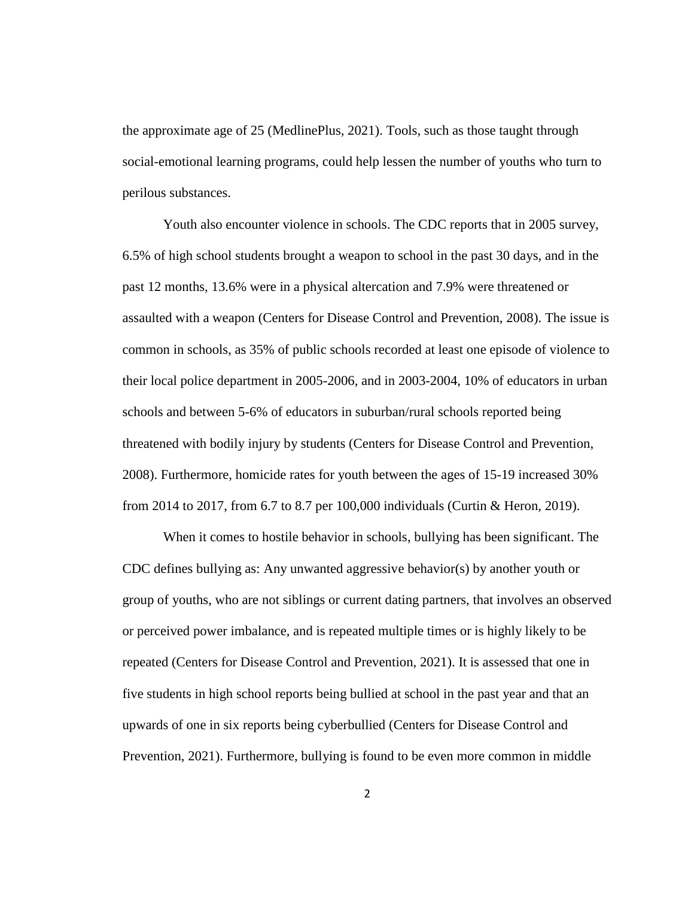the approximate age of 25 (MedlinePlus, 2021). Tools, such as those taught through social-emotional learning programs, could help lessen the number of youths who turn to perilous substances.

Youth also encounter violence in schools. The CDC reports that in 2005 survey, 6.5% of high school students brought a weapon to school in the past 30 days, and in the past 12 months, 13.6% were in a physical altercation and 7.9% were threatened or assaulted with a weapon (Centers for Disease Control and Prevention, 2008). The issue is common in schools, as 35% of public schools recorded at least one episode of violence to their local police department in 2005-2006, and in 2003-2004, 10% of educators in urban schools and between 5-6% of educators in suburban/rural schools reported being threatened with bodily injury by students (Centers for Disease Control and Prevention, 2008). Furthermore, homicide rates for youth between the ages of 15-19 increased 30% from 2014 to 2017, from 6.7 to 8.7 per 100,000 individuals (Curtin & Heron, 2019).

When it comes to hostile behavior in schools, bullying has been significant. The CDC defines bullying as: Any unwanted aggressive behavior(s) by another youth or group of youths, who are not siblings or current dating partners, that involves an observed or perceived power imbalance, and is repeated multiple times or is highly likely to be repeated (Centers for Disease Control and Prevention, 2021). It is assessed that one in five students in high school reports being bullied at school in the past year and that an upwards of one in six reports being cyberbullied (Centers for Disease Control and Prevention, 2021). Furthermore, bullying is found to be even more common in middle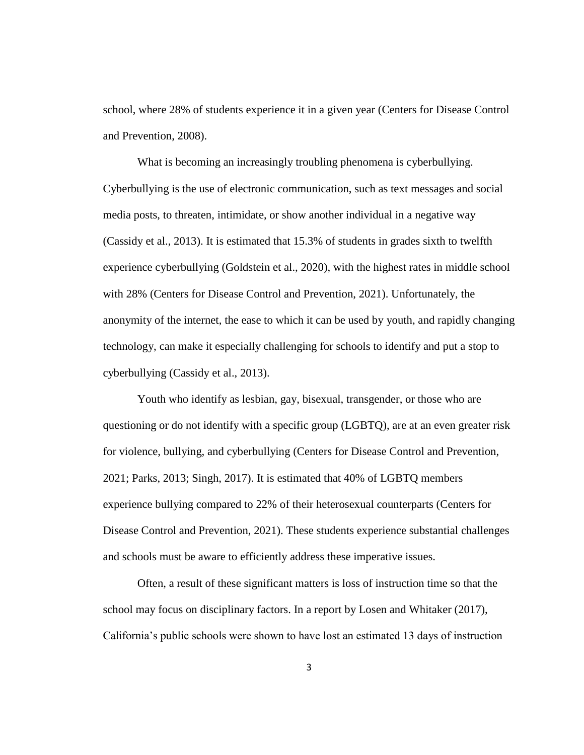school, where 28% of students experience it in a given year (Centers for Disease Control and Prevention, 2008).

What is becoming an increasingly troubling phenomena is cyberbullying. Cyberbullying is the use of electronic communication, such as text messages and social media posts, to threaten, intimidate, or show another individual in a negative way (Cassidy et al., 2013). It is estimated that 15.3% of students in grades sixth to twelfth experience cyberbullying (Goldstein et al., 2020), with the highest rates in middle school with 28% (Centers for Disease Control and Prevention, 2021). Unfortunately, the anonymity of the internet, the ease to which it can be used by youth, and rapidly changing technology, can make it especially challenging for schools to identify and put a stop to cyberbullying (Cassidy et al., 2013).

Youth who identify as lesbian, gay, bisexual, transgender, or those who are questioning or do not identify with a specific group (LGBTQ), are at an even greater risk for violence, bullying, and cyberbullying (Centers for Disease Control and Prevention, 2021; Parks, 2013; Singh, 2017). It is estimated that 40% of LGBTQ members experience bullying compared to 22% of their heterosexual counterparts (Centers for Disease Control and Prevention, 2021). These students experience substantial challenges and schools must be aware to efficiently address these imperative issues.

Often, a result of these significant matters is loss of instruction time so that the school may focus on disciplinary factors. In a report by Losen and Whitaker (2017), California's public schools were shown to have lost an estimated 13 days of instruction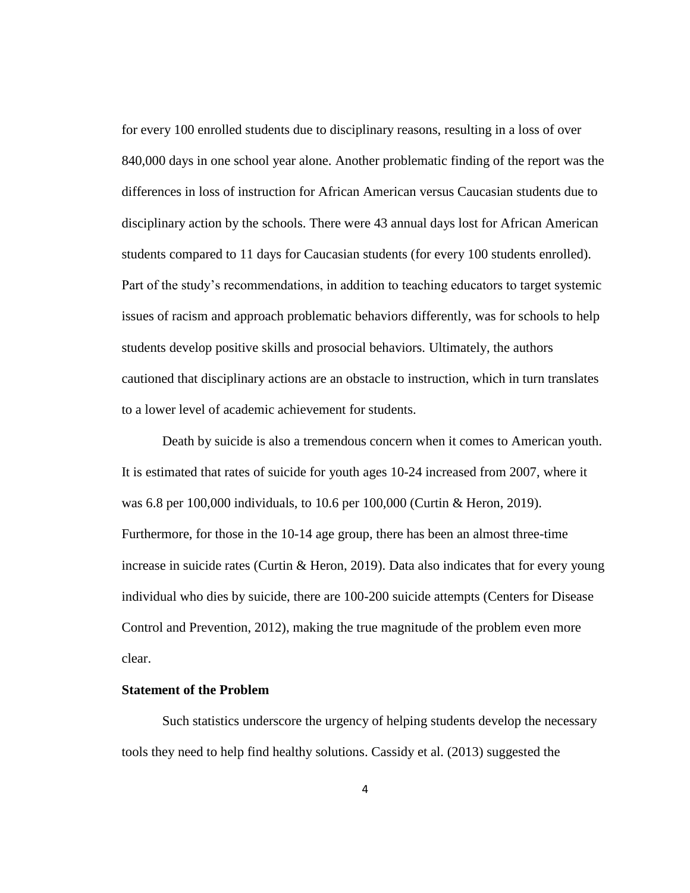for every 100 enrolled students due to disciplinary reasons, resulting in a loss of over 840,000 days in one school year alone. Another problematic finding of the report was the differences in loss of instruction for African American versus Caucasian students due to disciplinary action by the schools. There were 43 annual days lost for African American students compared to 11 days for Caucasian students (for every 100 students enrolled). Part of the study's recommendations, in addition to teaching educators to target systemic issues of racism and approach problematic behaviors differently, was for schools to help students develop positive skills and prosocial behaviors. Ultimately, the authors cautioned that disciplinary actions are an obstacle to instruction, which in turn translates to a lower level of academic achievement for students.

Death by suicide is also a tremendous concern when it comes to American youth. It is estimated that rates of suicide for youth ages 10-24 increased from 2007, where it was 6.8 per 100,000 individuals, to 10.6 per 100,000 (Curtin & Heron, 2019). Furthermore, for those in the 10-14 age group, there has been an almost three-time increase in suicide rates (Curtin & Heron, 2019). Data also indicates that for every young individual who dies by suicide, there are 100-200 suicide attempts (Centers for Disease Control and Prevention, 2012), making the true magnitude of the problem even more clear.

## Statement of the Problem

Such statistics underscore the urgency of helping students develop the necessary tools they need to help find healthy solutions. Cassidy et al. (2013) suggested the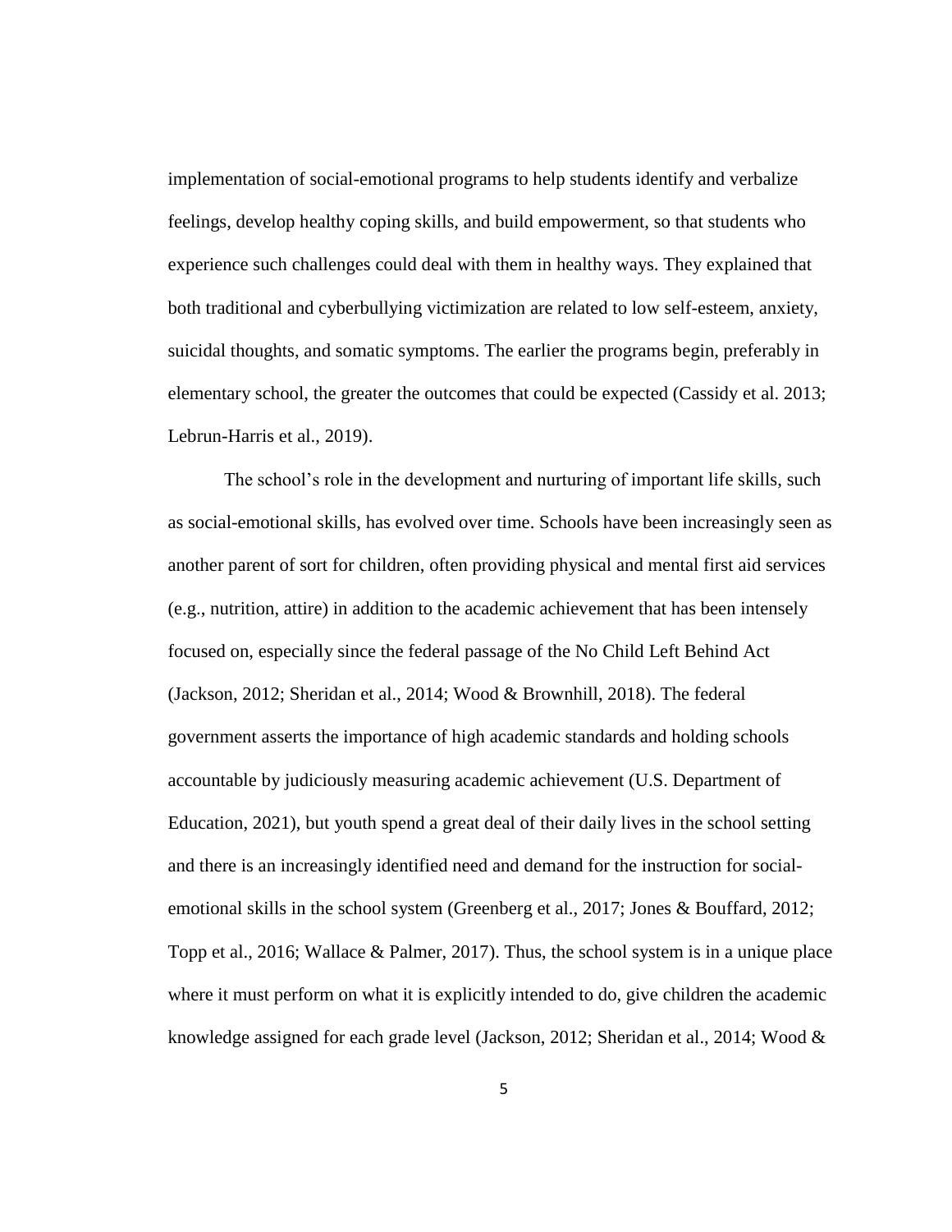implementation of social-emotional programs to help students identify and verbalize feelings, develop healthy coping skills, and build empowerment, so that students who experience such challenges could deal with them in healthy ways. They explained that both traditional and cyberbullying victimization are related to low self-esteem, anxiety, suicidal thoughts, and somatic symptoms. The earlier the programs begin, preferably in elementary school, the greater the outcomes that could be expected (Cassidy et al. 2013; Lebrun-Harris et al., 2019).

The school's role in the development and nurturing of important life skills, such as social-emotional skills, has evolved over time. Schools have been increasingly seen as another parent of sort for children, often providing physical and mental first aid services (e.g., nutrition, attire) in addition to the academic achievement that has been intensely focused on, especially since the federal passage of the No Child Left Behind Act (Jackson, 2012; Sheridan et al., 2014; Wood & Brownhill, 2018). The federal government asserts the importance of high academic standards and holding schools accountable by judiciously measuring academic achievement (U.S. Department of Education, 2021), but youth spend a great deal of their daily lives in the school setting and there is an increasingly identified need and demand for the instruction for social-emotional skills in the school system (Greenberg et al., 2017; Jones & Bouffard, 2012; Topp et al., 2016; Wallace & Palmer, 2017). Thus, the school system is in a unique place where it must perform on what it is explicitly intended to do, give children the academic knowledge assigned for each grade level (Jackson, 2012; Sheridan et al., 2014; Wood &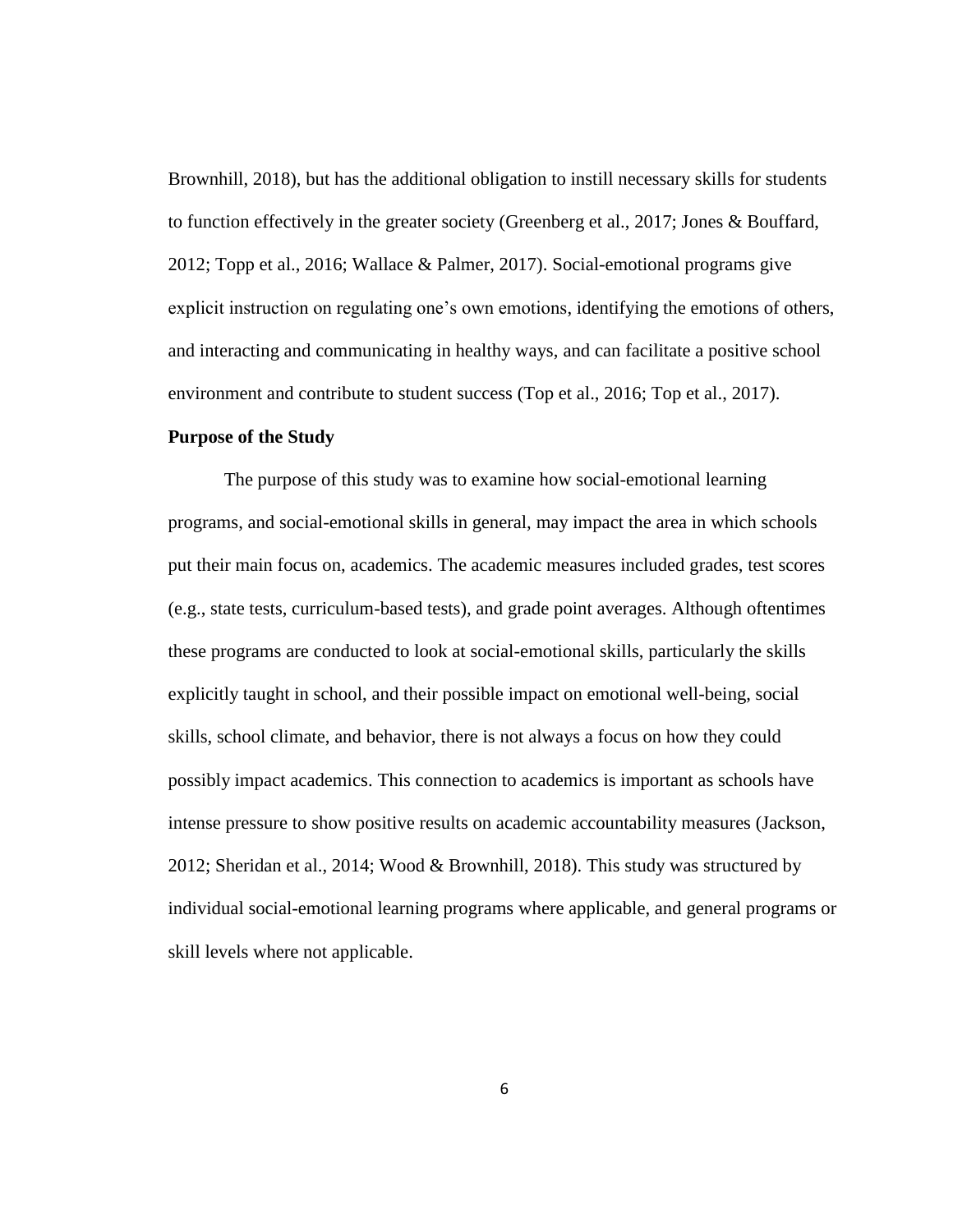Brownhill, 2018), but has the additional obligation to instill necessary skills for students to function effectively in the greater society (Greenberg et al., 2017; Jones & Bouffard, 2012; Topp et al., 2016; Wallace & Palmer, 2017). Social-emotional programs give explicit instruction on regulating one's own emotions, identifying the emotions of others, and interacting and communicating in healthy ways, and can facilitate a positive school environment and contribute to student success (Top et al., 2016; Top et al., 2017).

## Purpose of the Study

The purpose of this study was to examine how social-emotional learning programs, and social-emotional skills in general, may impact the area in which schools put their main focus on, academics. The academic measures included grades, test scores (e.g., state tests, curriculum-based tests), and grade point averages. Although oftentimes these programs are conducted to look at social-emotional skills, particularly the skills explicitly taught in school, and their possible impact on emotional well-being, social skills, school climate, and behavior, there is not always a focus on how they could possibly impact academics. This connection to academics is important as schools have intense pressure to show positive results on academic accountability measures (Jackson, 2012; Sheridan et al., 2014; Wood & Brownhill, 2018). This study was structured by individual social-emotional learning programs where applicable, and general programs or skill levels where not applicable.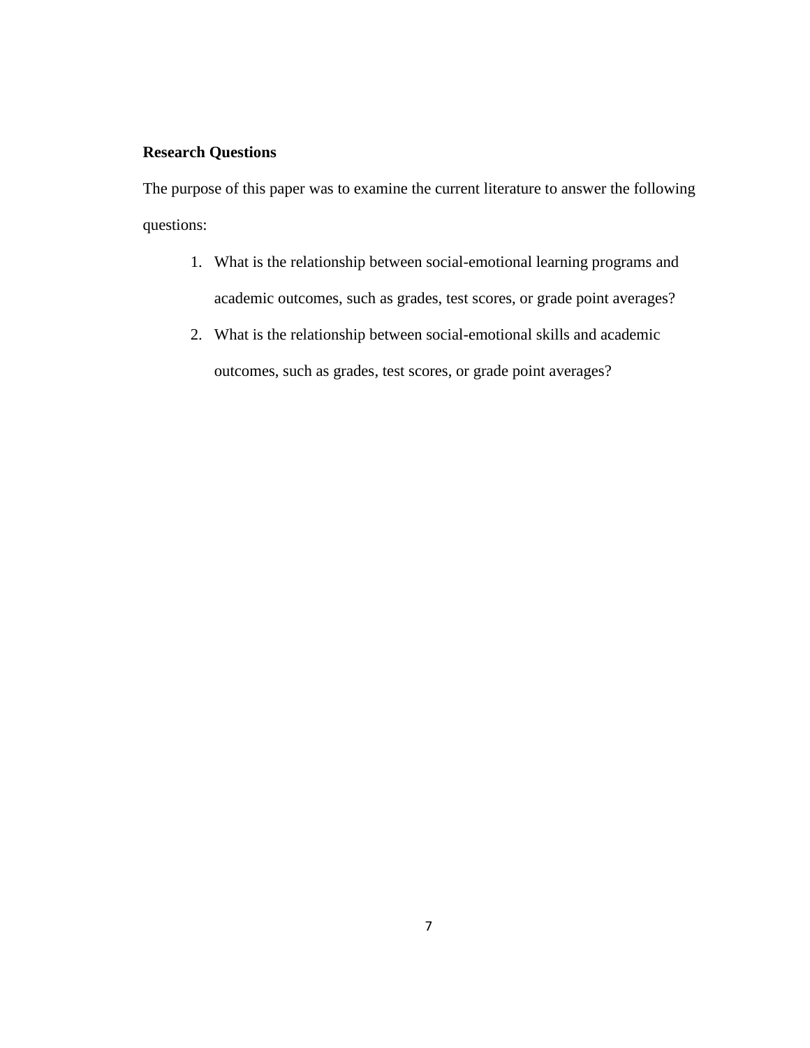**Research Questions**

The purpose of this paper was to examine the current literature to answer the following questions:

1. What is the relationship between social-emotional learning programs and academic outcomes, such as grades, test scores, or grade point averages?
2. What is the relationship between social-emotional skills and academic outcomes, such as grades, test scores, or grade point averages?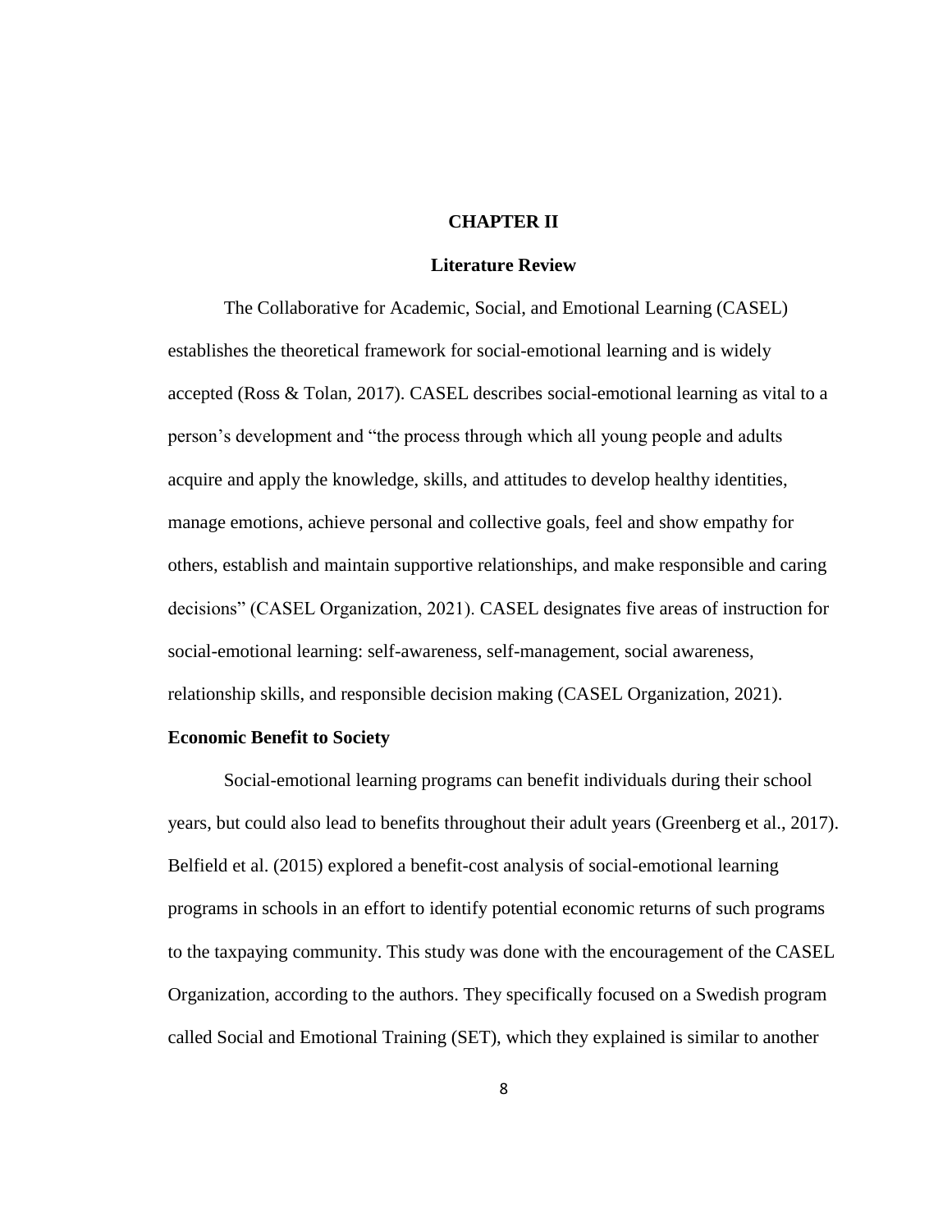# CHAPTER II

## Literature Review

The Collaborative for Academic, Social, and Emotional Learning (CASEL) establishes the theoretical framework for social-emotional learning and is widely accepted (Ross & Tolan, 2017). CASEL describes social-emotional learning as vital to a person's development and "the process through which all young people and adults acquire and apply the knowledge, skills, and attitudes to develop healthy identities, manage emotions, achieve personal and collective goals, feel and show empathy for others, establish and maintain supportive relationships, and make responsible and caring decisions" (CASEL Organization, 2021). CASEL designates five areas of instruction for social-emotional learning: self-awareness, self-management, social awareness, relationship skills, and responsible decision making (CASEL Organization, 2021).

### Economic Benefit to Society

Social-emotional learning programs can benefit individuals during their school years, but could also lead to benefits throughout their adult years (Greenberg et al., 2017). Belfield et al. (2015) explored a benefit-cost analysis of social-emotional learning programs in schools in an effort to identify potential economic returns of such programs to the taxpaying community. This study was done with the encouragement of the CASEL Organization, according to the authors. They specifically focused on a Swedish program called Social and Emotional Training (SET), which they explained is similar to another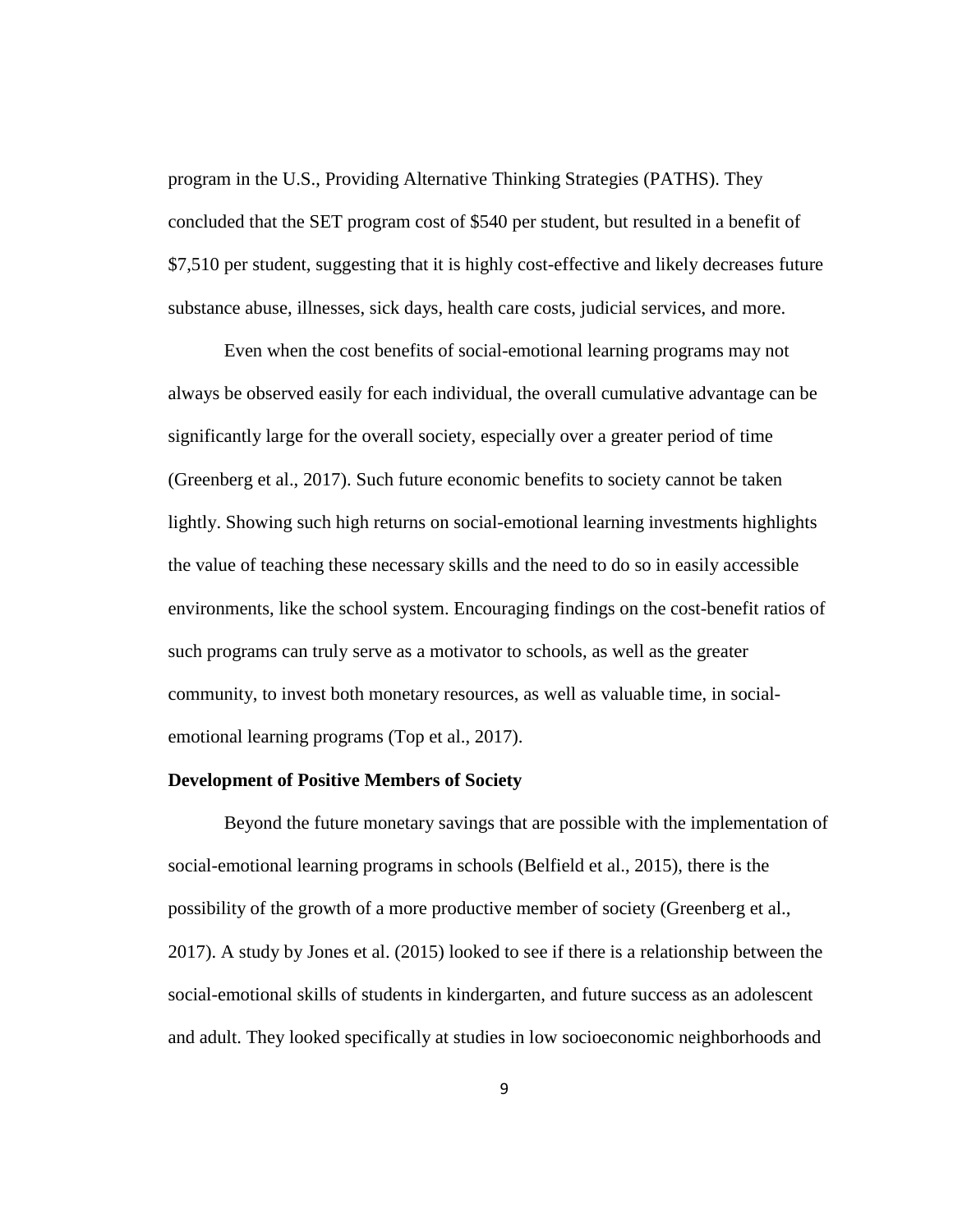program in the U.S., Providing Alternative Thinking Strategies (PATHS). They concluded that the SET program cost of $540 per student, but resulted in a benefit of $7,510 per student, suggesting that it is highly cost-effective and likely decreases future substance abuse, illnesses, sick days, health care costs, judicial services, and more.

Even when the cost benefits of social-emotional learning programs may not always be observed easily for each individual, the overall cumulative advantage can be significantly large for the overall society, especially over a greater period of time (Greenberg et al., 2017). Such future economic benefits to society cannot be taken lightly. Showing such high returns on social-emotional learning investments highlights the value of teaching these necessary skills and the need to do so in easily accessible environments, like the school system. Encouraging findings on the cost-benefit ratios of such programs can truly serve as a motivator to schools, as well as the greater community, to invest both monetary resources, as well as valuable time, in social-emotional learning programs (Top et al., 2017).

**Development of Positive Members of Society**

Beyond the future monetary savings that are possible with the implementation of social-emotional learning programs in schools (Belfield et al., 2015), there is the possibility of the growth of a more productive member of society (Greenberg et al., 2017). A study by Jones et al. (2015) looked to see if there is a relationship between the social-emotional skills of students in kindergarten, and future success as an adolescent and adult. They looked specifically at studies in low socioeconomic neighborhoods and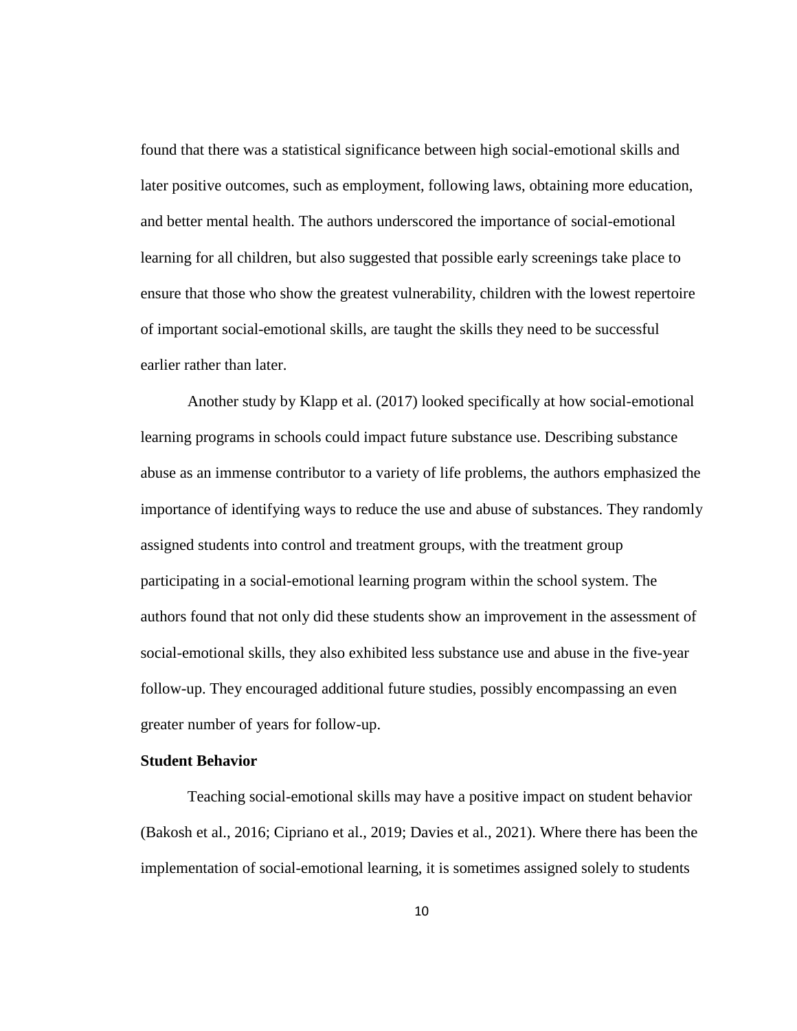found that there was a statistical significance between high social-emotional skills and later positive outcomes, such as employment, following laws, obtaining more education, and better mental health. The authors underscored the importance of social-emotional learning for all children, but also suggested that possible early screenings take place to ensure that those who show the greatest vulnerability, children with the lowest repertoire of important social-emotional skills, are taught the skills they need to be successful earlier rather than later.

Another study by Klapp et al. (2017) looked specifically at how social-emotional learning programs in schools could impact future substance use. Describing substance abuse as an immense contributor to a variety of life problems, the authors emphasized the importance of identifying ways to reduce the use and abuse of substances. They randomly assigned students into control and treatment groups, with the treatment group participating in a social-emotional learning program within the school system. The authors found that not only did these students show an improvement in the assessment of social-emotional skills, they also exhibited less substance use and abuse in the five-year follow-up. They encouraged additional future studies, possibly encompassing an even greater number of years for follow-up.

### Student Behavior

Teaching social-emotional skills may have a positive impact on student behavior (Bakosh et al., 2016; Cipriano et al., 2019; Davies et al., 2021). Where there has been the implementation of social-emotional learning, it is sometimes assigned solely to students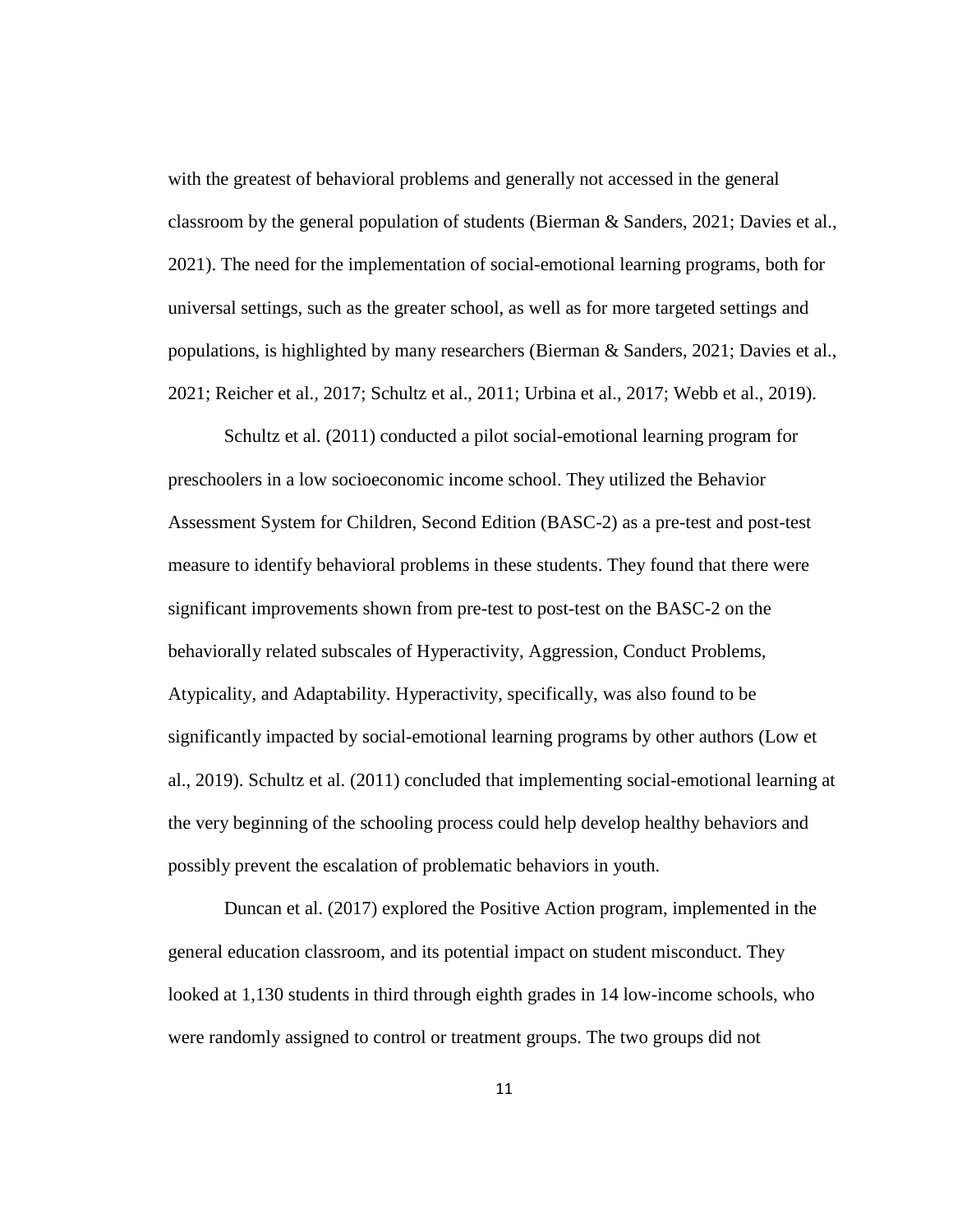with the greatest of behavioral problems and generally not accessed in the general classroom by the general population of students (Bierman & Sanders, 2021; Davies et al., 2021). The need for the implementation of social-emotional learning programs, both for universal settings, such as the greater school, as well as for more targeted settings and populations, is highlighted by many researchers (Bierman & Sanders, 2021; Davies et al., 2021; Reicher et al., 2017; Schultz et al., 2011; Urbina et al., 2017; Webb et al., 2019).

Schultz et al. (2011) conducted a pilot social-emotional learning program for preschoolers in a low socioeconomic income school. They utilized the Behavior Assessment System for Children, Second Edition (BASC-2) as a pre-test and post-test measure to identify behavioral problems in these students. They found that there were significant improvements shown from pre-test to post-test on the BASC-2 on the behaviorally related subscales of Hyperactivity, Aggression, Conduct Problems, Atypicality, and Adaptability. Hyperactivity, specifically, was also found to be significantly impacted by social-emotional learning programs by other authors (Low et al., 2019). Schultz et al. (2011) concluded that implementing social-emotional learning at the very beginning of the schooling process could help develop healthy behaviors and possibly prevent the escalation of problematic behaviors in youth.

Duncan et al. (2017) explored the Positive Action program, implemented in the general education classroom, and its potential impact on student misconduct. They looked at 1,130 students in third through eighth grades in 14 low-income schools, who were randomly assigned to control or treatment groups. The two groups did not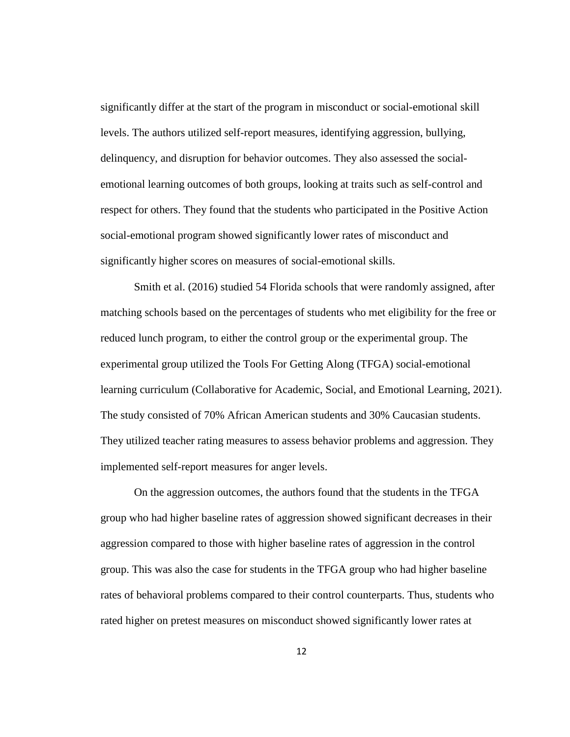significantly differ at the start of the program in misconduct or social-emotional skill levels. The authors utilized self-report measures, identifying aggression, bullying, delinquency, and disruption for behavior outcomes. They also assessed the social-emotional learning outcomes of both groups, looking at traits such as self-control and respect for others. They found that the students who participated in the Positive Action social-emotional program showed significantly lower rates of misconduct and significantly higher scores on measures of social-emotional skills.

Smith et al. (2016) studied 54 Florida schools that were randomly assigned, after matching schools based on the percentages of students who met eligibility for the free or reduced lunch program, to either the control group or the experimental group. The experimental group utilized the Tools For Getting Along (TFGA) social-emotional learning curriculum (Collaborative for Academic, Social, and Emotional Learning, 2021). The study consisted of 70% African American students and 30% Caucasian students. They utilized teacher rating measures to assess behavior problems and aggression. They implemented self-report measures for anger levels.

On the aggression outcomes, the authors found that the students in the TFGA group who had higher baseline rates of aggression showed significant decreases in their aggression compared to those with higher baseline rates of aggression in the control group. This was also the case for students in the TFGA group who had higher baseline rates of behavioral problems compared to their control counterparts. Thus, students who rated higher on pretest measures on misconduct showed significantly lower rates at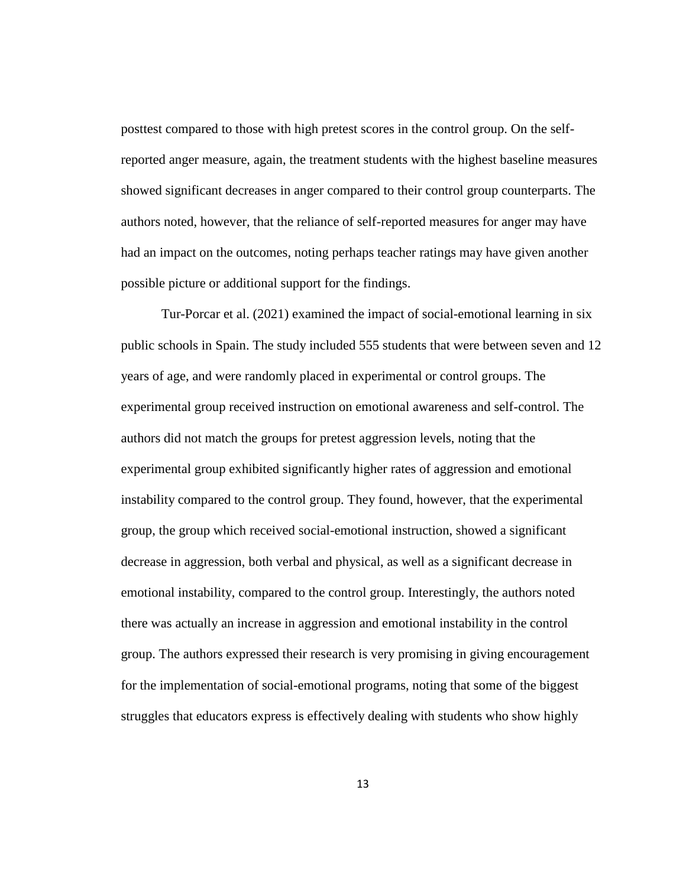posttest compared to those with high pretest scores in the control group. On the self-reported anger measure, again, the treatment students with the highest baseline measures showed significant decreases in anger compared to their control group counterparts. The authors noted, however, that the reliance of self-reported measures for anger may have had an impact on the outcomes, noting perhaps teacher ratings may have given another possible picture or additional support for the findings.

Tur-Porcar et al. (2021) examined the impact of social-emotional learning in six public schools in Spain. The study included 555 students that were between seven and 12 years of age, and were randomly placed in experimental or control groups. The experimental group received instruction on emotional awareness and self-control. The authors did not match the groups for pretest aggression levels, noting that the experimental group exhibited significantly higher rates of aggression and emotional instability compared to the control group. They found, however, that the experimental group, the group which received social-emotional instruction, showed a significant decrease in aggression, both verbal and physical, as well as a significant decrease in emotional instability, compared to the control group. Interestingly, the authors noted there was actually an increase in aggression and emotional instability in the control group. The authors expressed their research is very promising in giving encouragement for the implementation of social-emotional programs, noting that some of the biggest struggles that educators express is effectively dealing with students who show highly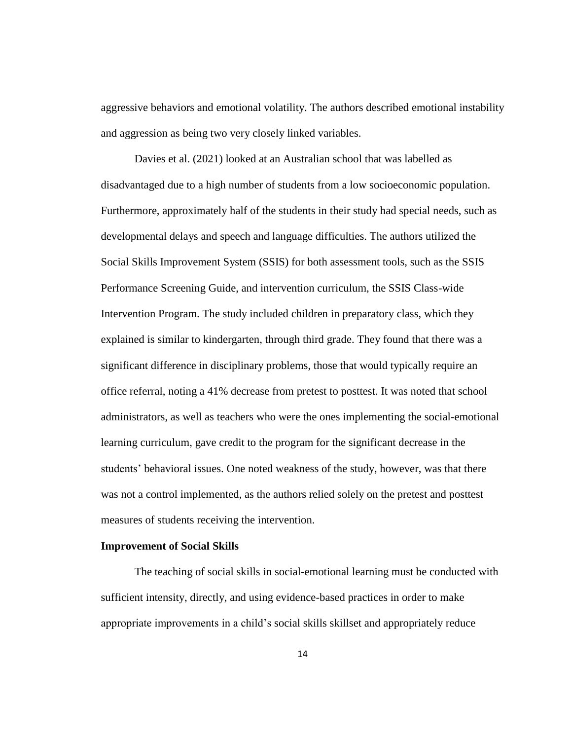aggressive behaviors and emotional volatility. The authors described emotional instability and aggression as being two very closely linked variables.

Davies et al. (2021) looked at an Australian school that was labelled as disadvantaged due to a high number of students from a low socioeconomic population. Furthermore, approximately half of the students in their study had special needs, such as developmental delays and speech and language difficulties. The authors utilized the Social Skills Improvement System (SSIS) for both assessment tools, such as the SSIS Performance Screening Guide, and intervention curriculum, the SSIS Class-wide Intervention Program. The study included children in preparatory class, which they explained is similar to kindergarten, through third grade. They found that there was a significant difference in disciplinary problems, those that would typically require an office referral, noting a 41% decrease from pretest to posttest. It was noted that school administrators, as well as teachers who were the ones implementing the social-emotional learning curriculum, gave credit to the program for the significant decrease in the students' behavioral issues. One noted weakness of the study, however, was that there was not a control implemented, as the authors relied solely on the pretest and posttest measures of students receiving the intervention.

### Improvement of Social Skills

The teaching of social skills in social-emotional learning must be conducted with sufficient intensity, directly, and using evidence-based practices in order to make appropriate improvements in a child's social skills skillset and appropriately reduce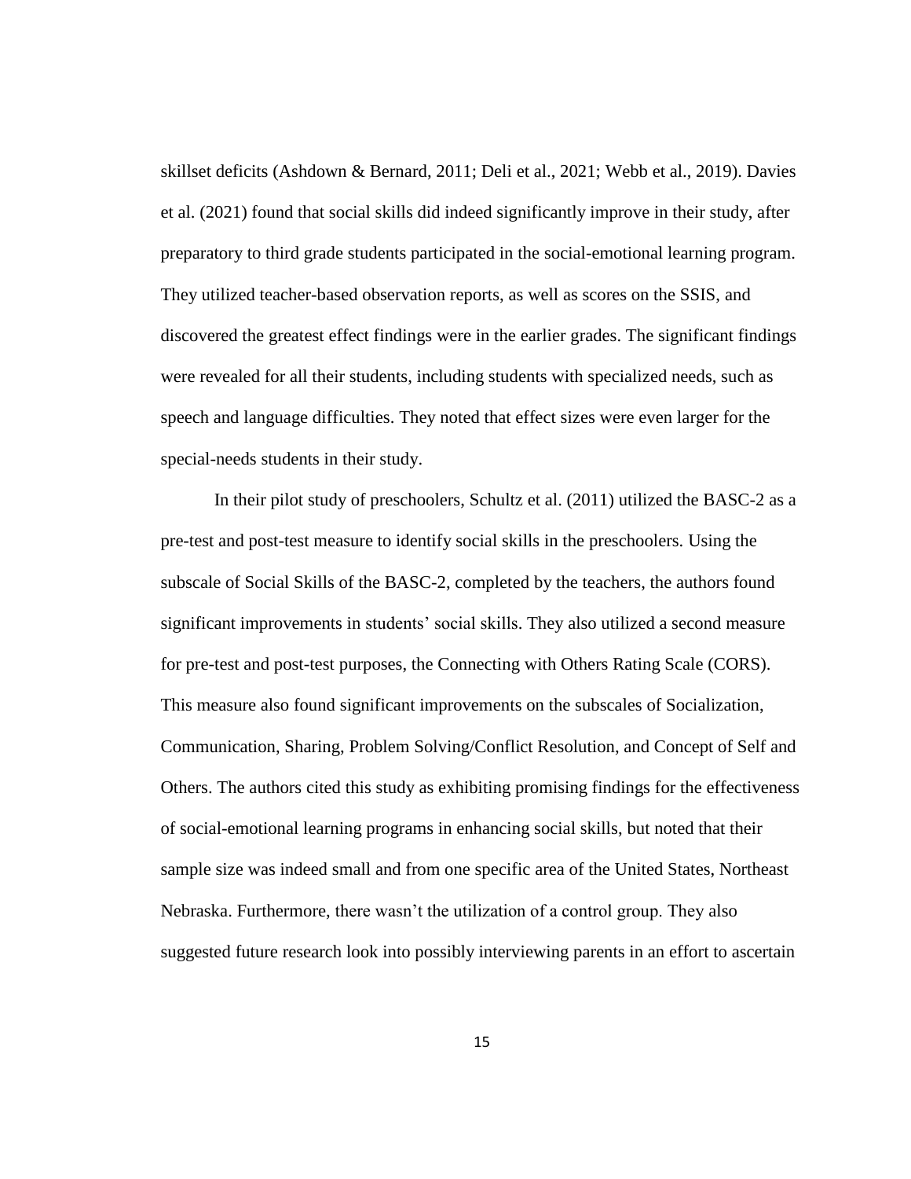skillset deficits (Ashdown & Bernard, 2011; Deli et al., 2021; Webb et al., 2019). Davies et al. (2021) found that social skills did indeed significantly improve in their study, after preparatory to third grade students participated in the social-emotional learning program. They utilized teacher-based observation reports, as well as scores on the SSIS, and discovered the greatest effect findings were in the earlier grades. The significant findings were revealed for all their students, including students with specialized needs, such as speech and language difficulties. They noted that effect sizes were even larger for the special-needs students in their study.

In their pilot study of preschoolers, Schultz et al. (2011) utilized the BASC-2 as a pre-test and post-test measure to identify social skills in the preschoolers. Using the subscale of Social Skills of the BASC-2, completed by the teachers, the authors found significant improvements in students' social skills. They also utilized a second measure for pre-test and post-test purposes, the Connecting with Others Rating Scale (CORS). This measure also found significant improvements on the subscales of Socialization, Communication, Sharing, Problem Solving/Conflict Resolution, and Concept of Self and Others. The authors cited this study as exhibiting promising findings for the effectiveness of social-emotional learning programs in enhancing social skills, but noted that their sample size was indeed small and from one specific area of the United States, Northeast Nebraska. Furthermore, there wasn't the utilization of a control group. They also suggested future research look into possibly interviewing parents in an effort to ascertain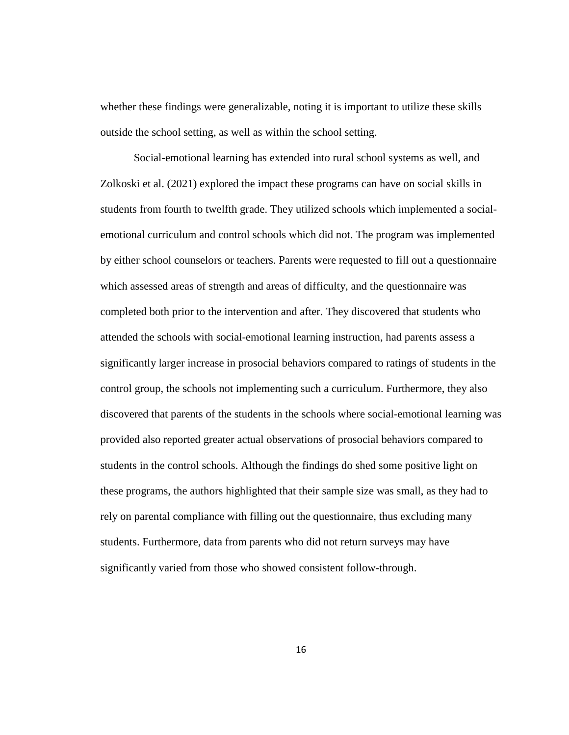whether these findings were generalizable, noting it is important to utilize these skills outside the school setting, as well as within the school setting.

Social-emotional learning has extended into rural school systems as well, and Zolkoski et al. (2021) explored the impact these programs can have on social skills in students from fourth to twelfth grade. They utilized schools which implemented a social-emotional curriculum and control schools which did not. The program was implemented by either school counselors or teachers. Parents were requested to fill out a questionnaire which assessed areas of strength and areas of difficulty, and the questionnaire was completed both prior to the intervention and after. They discovered that students who attended the schools with social-emotional learning instruction, had parents assess a significantly larger increase in prosocial behaviors compared to ratings of students in the control group, the schools not implementing such a curriculum. Furthermore, they also discovered that parents of the students in the schools where social-emotional learning was provided also reported greater actual observations of prosocial behaviors compared to students in the control schools. Although the findings do shed some positive light on these programs, the authors highlighted that their sample size was small, as they had to rely on parental compliance with filling out the questionnaire, thus excluding many students. Furthermore, data from parents who did not return surveys may have significantly varied from those who showed consistent follow-through.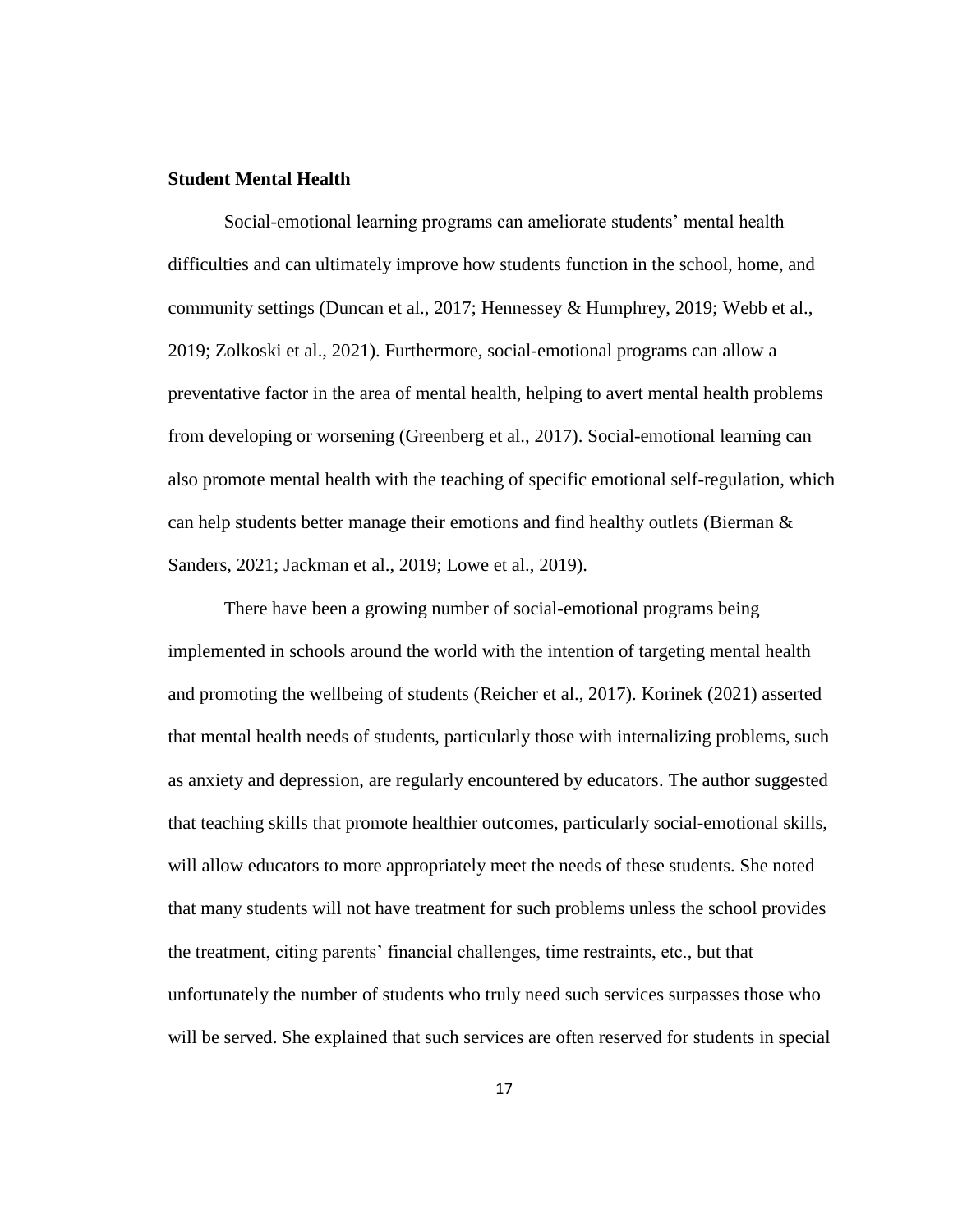## Student Mental Health

Social-emotional learning programs can ameliorate students' mental health difficulties and can ultimately improve how students function in the school, home, and community settings (Duncan et al., 2017; Hennessey & Humphrey, 2019; Webb et al., 2019; Zolkoski et al., 2021). Furthermore, social-emotional programs can allow a preventative factor in the area of mental health, helping to avert mental health problems from developing or worsening (Greenberg et al., 2017). Social-emotional learning can also promote mental health with the teaching of specific emotional self-regulation, which can help students better manage their emotions and find healthy outlets (Bierman & Sanders, 2021; Jackman et al., 2019; Lowe et al., 2019).

There have been a growing number of social-emotional programs being implemented in schools around the world with the intention of targeting mental health and promoting the wellbeing of students (Reicher et al., 2017). Korinek (2021) asserted that mental health needs of students, particularly those with internalizing problems, such as anxiety and depression, are regularly encountered by educators. The author suggested that teaching skills that promote healthier outcomes, particularly social-emotional skills, will allow educators to more appropriately meet the needs of these students. She noted that many students will not have treatment for such problems unless the school provides the treatment, citing parents' financial challenges, time restraints, etc., but that unfortunately the number of students who truly need such services surpasses those who will be served. She explained that such services are often reserved for students in special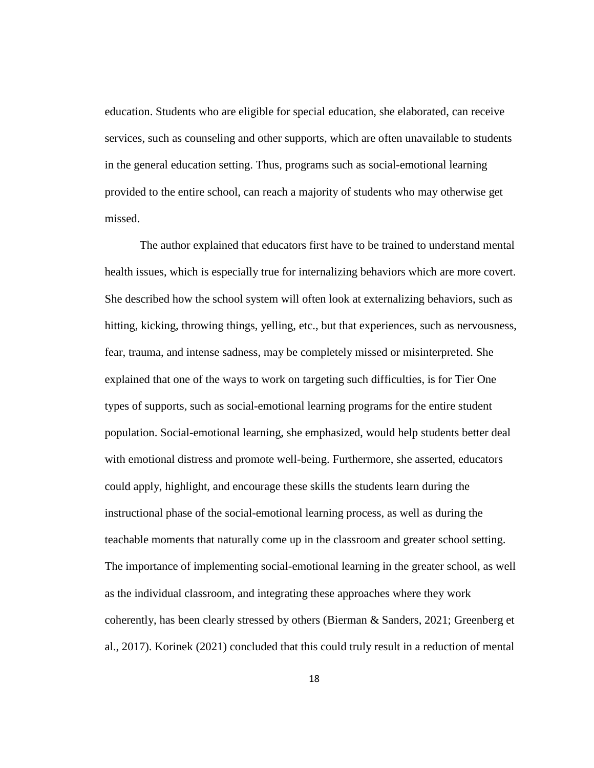education. Students who are eligible for special education, she elaborated, can receive services, such as counseling and other supports, which are often unavailable to students in the general education setting. Thus, programs such as social-emotional learning provided to the entire school, can reach a majority of students who may otherwise get missed.

The author explained that educators first have to be trained to understand mental health issues, which is especially true for internalizing behaviors which are more covert. She described how the school system will often look at externalizing behaviors, such as hitting, kicking, throwing things, yelling, etc., but that experiences, such as nervousness, fear, trauma, and intense sadness, may be completely missed or misinterpreted. She explained that one of the ways to work on targeting such difficulties, is for Tier One types of supports, such as social-emotional learning programs for the entire student population. Social-emotional learning, she emphasized, would help students better deal with emotional distress and promote well-being. Furthermore, she asserted, educators could apply, highlight, and encourage these skills the students learn during the instructional phase of the social-emotional learning process, as well as during the teachable moments that naturally come up in the classroom and greater school setting. The importance of implementing social-emotional learning in the greater school, as well as the individual classroom, and integrating these approaches where they work coherently, has been clearly stressed by others (Bierman & Sanders, 2021; Greenberg et al., 2017). Korinek (2021) concluded that this could truly result in a reduction of mental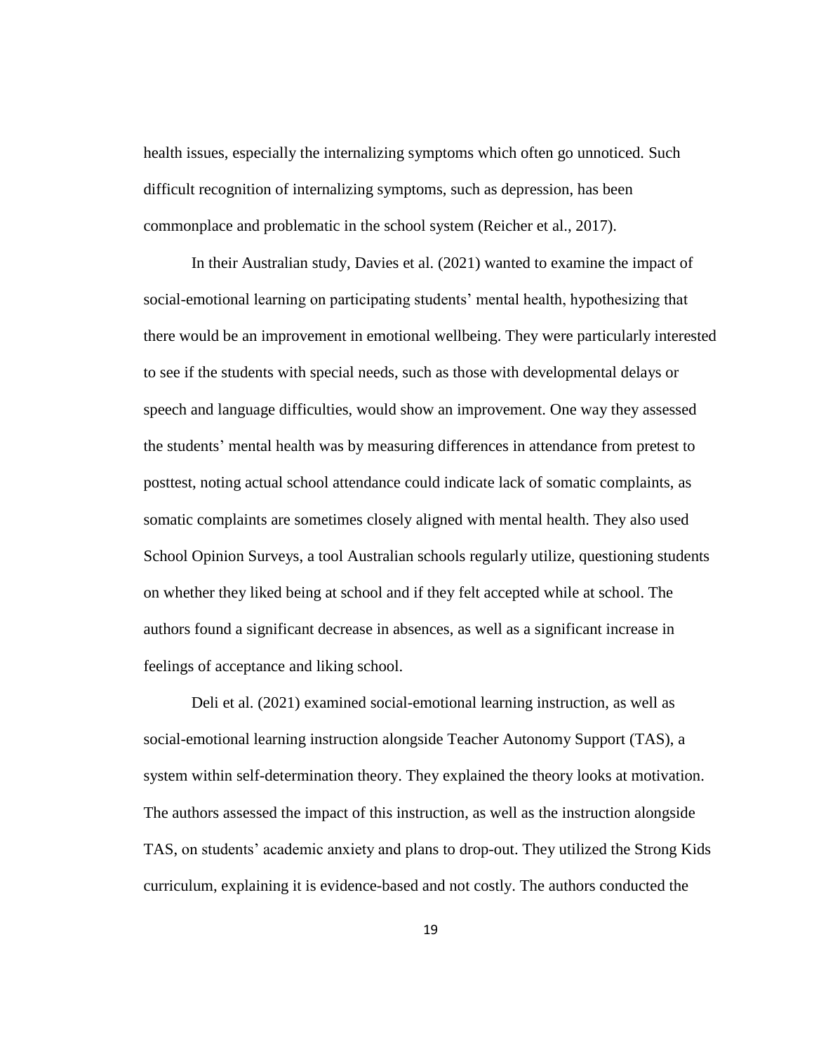health issues, especially the internalizing symptoms which often go unnoticed. Such difficult recognition of internalizing symptoms, such as depression, has been commonplace and problematic in the school system (Reicher et al., 2017).

In their Australian study, Davies et al. (2021) wanted to examine the impact of social-emotional learning on participating students' mental health, hypothesizing that there would be an improvement in emotional wellbeing. They were particularly interested to see if the students with special needs, such as those with developmental delays or speech and language difficulties, would show an improvement. One way they assessed the students' mental health was by measuring differences in attendance from pretest to posttest, noting actual school attendance could indicate lack of somatic complaints, as somatic complaints are sometimes closely aligned with mental health. They also used School Opinion Surveys, a tool Australian schools regularly utilize, questioning students on whether they liked being at school and if they felt accepted while at school. The authors found a significant decrease in absences, as well as a significant increase in feelings of acceptance and liking school.

Deli et al. (2021) examined social-emotional learning instruction, as well as social-emotional learning instruction alongside Teacher Autonomy Support (TAS), a system within self-determination theory. They explained the theory looks at motivation. The authors assessed the impact of this instruction, as well as the instruction alongside TAS, on students' academic anxiety and plans to drop-out. They utilized the Strong Kids curriculum, explaining it is evidence-based and not costly. The authors conducted the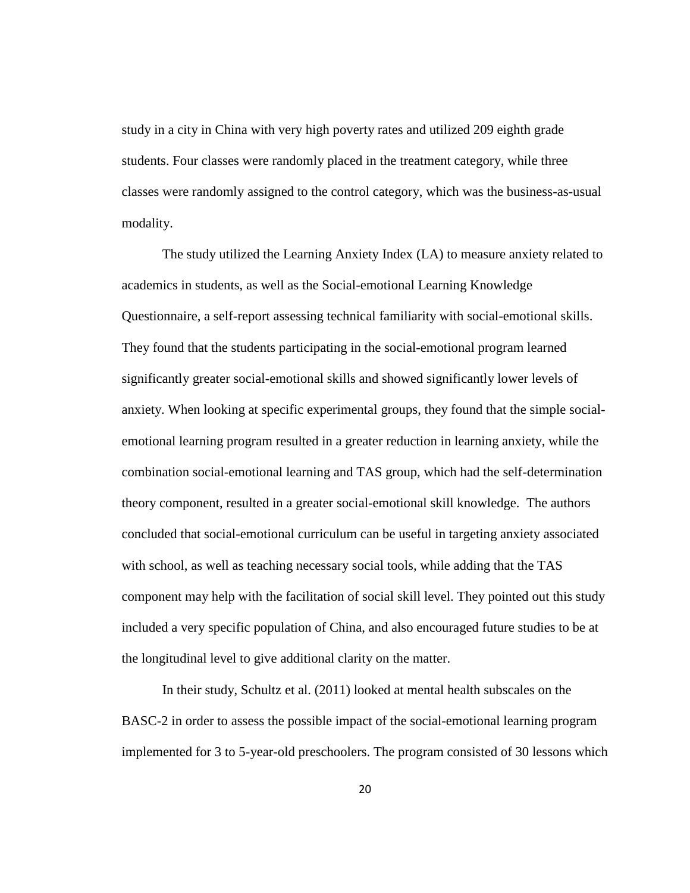study in a city in China with very high poverty rates and utilized 209 eighth grade students. Four classes were randomly placed in the treatment category, while three classes were randomly assigned to the control category, which was the business-as-usual modality.

The study utilized the Learning Anxiety Index (LA) to measure anxiety related to academics in students, as well as the Social-emotional Learning Knowledge Questionnaire, a self-report assessing technical familiarity with social-emotional skills. They found that the students participating in the social-emotional program learned significantly greater social-emotional skills and showed significantly lower levels of anxiety. When looking at specific experimental groups, they found that the simple social-emotional learning program resulted in a greater reduction in learning anxiety, while the combination social-emotional learning and TAS group, which had the self-determination theory component, resulted in a greater social-emotional skill knowledge. The authors concluded that social-emotional curriculum can be useful in targeting anxiety associated with school, as well as teaching necessary social tools, while adding that the TAS component may help with the facilitation of social skill level. They pointed out this study included a very specific population of China, and also encouraged future studies to be at the longitudinal level to give additional clarity on the matter.

In their study, Schultz et al. (2011) looked at mental health subscales on the BASC-2 in order to assess the possible impact of the social-emotional learning program implemented for 3 to 5-year-old preschoolers. The program consisted of 30 lessons which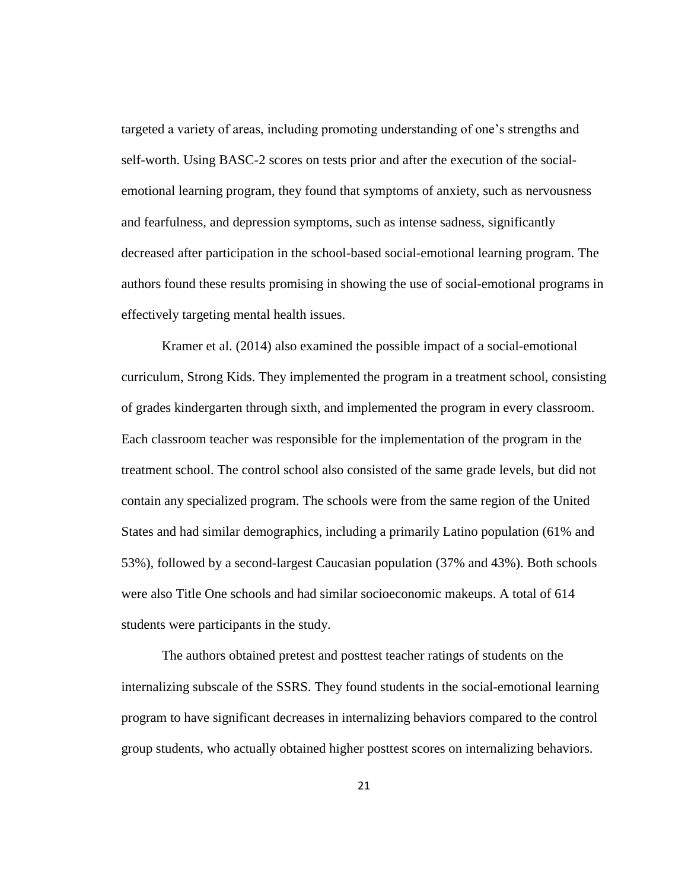targeted a variety of areas, including promoting understanding of one's strengths and self-worth. Using BASC-2 scores on tests prior and after the execution of the social-emotional learning program, they found that symptoms of anxiety, such as nervousness and fearfulness, and depression symptoms, such as intense sadness, significantly decreased after participation in the school-based social-emotional learning program. The authors found these results promising in showing the use of social-emotional programs in effectively targeting mental health issues.

Kramer et al. (2014) also examined the possible impact of a social-emotional curriculum, Strong Kids. They implemented the program in a treatment school, consisting of grades kindergarten through sixth, and implemented the program in every classroom. Each classroom teacher was responsible for the implementation of the program in the treatment school. The control school also consisted of the same grade levels, but did not contain any specialized program. The schools were from the same region of the United States and had similar demographics, including a primarily Latino population (61% and 53%), followed by a second-largest Caucasian population (37% and 43%). Both schools were also Title One schools and had similar socioeconomic makeups. A total of 614 students were participants in the study.

The authors obtained pretest and posttest teacher ratings of students on the internalizing subscale of the SSRS. They found students in the social-emotional learning program to have significant decreases in internalizing behaviors compared to the control group students, who actually obtained higher posttest scores on internalizing behaviors.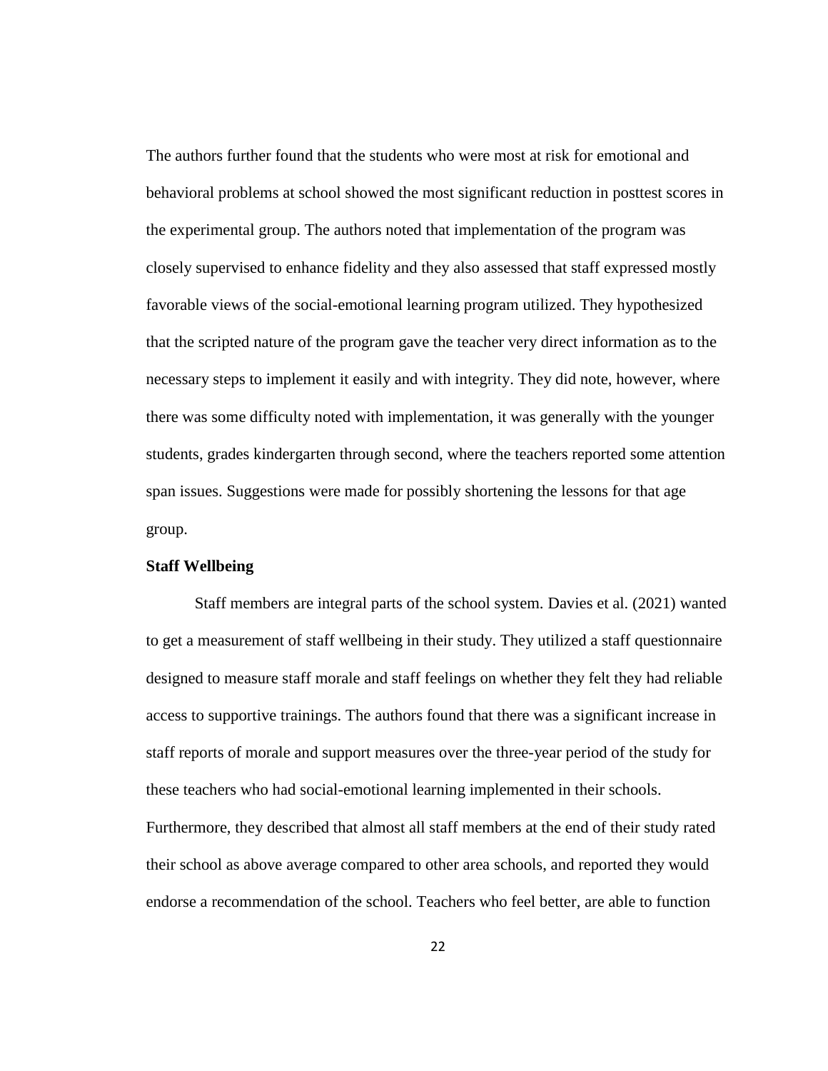The authors further found that the students who were most at risk for emotional and behavioral problems at school showed the most significant reduction in posttest scores in the experimental group. The authors noted that implementation of the program was closely supervised to enhance fidelity and they also assessed that staff expressed mostly favorable views of the social-emotional learning program utilized. They hypothesized that the scripted nature of the program gave the teacher very direct information as to the necessary steps to implement it easily and with integrity. They did note, however, where there was some difficulty noted with implementation, it was generally with the younger students, grades kindergarten through second, where the teachers reported some attention span issues. Suggestions were made for possibly shortening the lessons for that age group.

**Staff Wellbeing**

Staff members are integral parts of the school system. Davies et al. (2021) wanted to get a measurement of staff wellbeing in their study. They utilized a staff questionnaire designed to measure staff morale and staff feelings on whether they felt they had reliable access to supportive trainings. The authors found that there was a significant increase in staff reports of morale and support measures over the three-year period of the study for these teachers who had social-emotional learning implemented in their schools. Furthermore, they described that almost all staff members at the end of their study rated their school as above average compared to other area schools, and reported they would endorse a recommendation of the school. Teachers who feel better, are able to function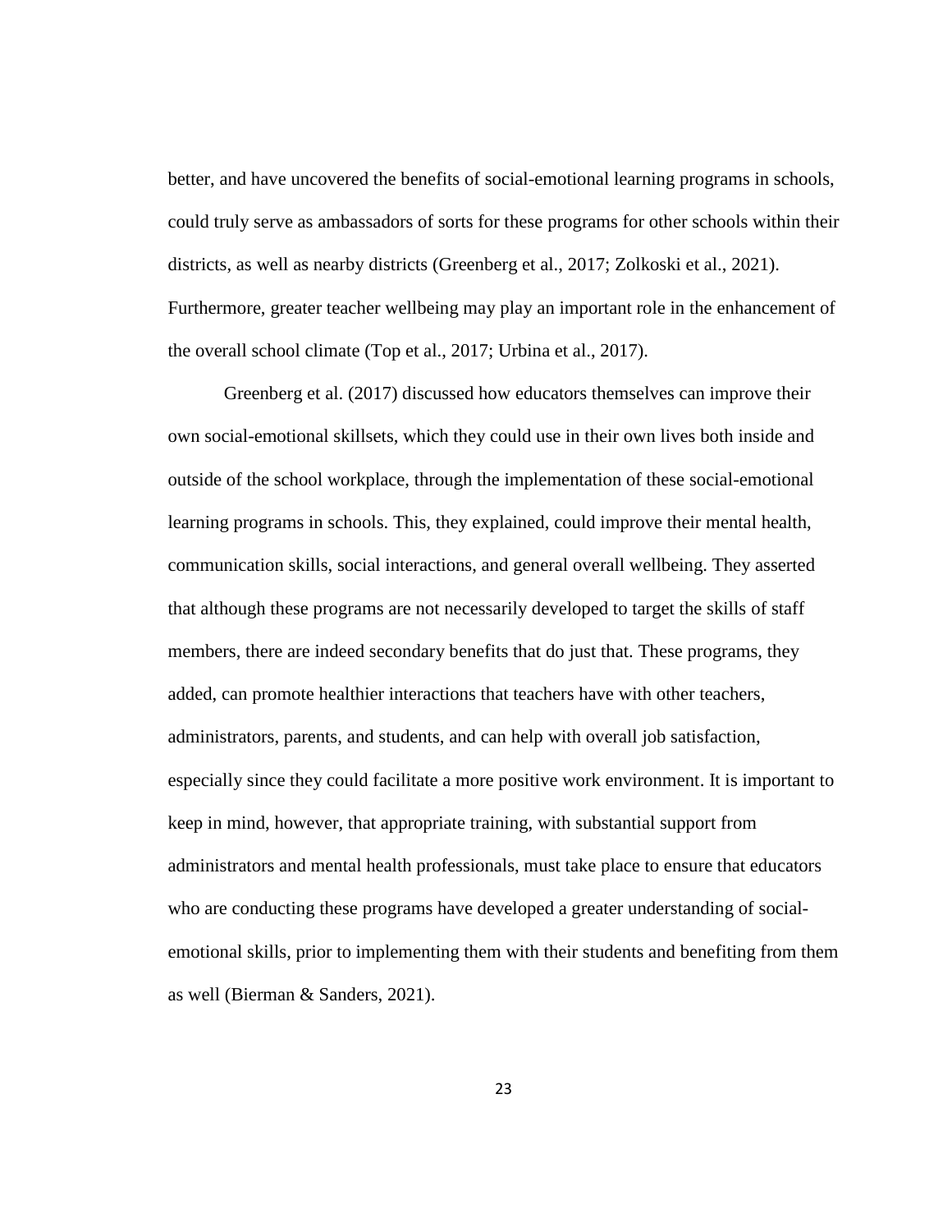better, and have uncovered the benefits of social-emotional learning programs in schools, could truly serve as ambassadors of sorts for these programs for other schools within their districts, as well as nearby districts (Greenberg et al., 2017; Zolkoski et al., 2021). Furthermore, greater teacher wellbeing may play an important role in the enhancement of the overall school climate (Top et al., 2017; Urbina et al., 2017).

Greenberg et al. (2017) discussed how educators themselves can improve their own social-emotional skillsets, which they could use in their own lives both inside and outside of the school workplace, through the implementation of these social-emotional learning programs in schools. This, they explained, could improve their mental health, communication skills, social interactions, and general overall wellbeing. They asserted that although these programs are not necessarily developed to target the skills of staff members, there are indeed secondary benefits that do just that. These programs, they added, can promote healthier interactions that teachers have with other teachers, administrators, parents, and students, and can help with overall job satisfaction, especially since they could facilitate a more positive work environment. It is important to keep in mind, however, that appropriate training, with substantial support from administrators and mental health professionals, must take place to ensure that educators who are conducting these programs have developed a greater understanding of social-emotional skills, prior to implementing them with their students and benefiting from them as well (Bierman & Sanders, 2021).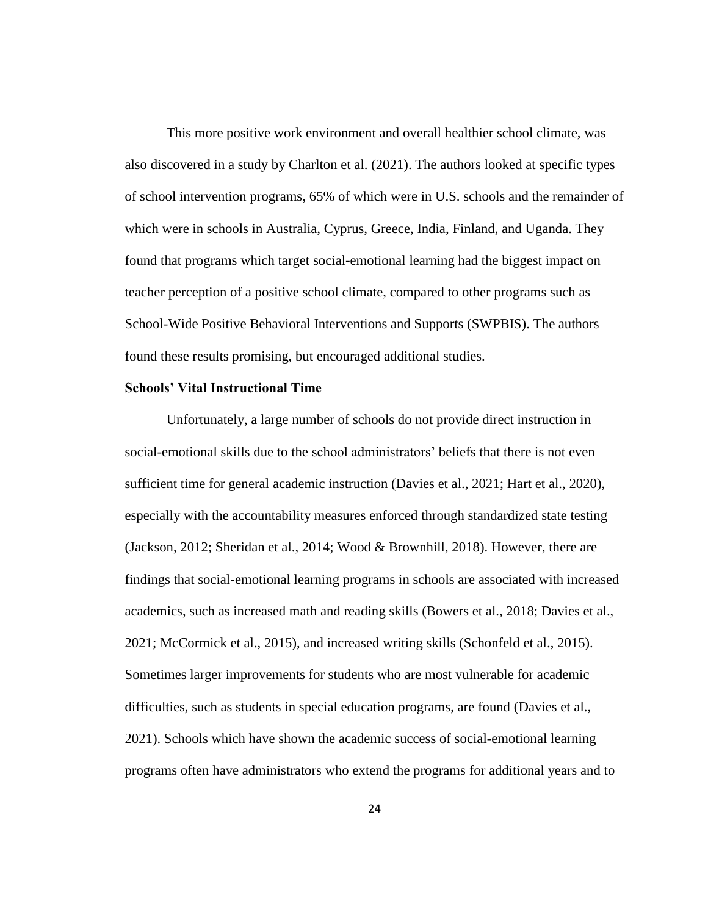This more positive work environment and overall healthier school climate, was also discovered in a study by Charlton et al. (2021). The authors looked at specific types of school intervention programs, 65% of which were in U.S. schools and the remainder of which were in schools in Australia, Cyprus, Greece, India, Finland, and Uganda. They found that programs which target social-emotional learning had the biggest impact on teacher perception of a positive school climate, compared to other programs such as School-Wide Positive Behavioral Interventions and Supports (SWPBIS). The authors found these results promising, but encouraged additional studies.

### Schools' Vital Instructional Time

Unfortunately, a large number of schools do not provide direct instruction in social-emotional skills due to the school administrators' beliefs that there is not even sufficient time for general academic instruction (Davies et al., 2021; Hart et al., 2020), especially with the accountability measures enforced through standardized state testing (Jackson, 2012; Sheridan et al., 2014; Wood & Brownhill, 2018). However, there are findings that social-emotional learning programs in schools are associated with increased academics, such as increased math and reading skills (Bowers et al., 2018; Davies et al., 2021; McCormick et al., 2015), and increased writing skills (Schonfeld et al., 2015). Sometimes larger improvements for students who are most vulnerable for academic difficulties, such as students in special education programs, are found (Davies et al., 2021). Schools which have shown the academic success of social-emotional learning programs often have administrators who extend the programs for additional years and to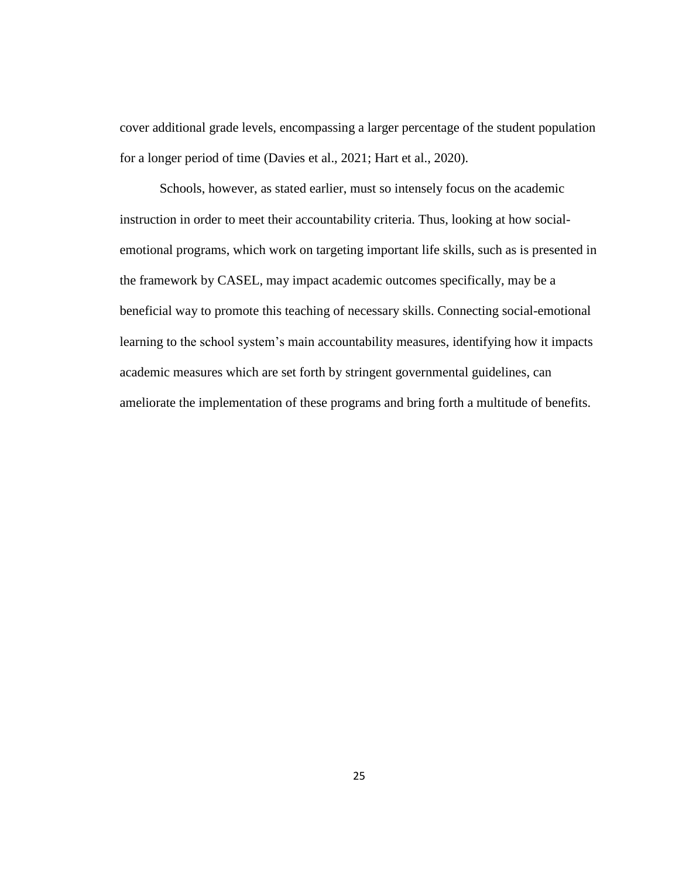cover additional grade levels, encompassing a larger percentage of the student population for a longer period of time (Davies et al., 2021; Hart et al., 2020).

Schools, however, as stated earlier, must so intensely focus on the academic instruction in order to meet their accountability criteria. Thus, looking at how social-emotional programs, which work on targeting important life skills, such as is presented in the framework by CASEL, may impact academic outcomes specifically, may be a beneficial way to promote this teaching of necessary skills. Connecting social-emotional learning to the school system's main accountability measures, identifying how it impacts academic measures which are set forth by stringent governmental guidelines, can ameliorate the implementation of these programs and bring forth a multitude of benefits.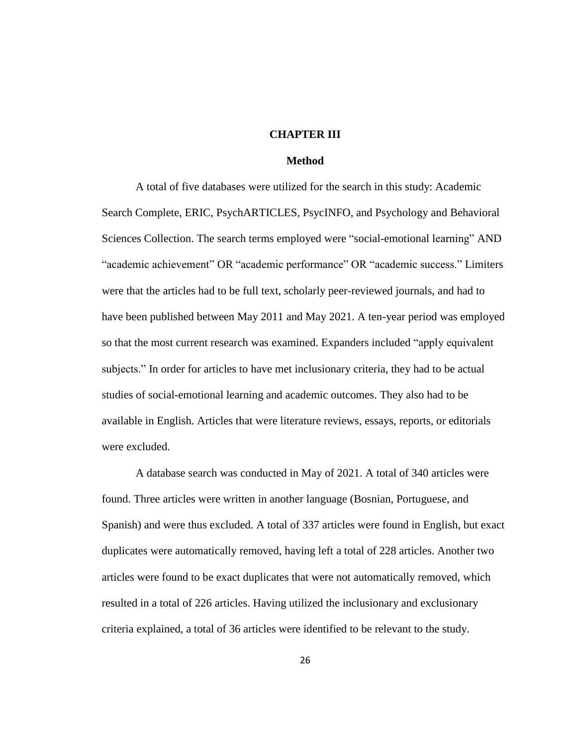# CHAPTER III

## Method

A total of five databases were utilized for the search in this study: Academic Search Complete, ERIC, PsychARTICLES, PsycINFO, and Psychology and Behavioral Sciences Collection. The search terms employed were "social-emotional learning" AND "academic achievement" OR "academic performance" OR "academic success." Limiters were that the articles had to be full text, scholarly peer-reviewed journals, and had to have been published between May 2011 and May 2021. A ten-year period was employed so that the most current research was examined. Expanders included "apply equivalent subjects." In order for articles to have met inclusionary criteria, they had to be actual studies of social-emotional learning and academic outcomes. They also had to be available in English. Articles that were literature reviews, essays, reports, or editorials were excluded.

A database search was conducted in May of 2021. A total of 340 articles were found. Three articles were written in another language (Bosnian, Portuguese, and Spanish) and were thus excluded. A total of 337 articles were found in English, but exact duplicates were automatically removed, having left a total of 228 articles. Another two articles were found to be exact duplicates that were not automatically removed, which resulted in a total of 226 articles. Having utilized the inclusionary and exclusionary criteria explained, a total of 36 articles were identified to be relevant to the study.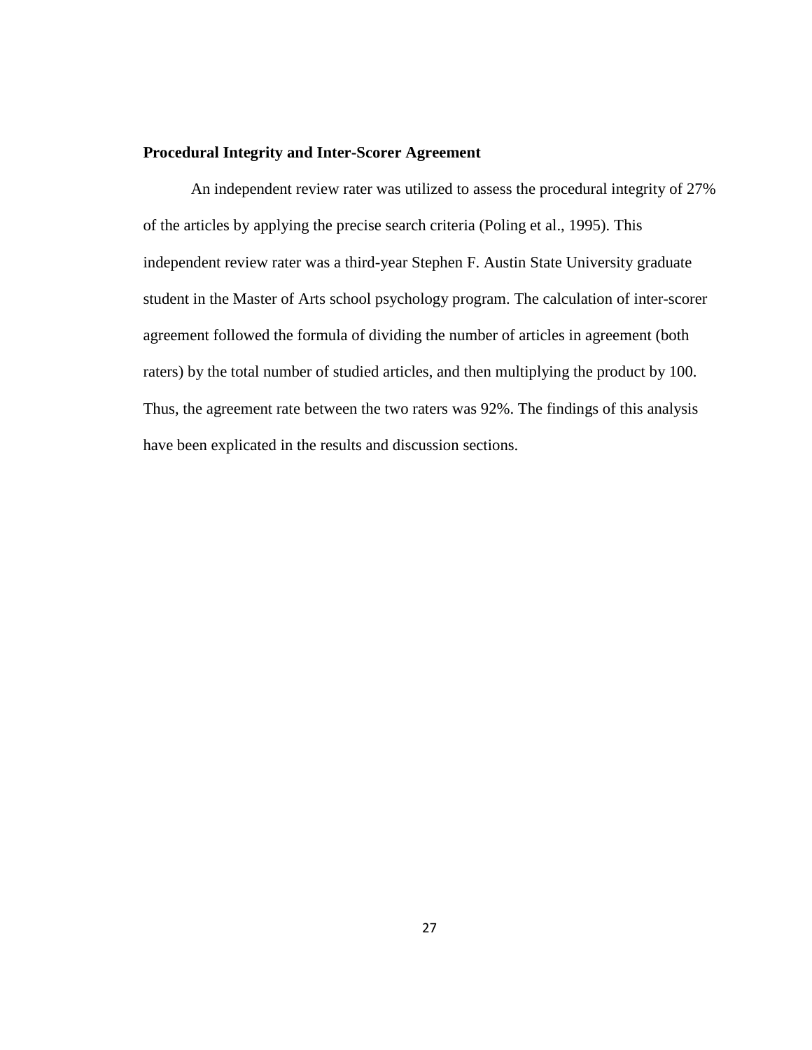**Procedural Integrity and Inter-Scorer Agreement**

An independent review rater was utilized to assess the procedural integrity of 27% of the articles by applying the precise search criteria (Poling et al., 1995). This independent review rater was a third-year Stephen F. Austin State University graduate student in the Master of Arts school psychology program. The calculation of inter-scorer agreement followed the formula of dividing the number of articles in agreement (both raters) by the total number of studied articles, and then multiplying the product by 100. Thus, the agreement rate between the two raters was 92%. The findings of this analysis have been explicated in the results and discussion sections.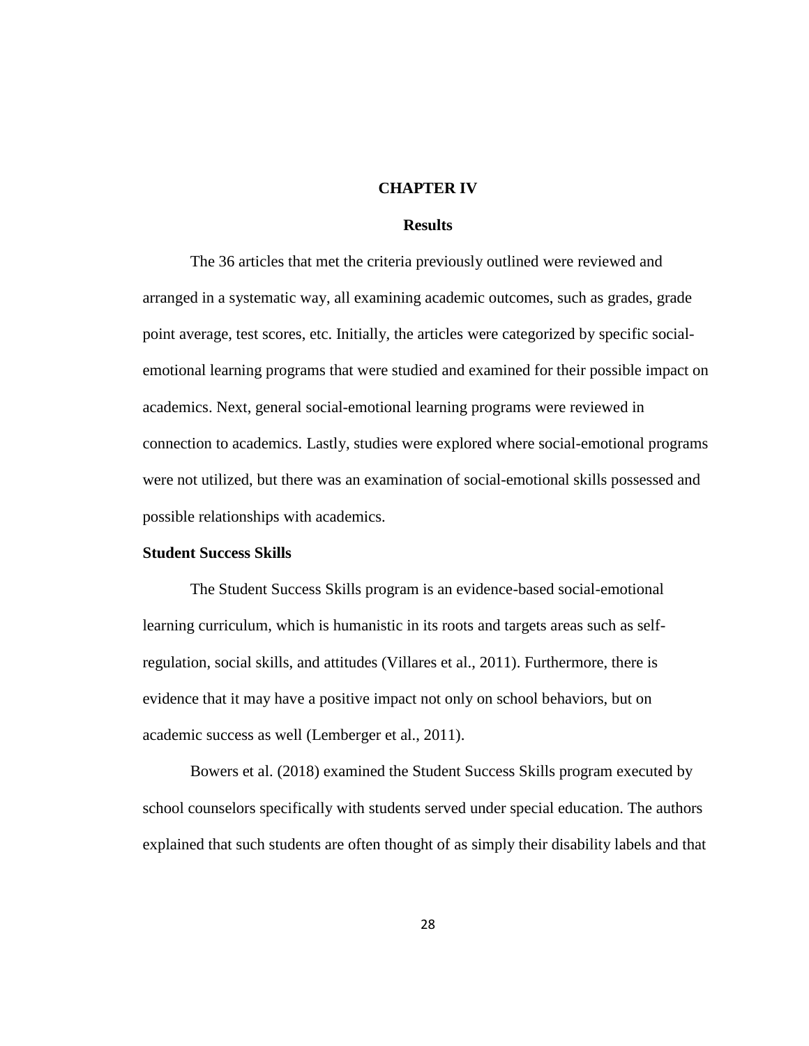# CHAPTER IV

## Results

The 36 articles that met the criteria previously outlined were reviewed and arranged in a systematic way, all examining academic outcomes, such as grades, grade point average, test scores, etc. Initially, the articles were categorized by specific social-emotional learning programs that were studied and examined for their possible impact on academics. Next, general social-emotional learning programs were reviewed in connection to academics. Lastly, studies were explored where social-emotional programs were not utilized, but there was an examination of social-emotional skills possessed and possible relationships with academics.

### Student Success Skills

The Student Success Skills program is an evidence-based social-emotional learning curriculum, which is humanistic in its roots and targets areas such as self-regulation, social skills, and attitudes (Villares et al., 2011). Furthermore, there is evidence that it may have a positive impact not only on school behaviors, but on academic success as well (Lemberger et al., 2011).

Bowers et al. (2018) examined the Student Success Skills program executed by school counselors specifically with students served under special education. The authors explained that such students are often thought of as simply their disability labels and that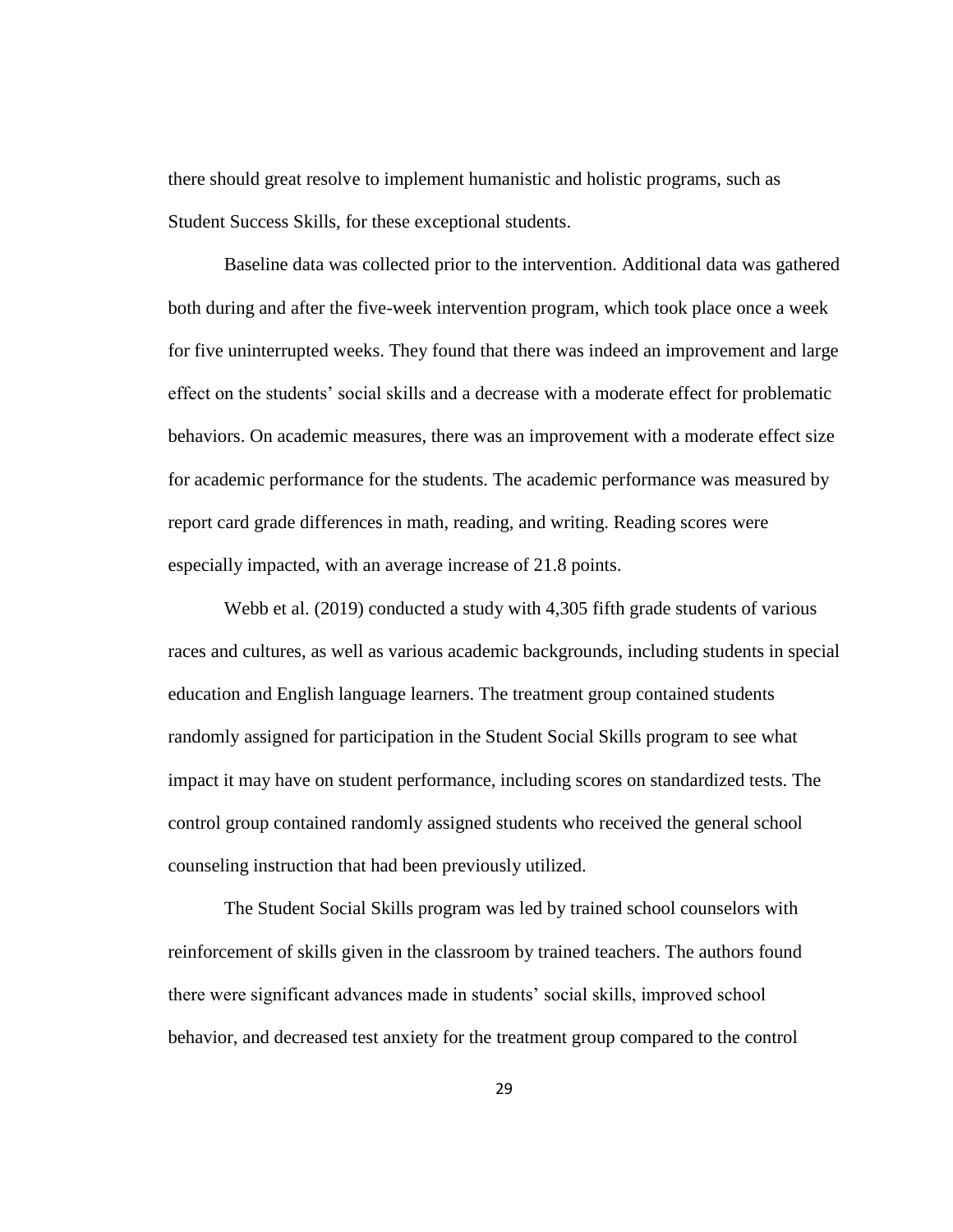there should great resolve to implement humanistic and holistic programs, such as Student Success Skills, for these exceptional students.

Baseline data was collected prior to the intervention. Additional data was gathered both during and after the five-week intervention program, which took place once a week for five uninterrupted weeks. They found that there was indeed an improvement and large effect on the students' social skills and a decrease with a moderate effect for problematic behaviors. On academic measures, there was an improvement with a moderate effect size for academic performance for the students. The academic performance was measured by report card grade differences in math, reading, and writing. Reading scores were especially impacted, with an average increase of 21.8 points.

Webb et al. (2019) conducted a study with 4,305 fifth grade students of various races and cultures, as well as various academic backgrounds, including students in special education and English language learners. The treatment group contained students randomly assigned for participation in the Student Social Skills program to see what impact it may have on student performance, including scores on standardized tests. The control group contained randomly assigned students who received the general school counseling instruction that had been previously utilized.

The Student Social Skills program was led by trained school counselors with reinforcement of skills given in the classroom by trained teachers. The authors found there were significant advances made in students' social skills, improved school behavior, and decreased test anxiety for the treatment group compared to the control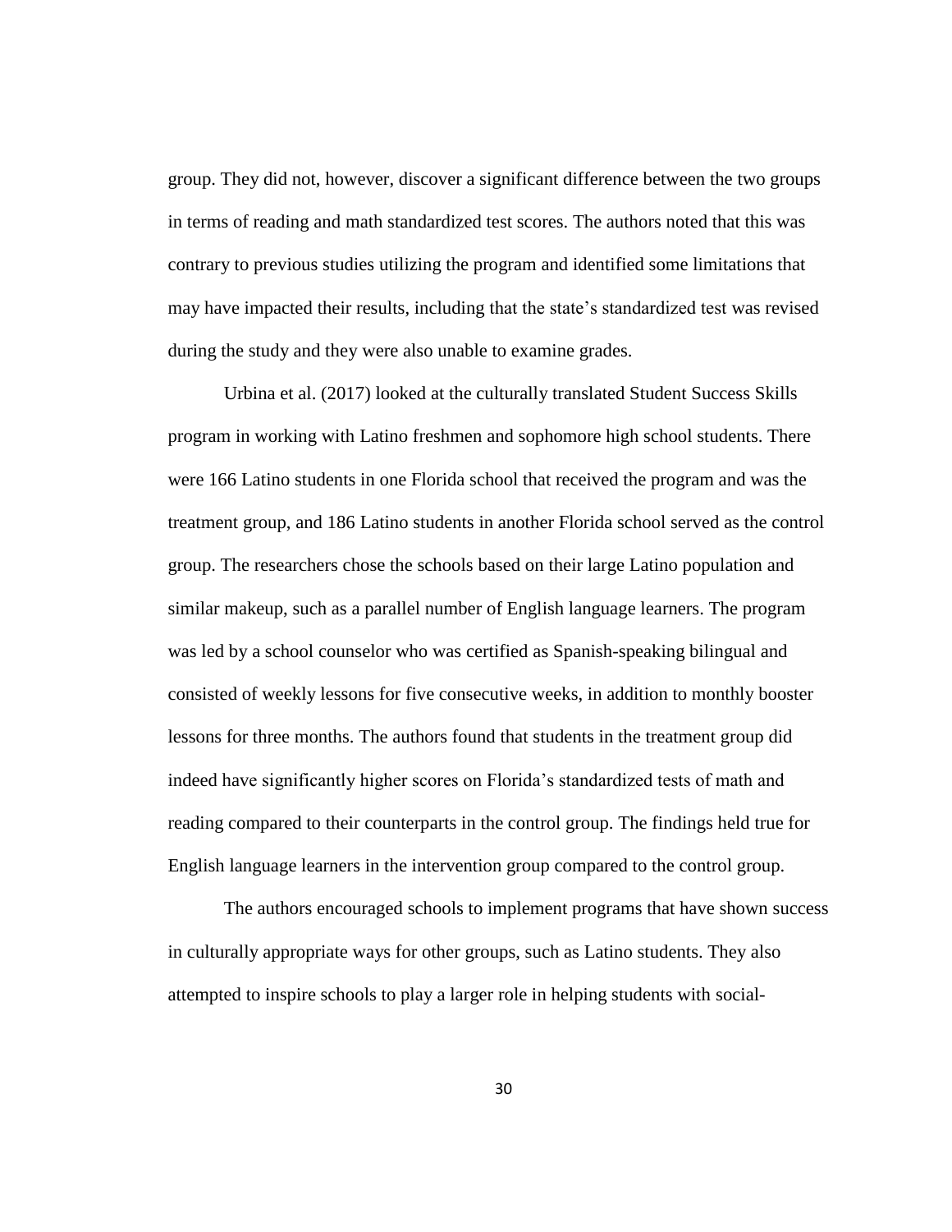group. They did not, however, discover a significant difference between the two groups in terms of reading and math standardized test scores. The authors noted that this was contrary to previous studies utilizing the program and identified some limitations that may have impacted their results, including that the state's standardized test was revised during the study and they were also unable to examine grades.

Urbina et al. (2017) looked at the culturally translated Student Success Skills program in working with Latino freshmen and sophomore high school students. There were 166 Latino students in one Florida school that received the program and was the treatment group, and 186 Latino students in another Florida school served as the control group. The researchers chose the schools based on their large Latino population and similar makeup, such as a parallel number of English language learners. The program was led by a school counselor who was certified as Spanish-speaking bilingual and consisted of weekly lessons for five consecutive weeks, in addition to monthly booster lessons for three months. The authors found that students in the treatment group did indeed have significantly higher scores on Florida's standardized tests of math and reading compared to their counterparts in the control group. The findings held true for English language learners in the intervention group compared to the control group.

The authors encouraged schools to implement programs that have shown success in culturally appropriate ways for other groups, such as Latino students. They also attempted to inspire schools to play a larger role in helping students with social-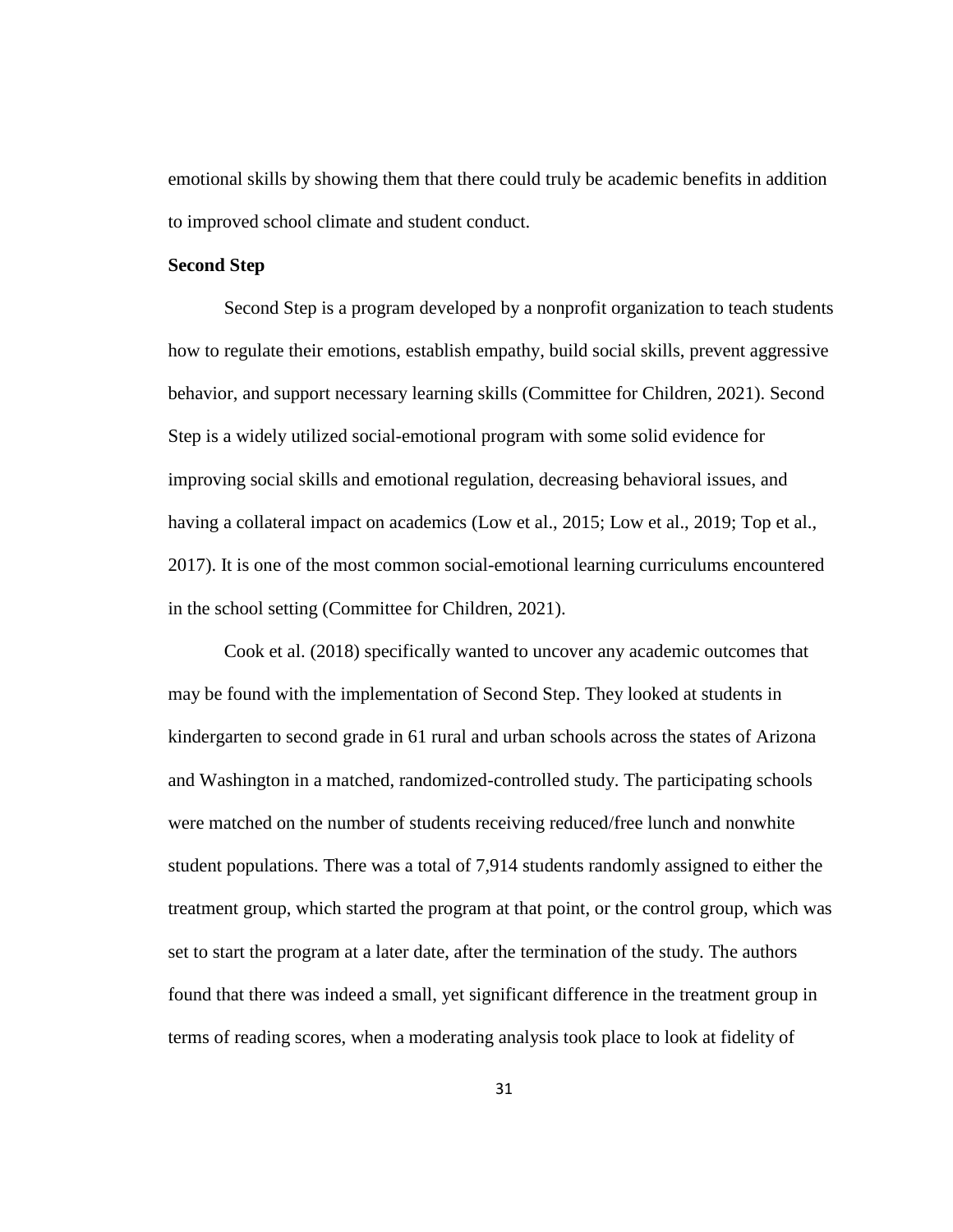emotional skills by showing them that there could truly be academic benefits in addition to improved school climate and student conduct.

**Second Step**

Second Step is a program developed by a nonprofit organization to teach students how to regulate their emotions, establish empathy, build social skills, prevent aggressive behavior, and support necessary learning skills (Committee for Children, 2021). Second Step is a widely utilized social-emotional program with some solid evidence for improving social skills and emotional regulation, decreasing behavioral issues, and having a collateral impact on academics (Low et al., 2015; Low et al., 2019; Top et al., 2017). It is one of the most common social-emotional learning curriculums encountered in the school setting (Committee for Children, 2021).

Cook et al. (2018) specifically wanted to uncover any academic outcomes that may be found with the implementation of Second Step. They looked at students in kindergarten to second grade in 61 rural and urban schools across the states of Arizona and Washington in a matched, randomized-controlled study. The participating schools were matched on the number of students receiving reduced/free lunch and nonwhite student populations. There was a total of 7,914 students randomly assigned to either the treatment group, which started the program at that point, or the control group, which was set to start the program at a later date, after the termination of the study. The authors found that there was indeed a small, yet significant difference in the treatment group in terms of reading scores, when a moderating analysis took place to look at fidelity of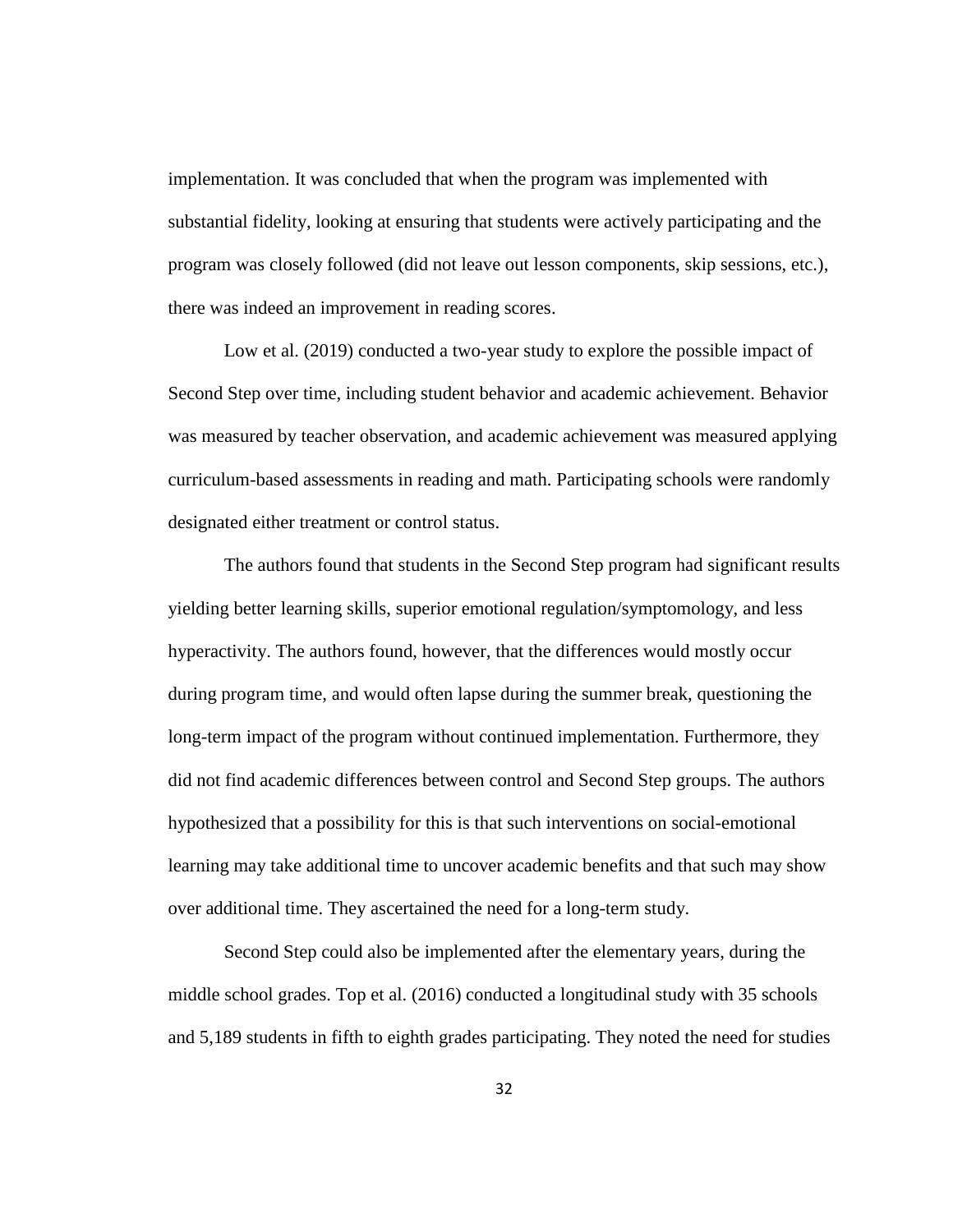implementation. It was concluded that when the program was implemented with substantial fidelity, looking at ensuring that students were actively participating and the program was closely followed (did not leave out lesson components, skip sessions, etc.), there was indeed an improvement in reading scores.

Low et al. (2019) conducted a two-year study to explore the possible impact of Second Step over time, including student behavior and academic achievement. Behavior was measured by teacher observation, and academic achievement was measured applying curriculum-based assessments in reading and math. Participating schools were randomly designated either treatment or control status.

The authors found that students in the Second Step program had significant results yielding better learning skills, superior emotional regulation/symptomology, and less hyperactivity. The authors found, however, that the differences would mostly occur during program time, and would often lapse during the summer break, questioning the long-term impact of the program without continued implementation. Furthermore, they did not find academic differences between control and Second Step groups. The authors hypothesized that a possibility for this is that such interventions on social-emotional learning may take additional time to uncover academic benefits and that such may show over additional time. They ascertained the need for a long-term study.

Second Step could also be implemented after the elementary years, during the middle school grades. Top et al. (2016) conducted a longitudinal study with 35 schools and 5,189 students in fifth to eighth grades participating. They noted the need for studies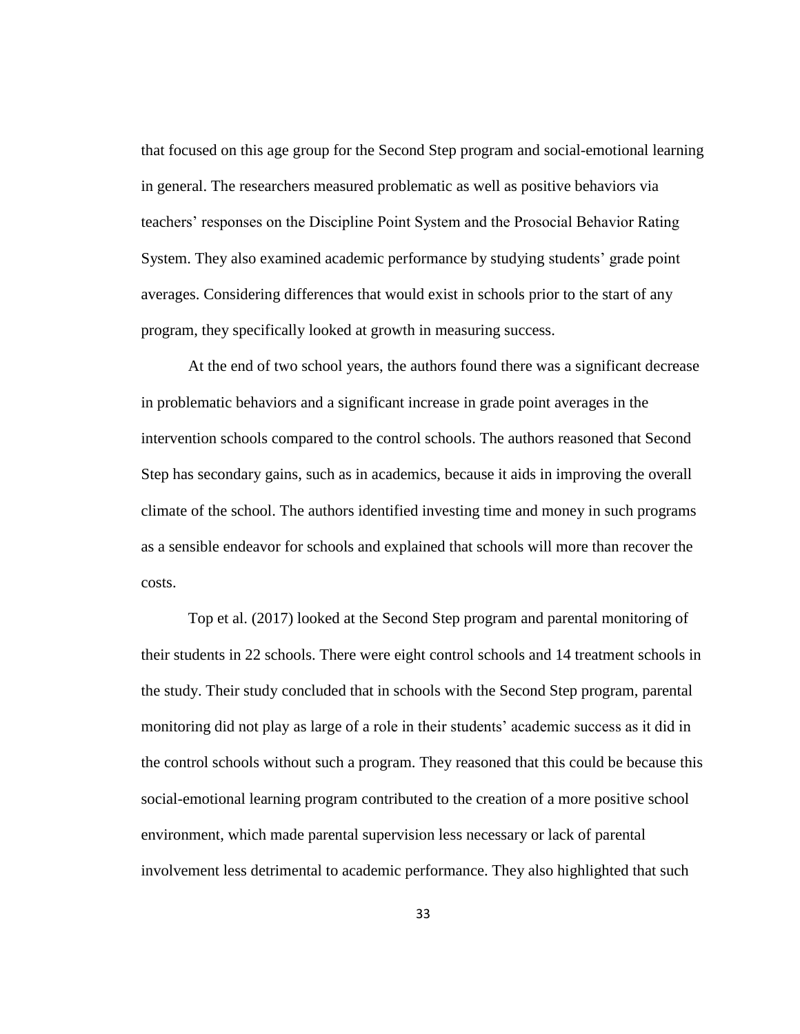that focused on this age group for the Second Step program and social-emotional learning in general. The researchers measured problematic as well as positive behaviors via teachers' responses on the Discipline Point System and the Prosocial Behavior Rating System. They also examined academic performance by studying students' grade point averages. Considering differences that would exist in schools prior to the start of any program, they specifically looked at growth in measuring success.

At the end of two school years, the authors found there was a significant decrease in problematic behaviors and a significant increase in grade point averages in the intervention schools compared to the control schools. The authors reasoned that Second Step has secondary gains, such as in academics, because it aids in improving the overall climate of the school. The authors identified investing time and money in such programs as a sensible endeavor for schools and explained that schools will more than recover the costs.

Top et al. (2017) looked at the Second Step program and parental monitoring of their students in 22 schools. There were eight control schools and 14 treatment schools in the study. Their study concluded that in schools with the Second Step program, parental monitoring did not play as large of a role in their students' academic success as it did in the control schools without such a program. They reasoned that this could be because this social-emotional learning program contributed to the creation of a more positive school environment, which made parental supervision less necessary or lack of parental involvement less detrimental to academic performance. They also highlighted that such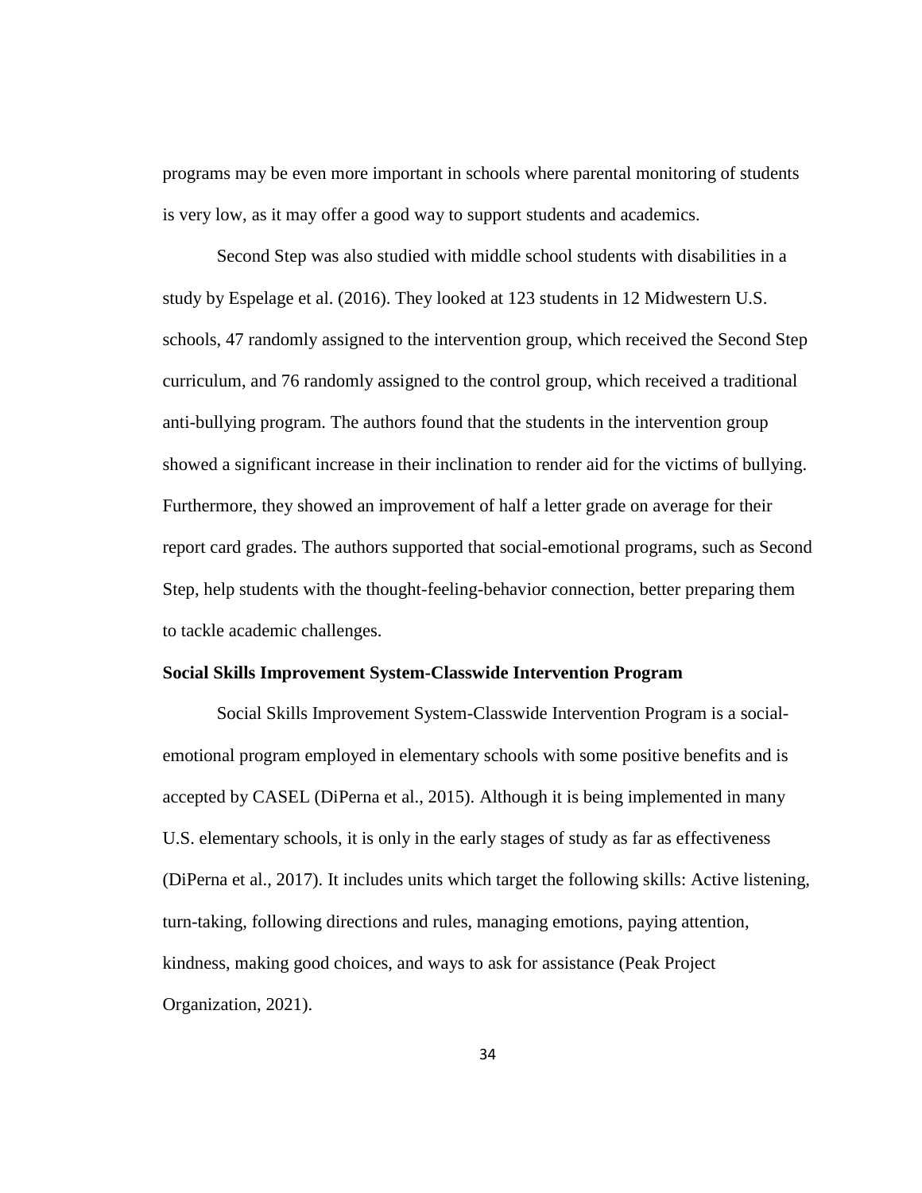programs may be even more important in schools where parental monitoring of students is very low, as it may offer a good way to support students and academics.

Second Step was also studied with middle school students with disabilities in a study by Espelage et al. (2016). They looked at 123 students in 12 Midwestern U.S. schools, 47 randomly assigned to the intervention group, which received the Second Step curriculum, and 76 randomly assigned to the control group, which received a traditional anti-bullying program. The authors found that the students in the intervention group showed a significant increase in their inclination to render aid for the victims of bullying. Furthermore, they showed an improvement of half a letter grade on average for their report card grades. The authors supported that social-emotional programs, such as Second Step, help students with the thought-feeling-behavior connection, better preparing them to tackle academic challenges.

**Social Skills Improvement System-Classwide Intervention Program**

Social Skills Improvement System-Classwide Intervention Program is a social-emotional program employed in elementary schools with some positive benefits and is accepted by CASEL (DiPerna et al., 2015). Although it is being implemented in many U.S. elementary schools, it is only in the early stages of study as far as effectiveness (DiPerna et al., 2017). It includes units which target the following skills: Active listening, turn-taking, following directions and rules, managing emotions, paying attention, kindness, making good choices, and ways to ask for assistance (Peak Project Organization, 2021).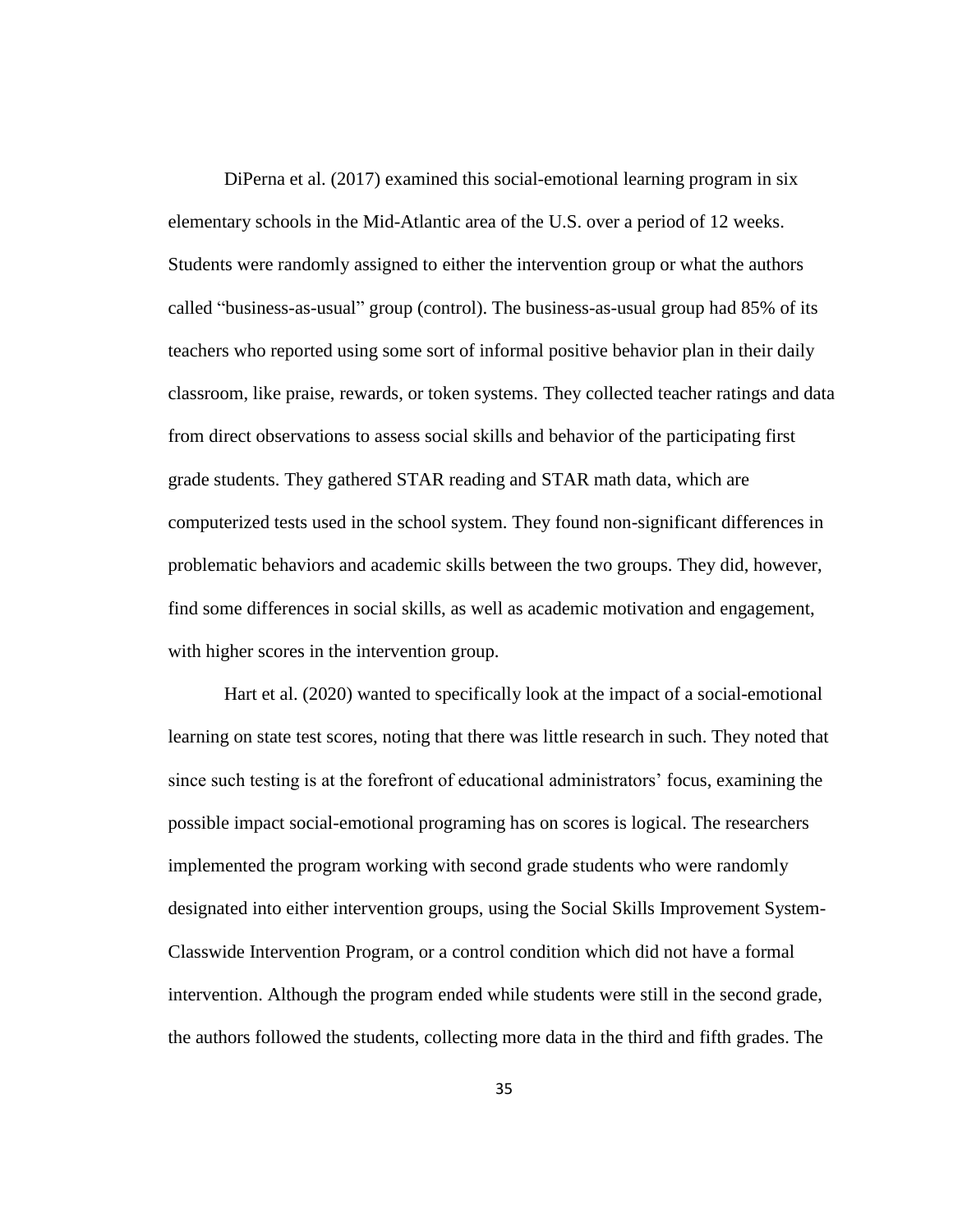DiPerna et al. (2017) examined this social-emotional learning program in six elementary schools in the Mid-Atlantic area of the U.S. over a period of 12 weeks. Students were randomly assigned to either the intervention group or what the authors called "business-as-usual" group (control). The business-as-usual group had 85% of its teachers who reported using some sort of informal positive behavior plan in their daily classroom, like praise, rewards, or token systems. They collected teacher ratings and data from direct observations to assess social skills and behavior of the participating first grade students. They gathered STAR reading and STAR math data, which are computerized tests used in the school system. They found non-significant differences in problematic behaviors and academic skills between the two groups. They did, however, find some differences in social skills, as well as academic motivation and engagement, with higher scores in the intervention group.

Hart et al. (2020) wanted to specifically look at the impact of a social-emotional learning on state test scores, noting that there was little research in such. They noted that since such testing is at the forefront of educational administrators' focus, examining the possible impact social-emotional programing has on scores is logical. The researchers implemented the program working with second grade students who were randomly designated into either intervention groups, using the Social Skills Improvement System-Classwide Intervention Program, or a control condition which did not have a formal intervention. Although the program ended while students were still in the second grade, the authors followed the students, collecting more data in the third and fifth grades. The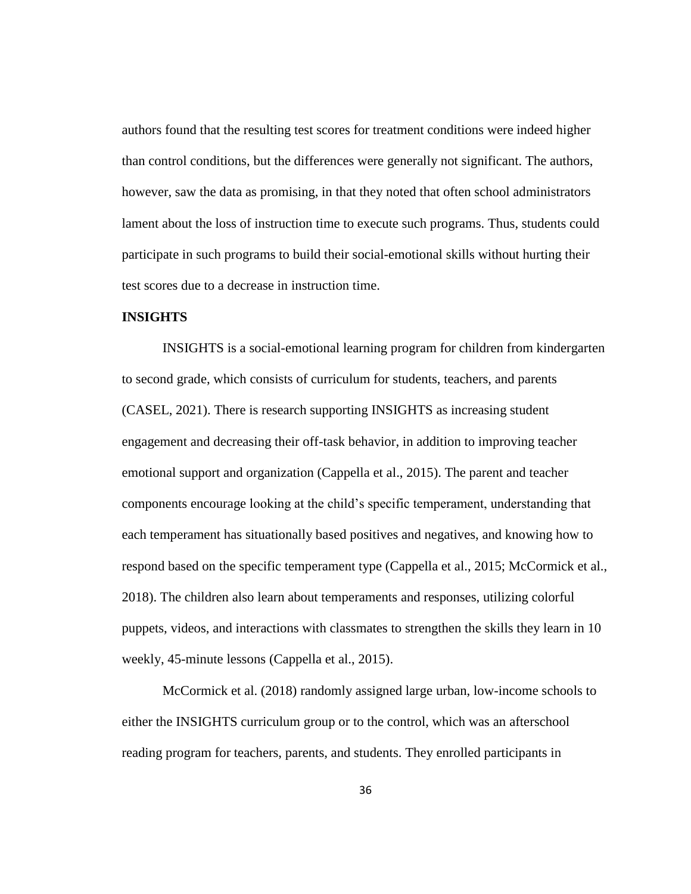authors found that the resulting test scores for treatment conditions were indeed higher than control conditions, but the differences were generally not significant. The authors, however, saw the data as promising, in that they noted that often school administrators lament about the loss of instruction time to execute such programs. Thus, students could participate in such programs to build their social-emotional skills without hurting their test scores due to a decrease in instruction time.

**INSIGHTS**

INSIGHTS is a social-emotional learning program for children from kindergarten to second grade, which consists of curriculum for students, teachers, and parents (CASEL, 2021). There is research supporting INSIGHTS as increasing student engagement and decreasing their off-task behavior, in addition to improving teacher emotional support and organization (Cappella et al., 2015). The parent and teacher components encourage looking at the child's specific temperament, understanding that each temperament has situationally based positives and negatives, and knowing how to respond based on the specific temperament type (Cappella et al., 2015; McCormick et al., 2018). The children also learn about temperaments and responses, utilizing colorful puppets, videos, and interactions with classmates to strengthen the skills they learn in 10 weekly, 45-minute lessons (Cappella et al., 2015).

McCormick et al. (2018) randomly assigned large urban, low-income schools to either the INSIGHTS curriculum group or to the control, which was an afterschool reading program for teachers, parents, and students. They enrolled participants in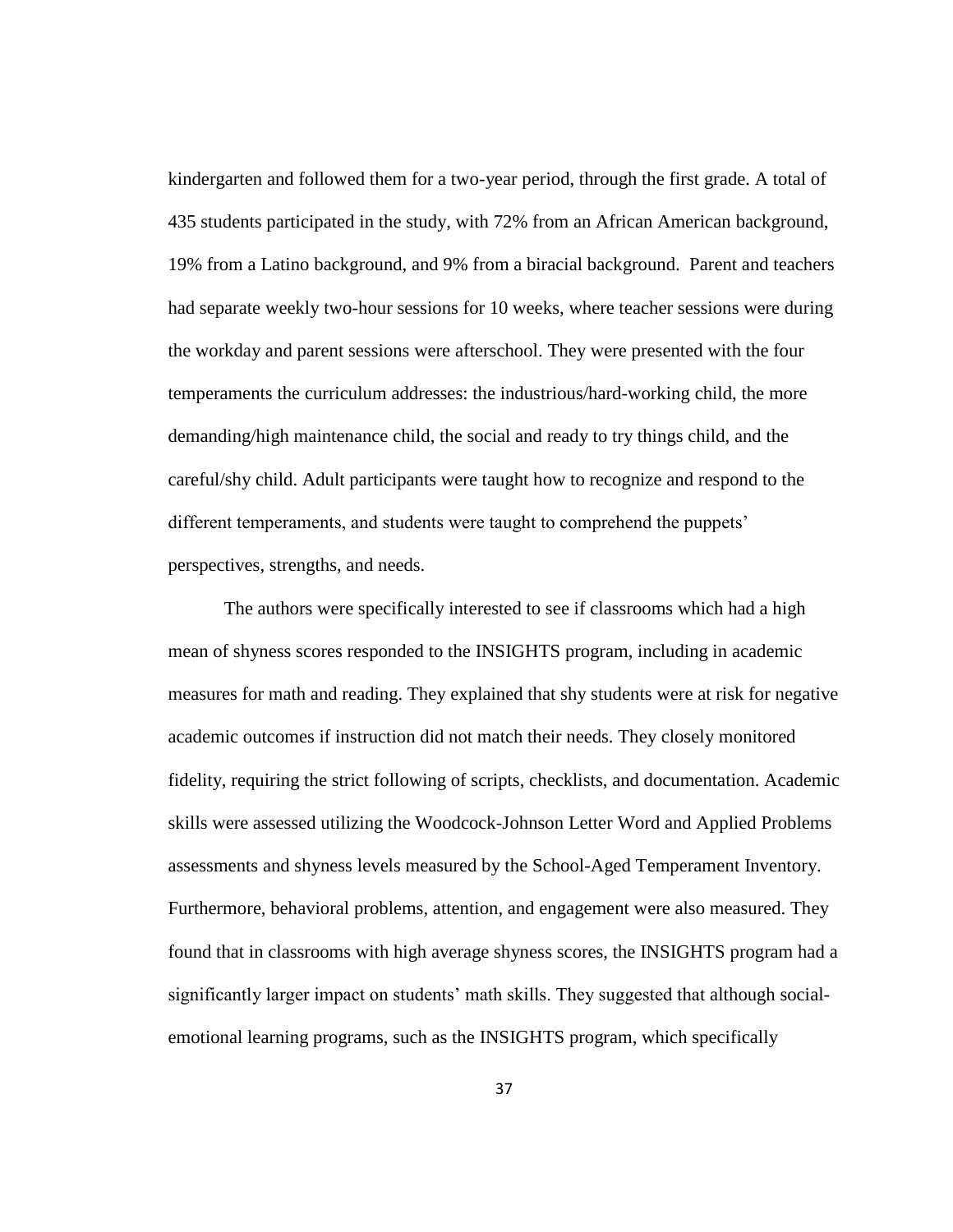kindergarten and followed them for a two-year period, through the first grade. A total of 435 students participated in the study, with 72% from an African American background, 19% from a Latino background, and 9% from a biracial background. Parent and teachers had separate weekly two-hour sessions for 10 weeks, where teacher sessions were during the workday and parent sessions were afterschool. They were presented with the four temperaments the curriculum addresses: the industrious/hard-working child, the more demanding/high maintenance child, the social and ready to try things child, and the careful/shy child. Adult participants were taught how to recognize and respond to the different temperaments, and students were taught to comprehend the puppets' perspectives, strengths, and needs.

The authors were specifically interested to see if classrooms which had a high mean of shyness scores responded to the INSIGHTS program, including in academic measures for math and reading. They explained that shy students were at risk for negative academic outcomes if instruction did not match their needs. They closely monitored fidelity, requiring the strict following of scripts, checklists, and documentation. Academic skills were assessed utilizing the Woodcock-Johnson Letter Word and Applied Problems assessments and shyness levels measured by the School-Aged Temperament Inventory. Furthermore, behavioral problems, attention, and engagement were also measured. They found that in classrooms with high average shyness scores, the INSIGHTS program had a significantly larger impact on students' math skills. They suggested that although social-emotional learning programs, such as the INSIGHTS program, which specifically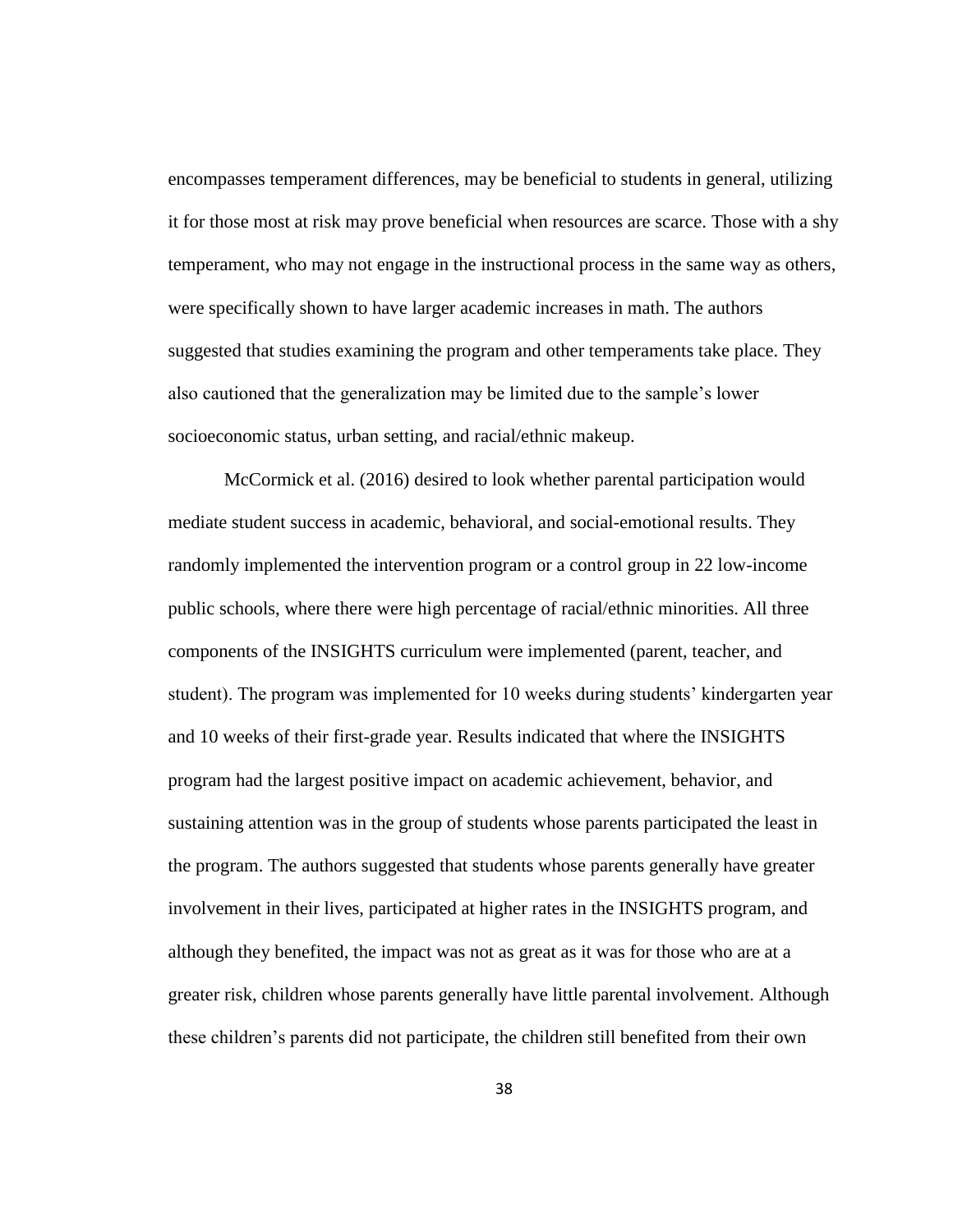encompasses temperament differences, may be beneficial to students in general, utilizing it for those most at risk may prove beneficial when resources are scarce. Those with a shy temperament, who may not engage in the instructional process in the same way as others, were specifically shown to have larger academic increases in math. The authors suggested that studies examining the program and other temperaments take place. They also cautioned that the generalization may be limited due to the sample's lower socioeconomic status, urban setting, and racial/ethnic makeup.

McCormick et al. (2016) desired to look whether parental participation would mediate student success in academic, behavioral, and social-emotional results. They randomly implemented the intervention program or a control group in 22 low-income public schools, where there were high percentage of racial/ethnic minorities. All three components of the INSIGHTS curriculum were implemented (parent, teacher, and student). The program was implemented for 10 weeks during students' kindergarten year and 10 weeks of their first-grade year. Results indicated that where the INSIGHTS program had the largest positive impact on academic achievement, behavior, and sustaining attention was in the group of students whose parents participated the least in the program. The authors suggested that students whose parents generally have greater involvement in their lives, participated at higher rates in the INSIGHTS program, and although they benefited, the impact was not as great as it was for those who are at a greater risk, children whose parents generally have little parental involvement. Although these children's parents did not participate, the children still benefited from their own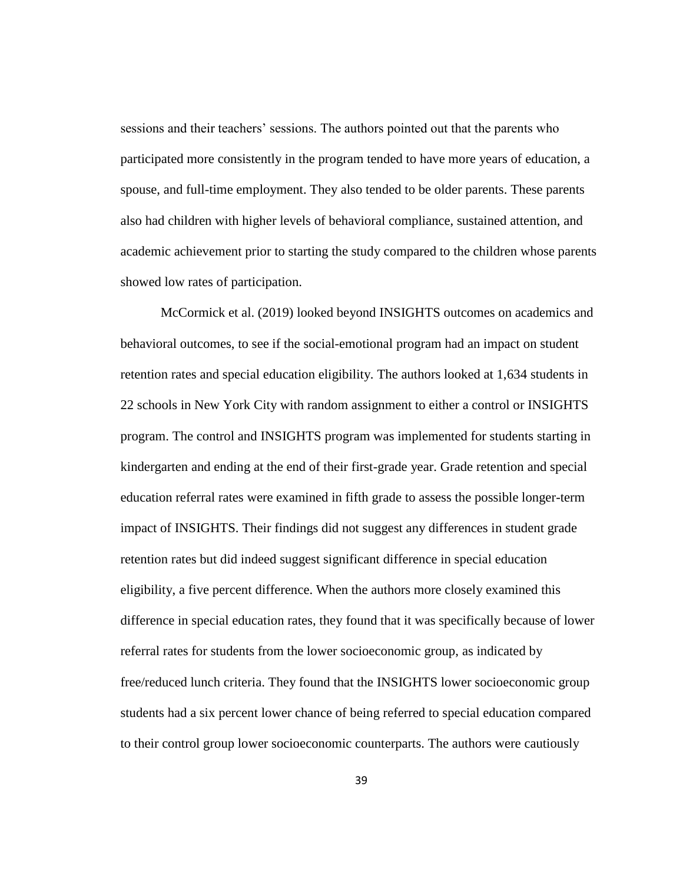sessions and their teachers' sessions. The authors pointed out that the parents who participated more consistently in the program tended to have more years of education, a spouse, and full-time employment. They also tended to be older parents. These parents also had children with higher levels of behavioral compliance, sustained attention, and academic achievement prior to starting the study compared to the children whose parents showed low rates of participation.

McCormick et al. (2019) looked beyond INSIGHTS outcomes on academics and behavioral outcomes, to see if the social-emotional program had an impact on student retention rates and special education eligibility. The authors looked at 1,634 students in 22 schools in New York City with random assignment to either a control or INSIGHTS program. The control and INSIGHTS program was implemented for students starting in kindergarten and ending at the end of their first-grade year. Grade retention and special education referral rates were examined in fifth grade to assess the possible longer-term impact of INSIGHTS. Their findings did not suggest any differences in student grade retention rates but did indeed suggest significant difference in special education eligibility, a five percent difference. When the authors more closely examined this difference in special education rates, they found that it was specifically because of lower referral rates for students from the lower socioeconomic group, as indicated by free/reduced lunch criteria. They found that the INSIGHTS lower socioeconomic group students had a six percent lower chance of being referred to special education compared to their control group lower socioeconomic counterparts. The authors were cautiously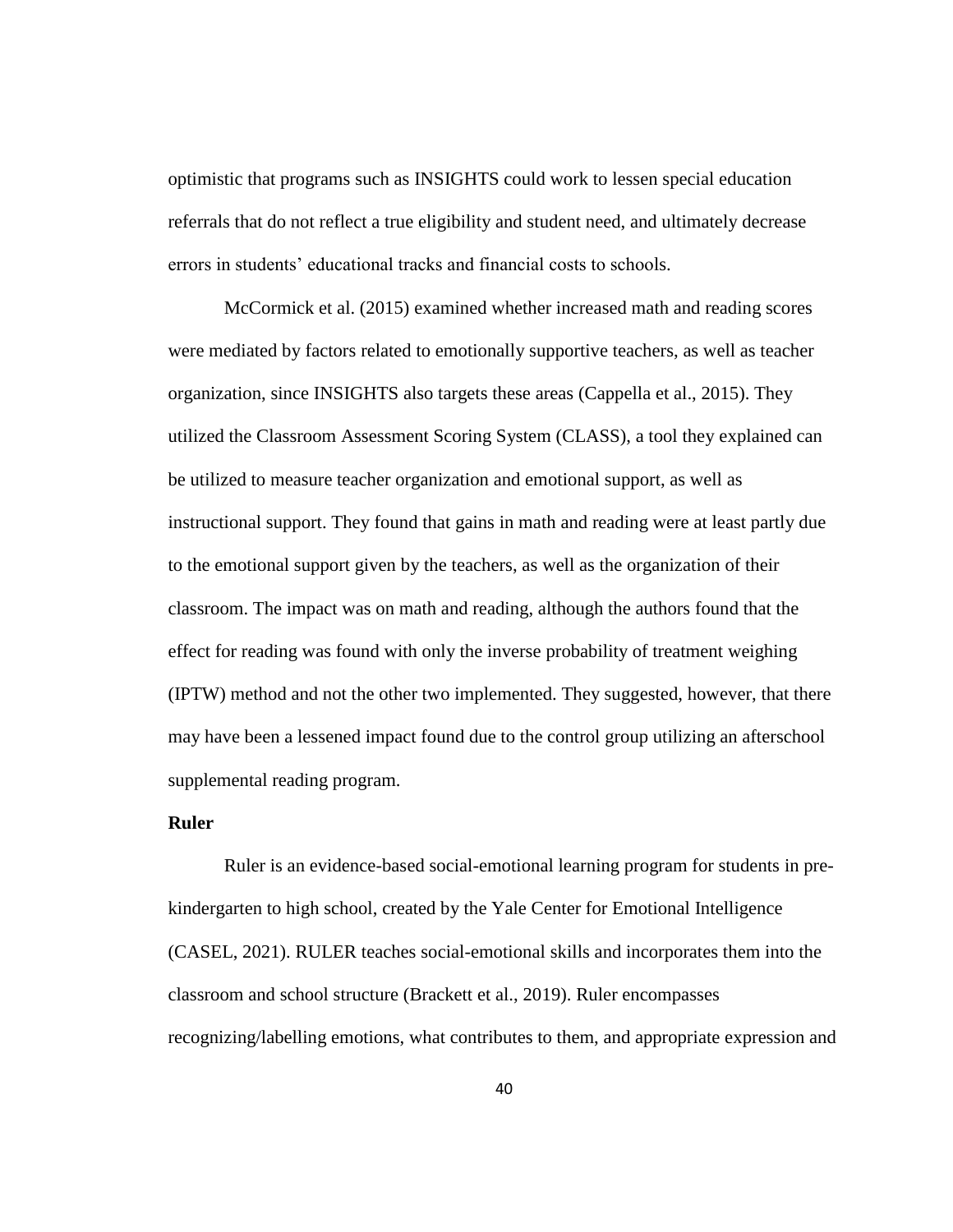optimistic that programs such as INSIGHTS could work to lessen special education referrals that do not reflect a true eligibility and student need, and ultimately decrease errors in students' educational tracks and financial costs to schools.

McCormick et al. (2015) examined whether increased math and reading scores were mediated by factors related to emotionally supportive teachers, as well as teacher organization, since INSIGHTS also targets these areas (Cappella et al., 2015). They utilized the Classroom Assessment Scoring System (CLASS), a tool they explained can be utilized to measure teacher organization and emotional support, as well as instructional support. They found that gains in math and reading were at least partly due to the emotional support given by the teachers, as well as the organization of their classroom. The impact was on math and reading, although the authors found that the effect for reading was found with only the inverse probability of treatment weighing (IPTW) method and not the other two implemented. They suggested, however, that there may have been a lessened impact found due to the control group utilizing an afterschool supplemental reading program.

**Ruler**

Ruler is an evidence-based social-emotional learning program for students in pre-kindergarten to high school, created by the Yale Center for Emotional Intelligence (CASEL, 2021). RULER teaches social-emotional skills and incorporates them into the classroom and school structure (Brackett et al., 2019). Ruler encompasses recognizing/labelling emotions, what contributes to them, and appropriate expression and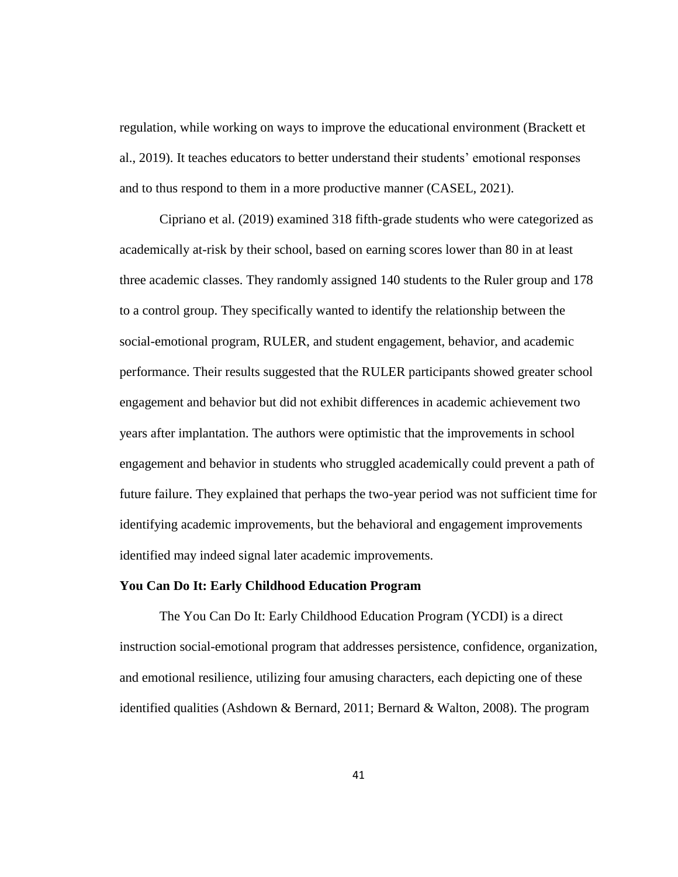regulation, while working on ways to improve the educational environment (Brackett et al., 2019). It teaches educators to better understand their students' emotional responses and to thus respond to them in a more productive manner (CASEL, 2021).

Cipriano et al. (2019) examined 318 fifth-grade students who were categorized as academically at-risk by their school, based on earning scores lower than 80 in at least three academic classes. They randomly assigned 140 students to the Ruler group and 178 to a control group. They specifically wanted to identify the relationship between the social-emotional program, RULER, and student engagement, behavior, and academic performance. Their results suggested that the RULER participants showed greater school engagement and behavior but did not exhibit differences in academic achievement two years after implantation. The authors were optimistic that the improvements in school engagement and behavior in students who struggled academically could prevent a path of future failure. They explained that perhaps the two-year period was not sufficient time for identifying academic improvements, but the behavioral and engagement improvements identified may indeed signal later academic improvements.

**You Can Do It: Early Childhood Education Program**

The You Can Do It: Early Childhood Education Program (YCDI) is a direct instruction social-emotional program that addresses persistence, confidence, organization, and emotional resilience, utilizing four amusing characters, each depicting one of these identified qualities (Ashdown & Bernard, 2011; Bernard & Walton, 2008). The program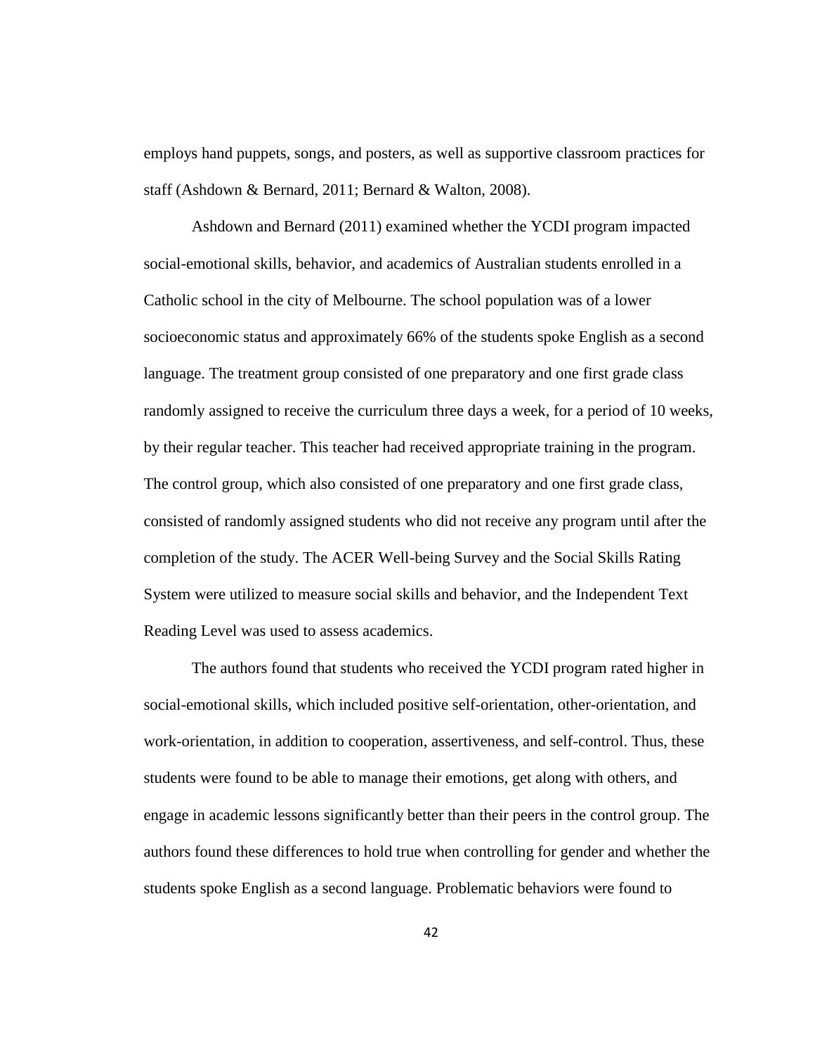employs hand puppets, songs, and posters, as well as supportive classroom practices for staff (Ashdown & Bernard, 2011; Bernard & Walton, 2008).

Ashdown and Bernard (2011) examined whether the YCDI program impacted social-emotional skills, behavior, and academics of Australian students enrolled in a Catholic school in the city of Melbourne. The school population was of a lower socioeconomic status and approximately 66% of the students spoke English as a second language. The treatment group consisted of one preparatory and one first grade class randomly assigned to receive the curriculum three days a week, for a period of 10 weeks, by their regular teacher. This teacher had received appropriate training in the program. The control group, which also consisted of one preparatory and one first grade class, consisted of randomly assigned students who did not receive any program until after the completion of the study. The ACER Well-being Survey and the Social Skills Rating System were utilized to measure social skills and behavior, and the Independent Text Reading Level was used to assess academics.

The authors found that students who received the YCDI program rated higher in social-emotional skills, which included positive self-orientation, other-orientation, and work-orientation, in addition to cooperation, assertiveness, and self-control. Thus, these students were found to be able to manage their emotions, get along with others, and engage in academic lessons significantly better than their peers in the control group. The authors found these differences to hold true when controlling for gender and whether the students spoke English as a second language. Problematic behaviors were found to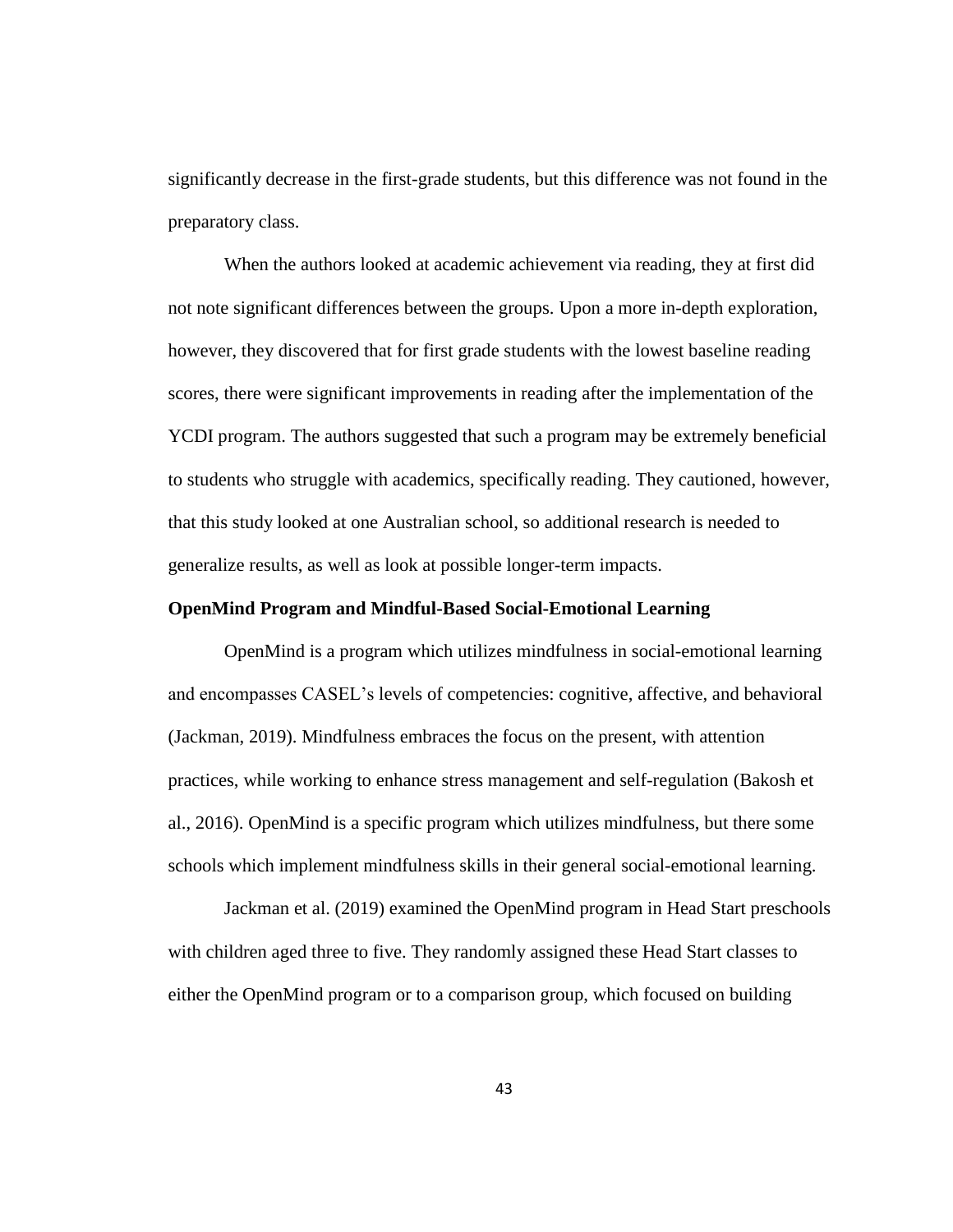significantly decrease in the first-grade students, but this difference was not found in the preparatory class.

When the authors looked at academic achievement via reading, they at first did not note significant differences between the groups. Upon a more in-depth exploration, however, they discovered that for first grade students with the lowest baseline reading scores, there were significant improvements in reading after the implementation of the YCDI program. The authors suggested that such a program may be extremely beneficial to students who struggle with academics, specifically reading. They cautioned, however, that this study looked at one Australian school, so additional research is needed to generalize results, as well as look at possible longer-term impacts.

**OpenMind Program and Mindful-Based Social-Emotional Learning**

OpenMind is a program which utilizes mindfulness in social-emotional learning and encompasses CASEL's levels of competencies: cognitive, affective, and behavioral (Jackman, 2019). Mindfulness embraces the focus on the present, with attention practices, while working to enhance stress management and self-regulation (Bakosh et al., 2016). OpenMind is a specific program which utilizes mindfulness, but there some schools which implement mindfulness skills in their general social-emotional learning.

Jackman et al. (2019) examined the OpenMind program in Head Start preschools with children aged three to five. They randomly assigned these Head Start classes to either the OpenMind program or to a comparison group, which focused on building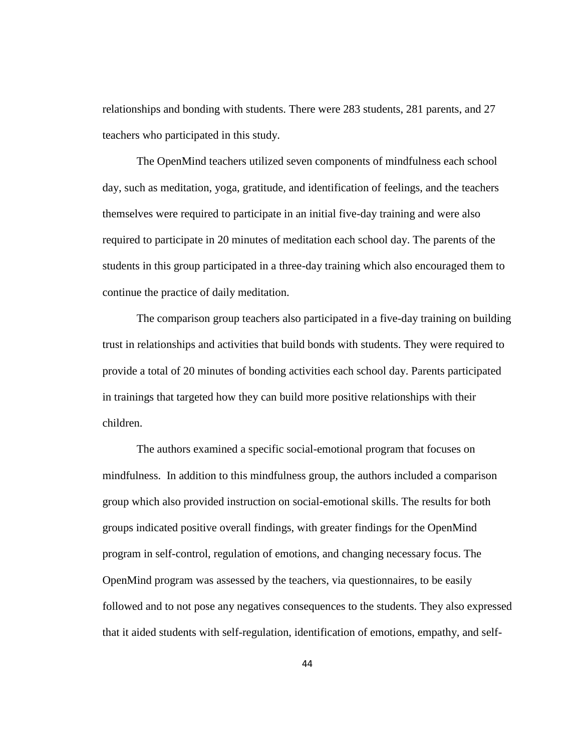relationships and bonding with students. There were 283 students, 281 parents, and 27 teachers who participated in this study.

The OpenMind teachers utilized seven components of mindfulness each school day, such as meditation, yoga, gratitude, and identification of feelings, and the teachers themselves were required to participate in an initial five-day training and were also required to participate in 20 minutes of meditation each school day. The parents of the students in this group participated in a three-day training which also encouraged them to continue the practice of daily meditation.

The comparison group teachers also participated in a five-day training on building trust in relationships and activities that build bonds with students. They were required to provide a total of 20 minutes of bonding activities each school day. Parents participated in trainings that targeted how they can build more positive relationships with their children.

The authors examined a specific social-emotional program that focuses on mindfulness. In addition to this mindfulness group, the authors included a comparison group which also provided instruction on social-emotional skills. The results for both groups indicated positive overall findings, with greater findings for the OpenMind program in self-control, regulation of emotions, and changing necessary focus. The OpenMind program was assessed by the teachers, via questionnaires, to be easily followed and to not pose any negatives consequences to the students. They also expressed that it aided students with self-regulation, identification of emotions, empathy, and self-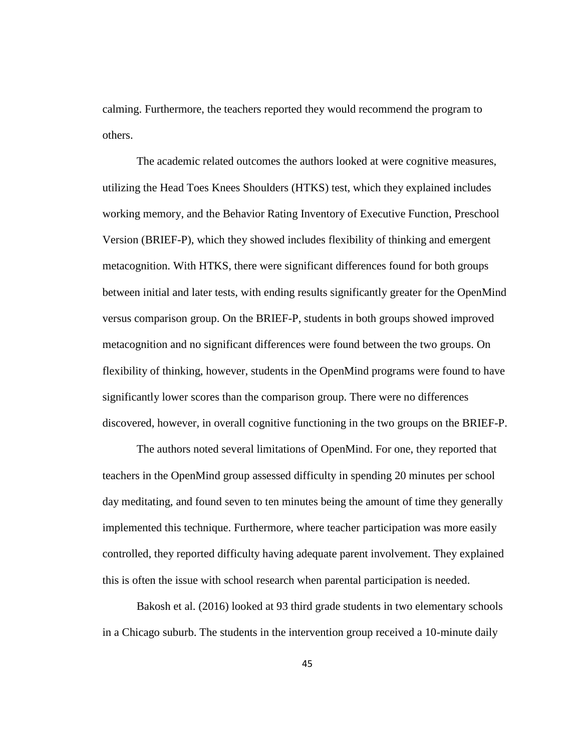calming. Furthermore, the teachers reported they would recommend the program to others.

The academic related outcomes the authors looked at were cognitive measures, utilizing the Head Toes Knees Shoulders (HTKS) test, which they explained includes working memory, and the Behavior Rating Inventory of Executive Function, Preschool Version (BRIEF-P), which they showed includes flexibility of thinking and emergent metacognition. With HTKS, there were significant differences found for both groups between initial and later tests, with ending results significantly greater for the OpenMind versus comparison group. On the BRIEF-P, students in both groups showed improved metacognition and no significant differences were found between the two groups. On flexibility of thinking, however, students in the OpenMind programs were found to have significantly lower scores than the comparison group. There were no differences discovered, however, in overall cognitive functioning in the two groups on the BRIEF-P.

The authors noted several limitations of OpenMind. For one, they reported that teachers in the OpenMind group assessed difficulty in spending 20 minutes per school day meditating, and found seven to ten minutes being the amount of time they generally implemented this technique. Furthermore, where teacher participation was more easily controlled, they reported difficulty having adequate parent involvement. They explained this is often the issue with school research when parental participation is needed.

Bakosh et al. (2016) looked at 93 third grade students in two elementary schools in a Chicago suburb. The students in the intervention group received a 10-minute daily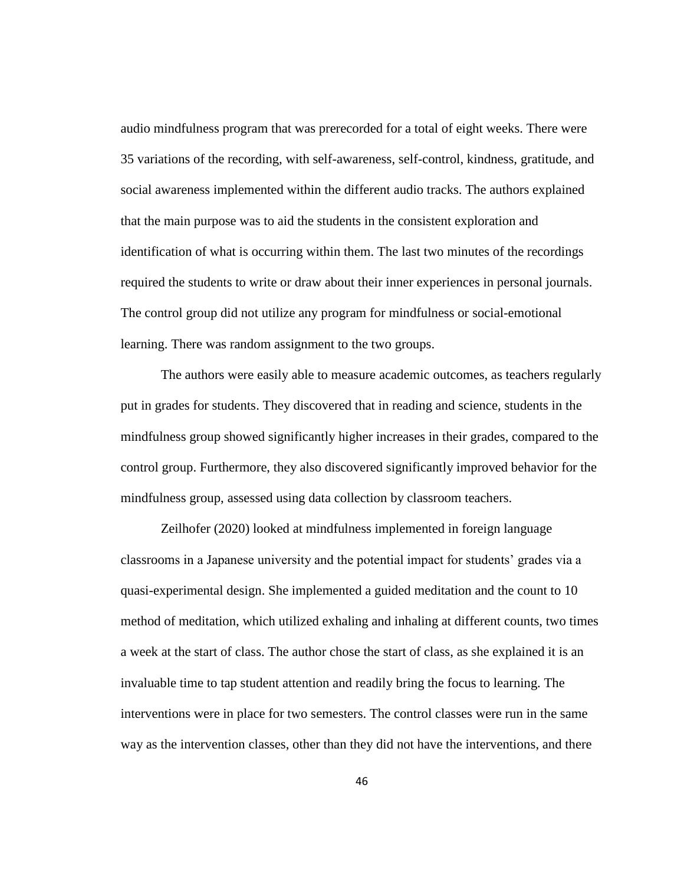audio mindfulness program that was prerecorded for a total of eight weeks. There were 35 variations of the recording, with self-awareness, self-control, kindness, gratitude, and social awareness implemented within the different audio tracks. The authors explained that the main purpose was to aid the students in the consistent exploration and identification of what is occurring within them. The last two minutes of the recordings required the students to write or draw about their inner experiences in personal journals. The control group did not utilize any program for mindfulness or social-emotional learning. There was random assignment to the two groups.

The authors were easily able to measure academic outcomes, as teachers regularly put in grades for students. They discovered that in reading and science, students in the mindfulness group showed significantly higher increases in their grades, compared to the control group. Furthermore, they also discovered significantly improved behavior for the mindfulness group, assessed using data collection by classroom teachers.

Zeilhofer (2020) looked at mindfulness implemented in foreign language classrooms in a Japanese university and the potential impact for students' grades via a quasi-experimental design. She implemented a guided meditation and the count to 10 method of meditation, which utilized exhaling and inhaling at different counts, two times a week at the start of class. The author chose the start of class, as she explained it is an invaluable time to tap student attention and readily bring the focus to learning. The interventions were in place for two semesters. The control classes were run in the same way as the intervention classes, other than they did not have the interventions, and there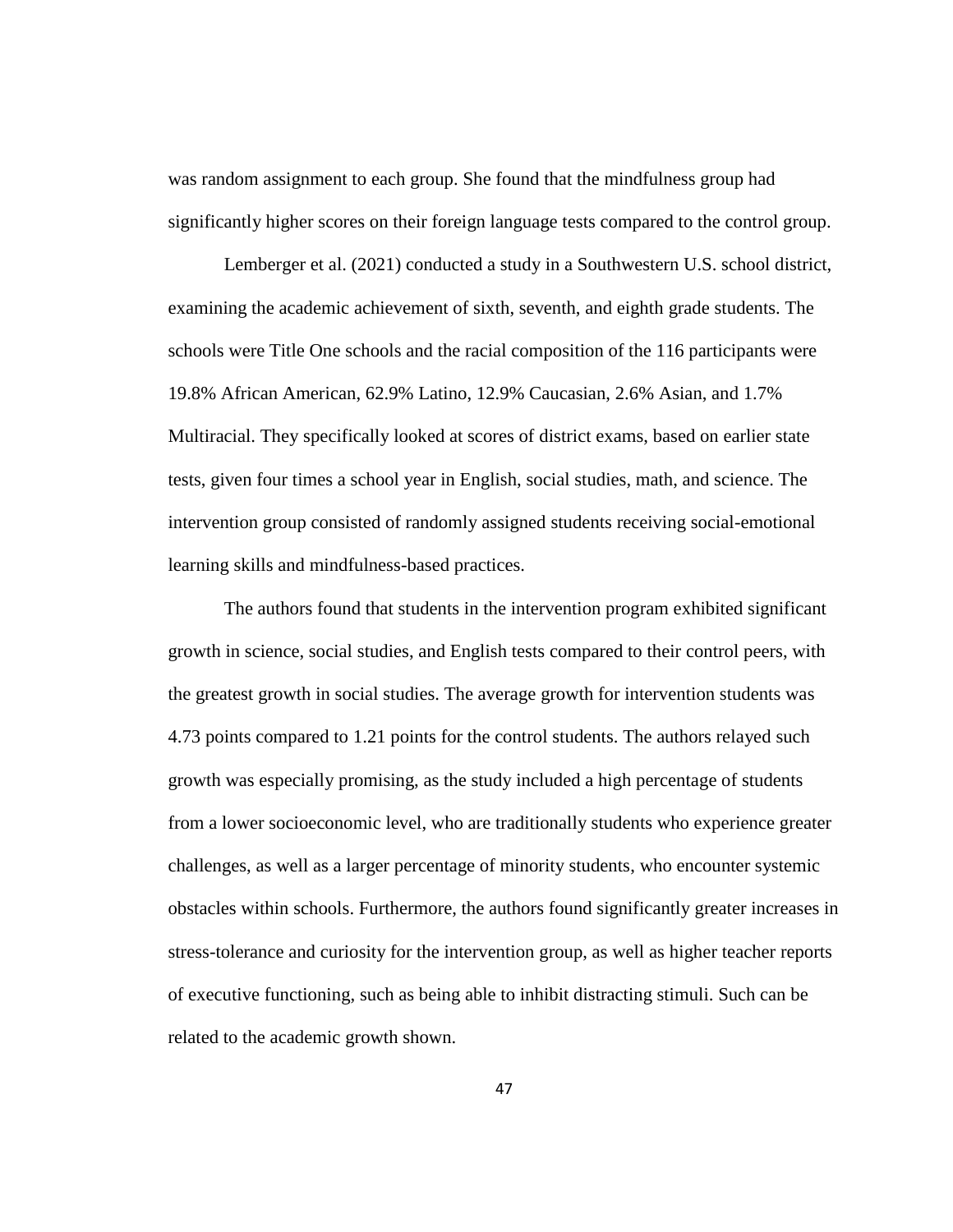was random assignment to each group. She found that the mindfulness group had significantly higher scores on their foreign language tests compared to the control group.

Lemberger et al. (2021) conducted a study in a Southwestern U.S. school district, examining the academic achievement of sixth, seventh, and eighth grade students. The schools were Title One schools and the racial composition of the 116 participants were 19.8% African American, 62.9% Latino, 12.9% Caucasian, 2.6% Asian, and 1.7% Multiracial. They specifically looked at scores of district exams, based on earlier state tests, given four times a school year in English, social studies, math, and science. The intervention group consisted of randomly assigned students receiving social-emotional learning skills and mindfulness-based practices.

The authors found that students in the intervention program exhibited significant growth in science, social studies, and English tests compared to their control peers, with the greatest growth in social studies. The average growth for intervention students was 4.73 points compared to 1.21 points for the control students. The authors relayed such growth was especially promising, as the study included a high percentage of students from a lower socioeconomic level, who are traditionally students who experience greater challenges, as well as a larger percentage of minority students, who encounter systemic obstacles within schools. Furthermore, the authors found significantly greater increases in stress-tolerance and curiosity for the intervention group, as well as higher teacher reports of executive functioning, such as being able to inhibit distracting stimuli. Such can be related to the academic growth shown.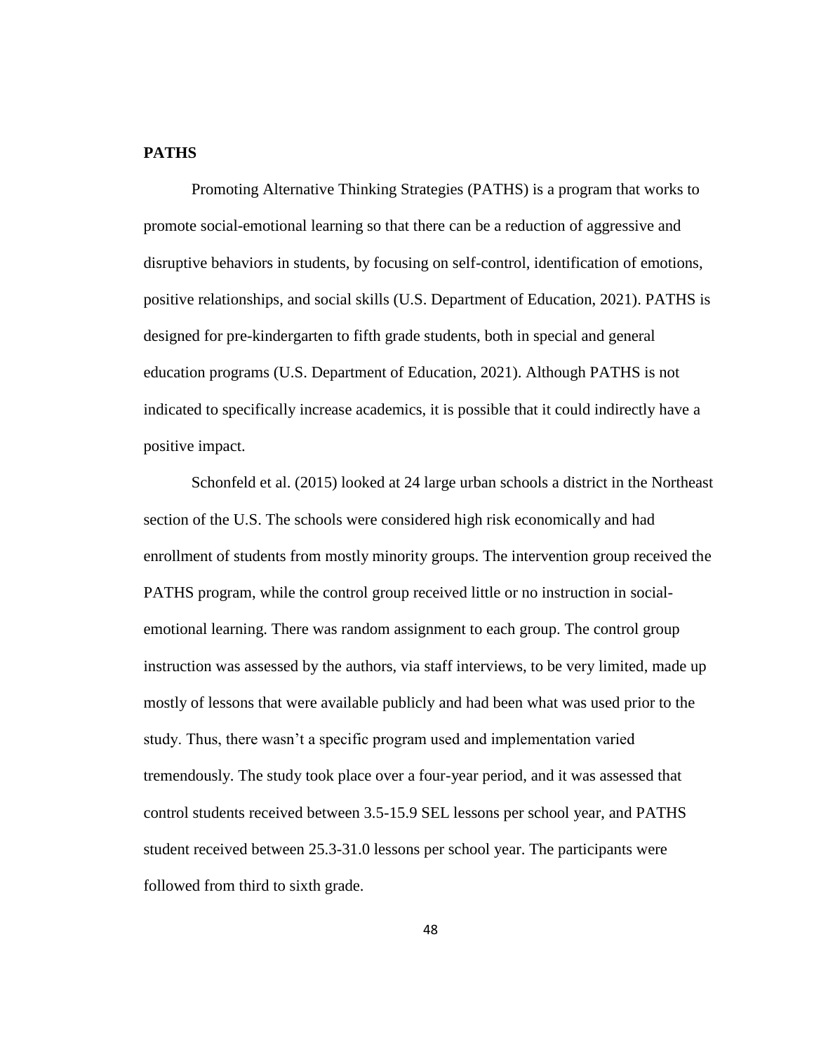**PATHS**

Promoting Alternative Thinking Strategies (PATHS) is a program that works to promote social-emotional learning so that there can be a reduction of aggressive and disruptive behaviors in students, by focusing on self-control, identification of emotions, positive relationships, and social skills (U.S. Department of Education, 2021). PATHS is designed for pre-kindergarten to fifth grade students, both in special and general education programs (U.S. Department of Education, 2021). Although PATHS is not indicated to specifically increase academics, it is possible that it could indirectly have a positive impact.

Schonfeld et al. (2015) looked at 24 large urban schools a district in the Northeast section of the U.S. The schools were considered high risk economically and had enrollment of students from mostly minority groups. The intervention group received the PATHS program, while the control group received little or no instruction in social-emotional learning. There was random assignment to each group. The control group instruction was assessed by the authors, via staff interviews, to be very limited, made up mostly of lessons that were available publicly and had been what was used prior to the study. Thus, there wasn't a specific program used and implementation varied tremendously. The study took place over a four-year period, and it was assessed that control students received between 3.5-15.9 SEL lessons per school year, and PATHS student received between 25.3-31.0 lessons per school year. The participants were followed from third to sixth grade.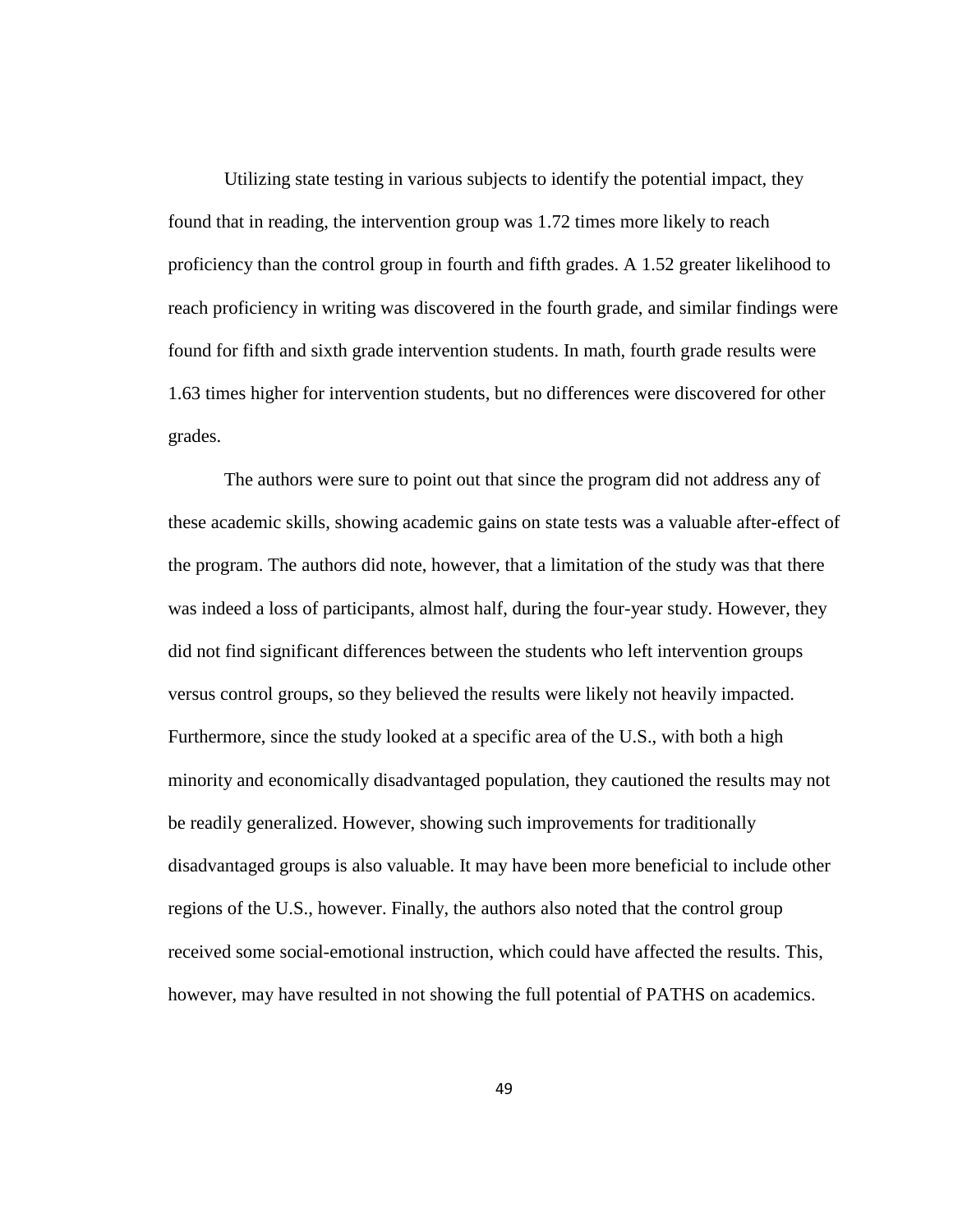Utilizing state testing in various subjects to identify the potential impact, they found that in reading, the intervention group was 1.72 times more likely to reach proficiency than the control group in fourth and fifth grades. A 1.52 greater likelihood to reach proficiency in writing was discovered in the fourth grade, and similar findings were found for fifth and sixth grade intervention students. In math, fourth grade results were 1.63 times higher for intervention students, but no differences were discovered for other grades.

The authors were sure to point out that since the program did not address any of these academic skills, showing academic gains on state tests was a valuable after-effect of the program. The authors did note, however, that a limitation of the study was that there was indeed a loss of participants, almost half, during the four-year study. However, they did not find significant differences between the students who left intervention groups versus control groups, so they believed the results were likely not heavily impacted. Furthermore, since the study looked at a specific area of the U.S., with both a high minority and economically disadvantaged population, they cautioned the results may not be readily generalized. However, showing such improvements for traditionally disadvantaged groups is also valuable. It may have been more beneficial to include other regions of the U.S., however. Finally, the authors also noted that the control group received some social-emotional instruction, which could have affected the results. This, however, may have resulted in not showing the full potential of PATHS on academics.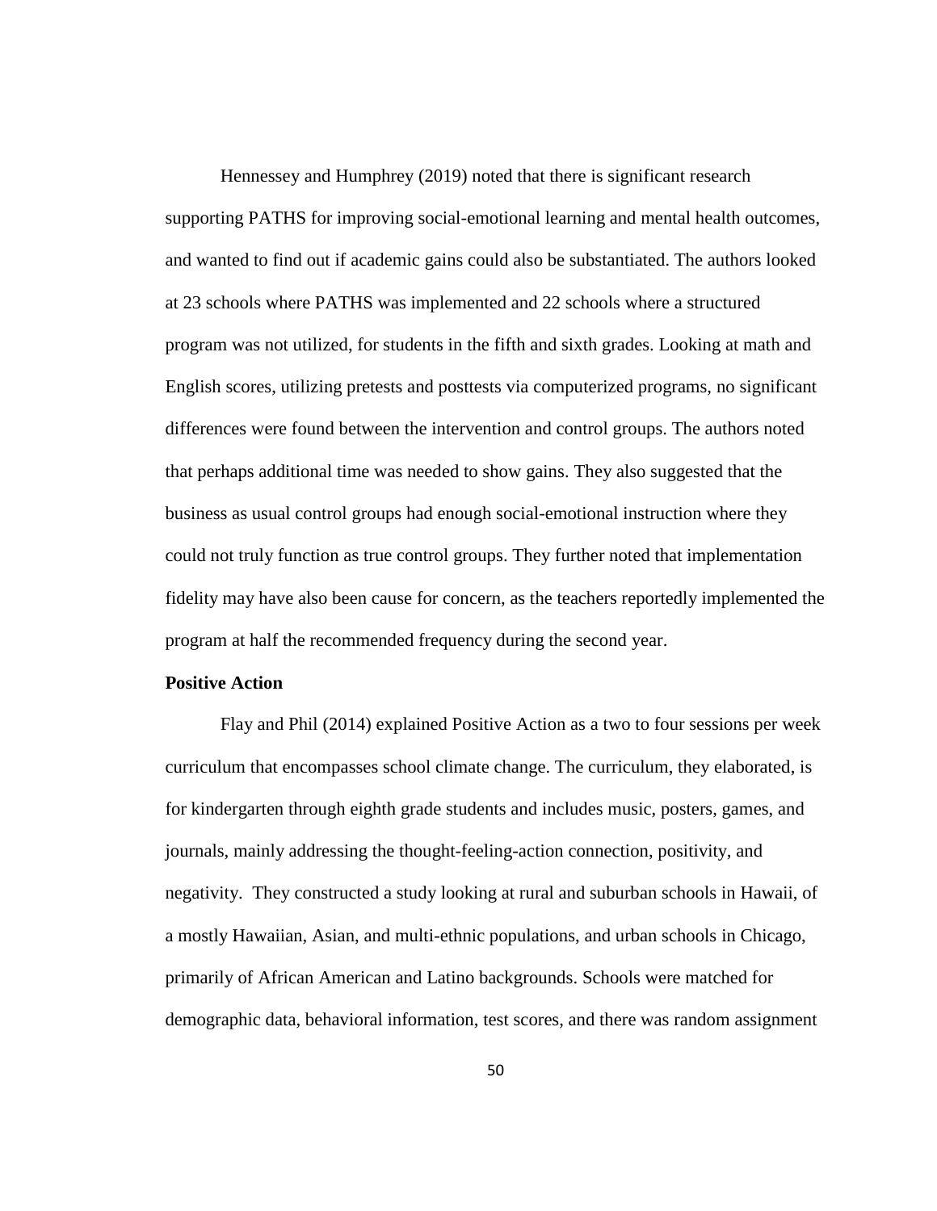Hennessey and Humphrey (2019) noted that there is significant research supporting PATHS for improving social-emotional learning and mental health outcomes, and wanted to find out if academic gains could also be substantiated. The authors looked at 23 schools where PATHS was implemented and 22 schools where a structured program was not utilized, for students in the fifth and sixth grades. Looking at math and English scores, utilizing pretests and posttests via computerized programs, no significant differences were found between the intervention and control groups. The authors noted that perhaps additional time was needed to show gains. They also suggested that the business as usual control groups had enough social-emotional instruction where they could not truly function as true control groups. They further noted that implementation fidelity may have also been cause for concern, as the teachers reportedly implemented the program at half the recommended frequency during the second year.

**Positive Action**

Flay and Phil (2014) explained Positive Action as a two to four sessions per week curriculum that encompasses school climate change. The curriculum, they elaborated, is for kindergarten through eighth grade students and includes music, posters, games, and journals, mainly addressing the thought-feeling-action connection, positivity, and negativity. They constructed a study looking at rural and suburban schools in Hawaii, of a mostly Hawaiian, Asian, and multi-ethnic populations, and urban schools in Chicago, primarily of African American and Latino backgrounds. Schools were matched for demographic data, behavioral information, test scores, and there was random assignment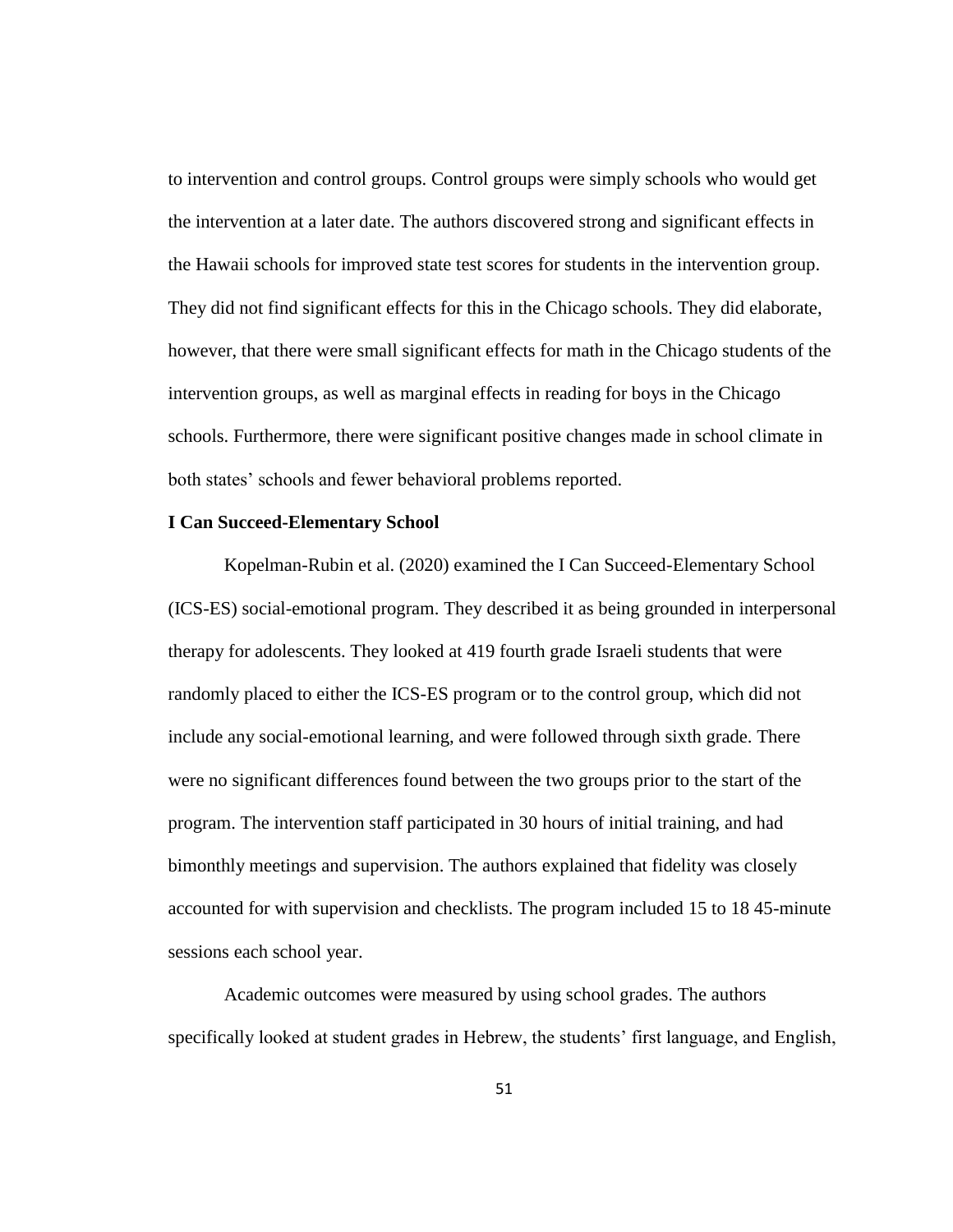to intervention and control groups. Control groups were simply schools who would get the intervention at a later date. The authors discovered strong and significant effects in the Hawaii schools for improved state test scores for students in the intervention group. They did not find significant effects for this in the Chicago schools. They did elaborate, however, that there were small significant effects for math in the Chicago students of the intervention groups, as well as marginal effects in reading for boys in the Chicago schools. Furthermore, there were significant positive changes made in school climate in both states' schools and fewer behavioral problems reported.

**I Can Succeed-Elementary School**

Kopelman-Rubin et al. (2020) examined the I Can Succeed-Elementary School (ICS-ES) social-emotional program. They described it as being grounded in interpersonal therapy for adolescents. They looked at 419 fourth grade Israeli students that were randomly placed to either the ICS-ES program or to the control group, which did not include any social-emotional learning, and were followed through sixth grade. There were no significant differences found between the two groups prior to the start of the program. The intervention staff participated in 30 hours of initial training, and had bimonthly meetings and supervision. The authors explained that fidelity was closely accounted for with supervision and checklists. The program included 15 to 18 45-minute sessions each school year.

Academic outcomes were measured by using school grades. The authors specifically looked at student grades in Hebrew, the students' first language, and English,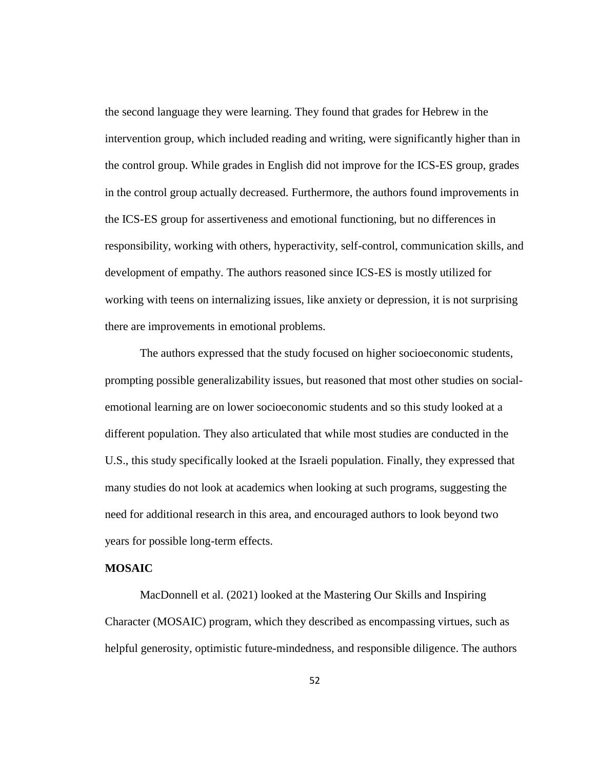the second language they were learning. They found that grades for Hebrew in the intervention group, which included reading and writing, were significantly higher than in the control group. While grades in English did not improve for the ICS-ES group, grades in the control group actually decreased. Furthermore, the authors found improvements in the ICS-ES group for assertiveness and emotional functioning, but no differences in responsibility, working with others, hyperactivity, self-control, communication skills, and development of empathy. The authors reasoned since ICS-ES is mostly utilized for working with teens on internalizing issues, like anxiety or depression, it is not surprising there are improvements in emotional problems.

The authors expressed that the study focused on higher socioeconomic students, prompting possible generalizability issues, but reasoned that most other studies on social-emotional learning are on lower socioeconomic students and so this study looked at a different population. They also articulated that while most studies are conducted in the U.S., this study specifically looked at the Israeli population. Finally, they expressed that many studies do not look at academics when looking at such programs, suggesting the need for additional research in this area, and encouraged authors to look beyond two years for possible long-term effects.

**MOSAIC**

MacDonnell et al. (2021) looked at the Mastering Our Skills and Inspiring Character (MOSAIC) program, which they described as encompassing virtues, such as helpful generosity, optimistic future-mindedness, and responsible diligence. The authors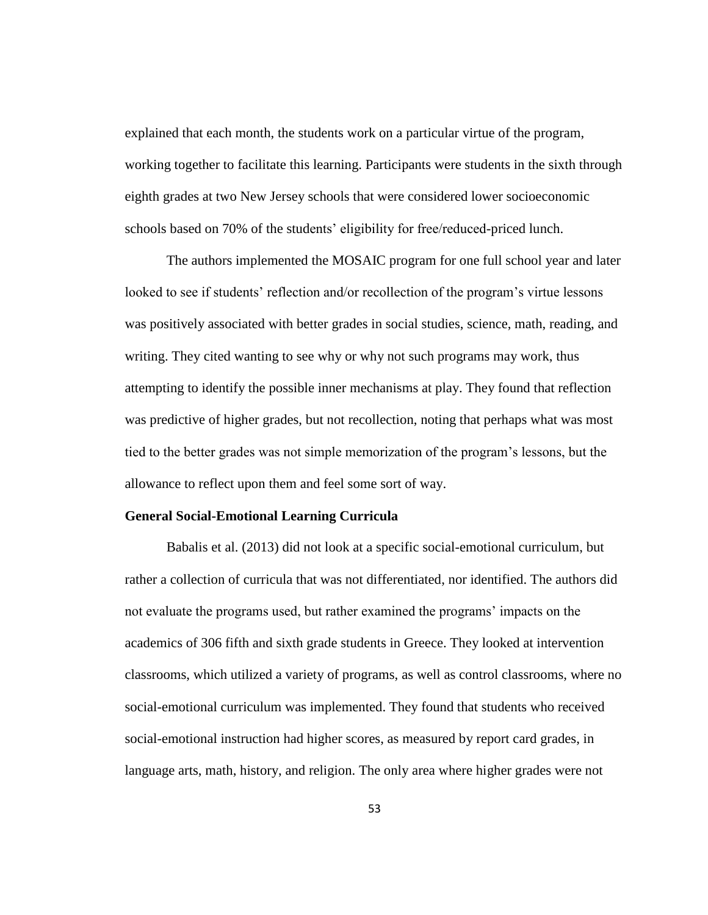explained that each month, the students work on a particular virtue of the program, working together to facilitate this learning. Participants were students in the sixth through eighth grades at two New Jersey schools that were considered lower socioeconomic schools based on 70% of the students' eligibility for free/reduced-priced lunch.

The authors implemented the MOSAIC program for one full school year and later looked to see if students' reflection and/or recollection of the program's virtue lessons was positively associated with better grades in social studies, science, math, reading, and writing. They cited wanting to see why or why not such programs may work, thus attempting to identify the possible inner mechanisms at play. They found that reflection was predictive of higher grades, but not recollection, noting that perhaps what was most tied to the better grades was not simple memorization of the program's lessons, but the allowance to reflect upon them and feel some sort of way.

### General Social-Emotional Learning Curricula

Babalis et al. (2013) did not look at a specific social-emotional curriculum, but rather a collection of curricula that was not differentiated, nor identified. The authors did not evaluate the programs used, but rather examined the programs' impacts on the academics of 306 fifth and sixth grade students in Greece. They looked at intervention classrooms, which utilized a variety of programs, as well as control classrooms, where no social-emotional curriculum was implemented. They found that students who received social-emotional instruction had higher scores, as measured by report card grades, in language arts, math, history, and religion. The only area where higher grades were not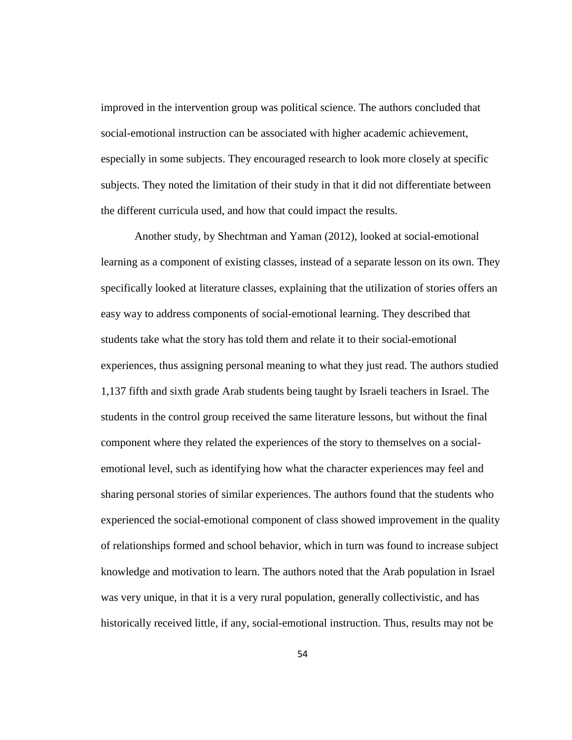improved in the intervention group was political science. The authors concluded that social-emotional instruction can be associated with higher academic achievement, especially in some subjects. They encouraged research to look more closely at specific subjects. They noted the limitation of their study in that it did not differentiate between the different curricula used, and how that could impact the results.

Another study, by Shechtman and Yaman (2012), looked at social-emotional learning as a component of existing classes, instead of a separate lesson on its own. They specifically looked at literature classes, explaining that the utilization of stories offers an easy way to address components of social-emotional learning. They described that students take what the story has told them and relate it to their social-emotional experiences, thus assigning personal meaning to what they just read. The authors studied 1,137 fifth and sixth grade Arab students being taught by Israeli teachers in Israel. The students in the control group received the same literature lessons, but without the final component where they related the experiences of the story to themselves on a social-emotional level, such as identifying how what the character experiences may feel and sharing personal stories of similar experiences. The authors found that the students who experienced the social-emotional component of class showed improvement in the quality of relationships formed and school behavior, which in turn was found to increase subject knowledge and motivation to learn. The authors noted that the Arab population in Israel was very unique, in that it is a very rural population, generally collectivistic, and has historically received little, if any, social-emotional instruction. Thus, results may not be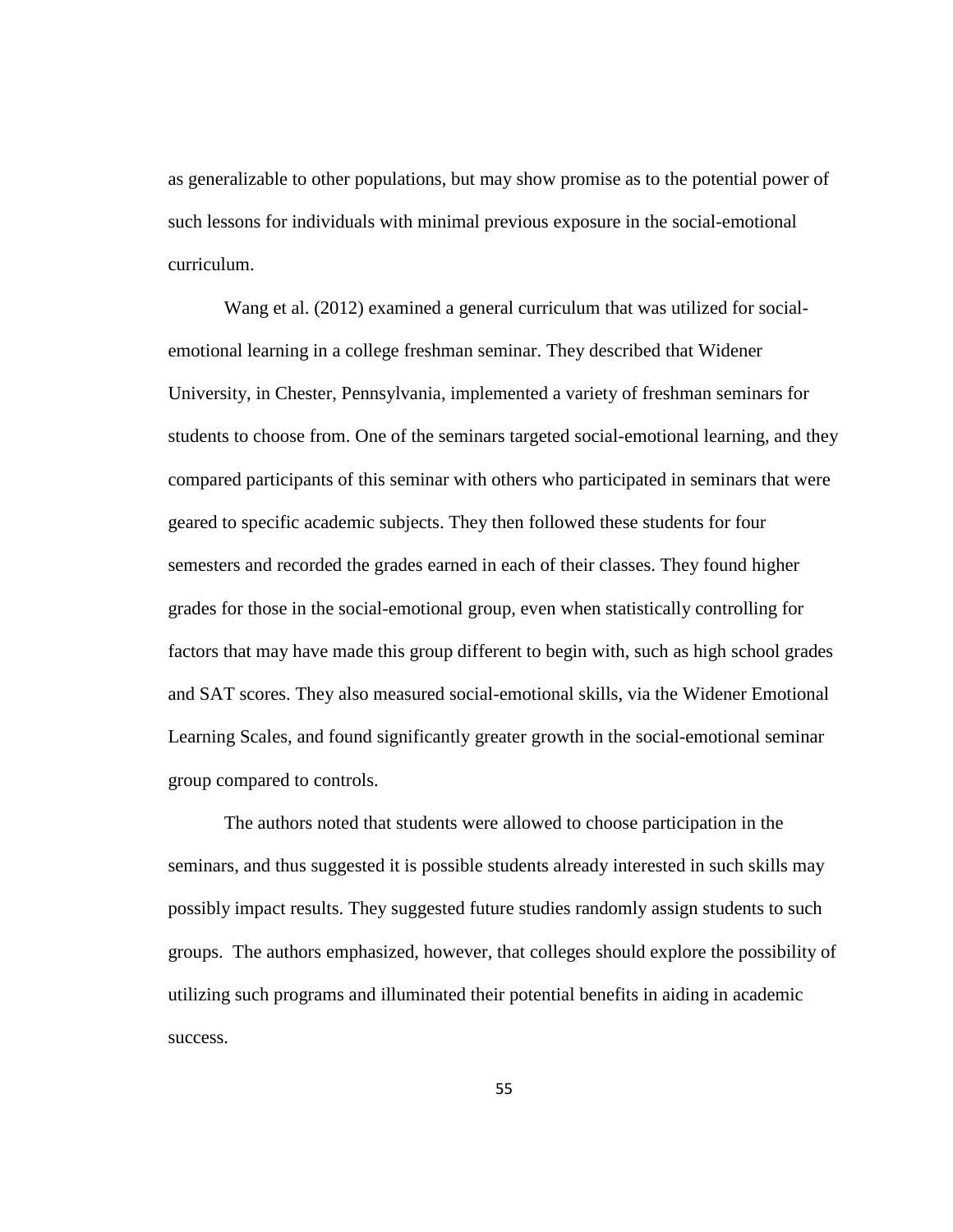as generalizable to other populations, but may show promise as to the potential power of such lessons for individuals with minimal previous exposure in the social-emotional curriculum.

Wang et al. (2012) examined a general curriculum that was utilized for social-emotional learning in a college freshman seminar. They described that Widener University, in Chester, Pennsylvania, implemented a variety of freshman seminars for students to choose from. One of the seminars targeted social-emotional learning, and they compared participants of this seminar with others who participated in seminars that were geared to specific academic subjects. They then followed these students for four semesters and recorded the grades earned in each of their classes. They found higher grades for those in the social-emotional group, even when statistically controlling for factors that may have made this group different to begin with, such as high school grades and SAT scores. They also measured social-emotional skills, via the Widener Emotional Learning Scales, and found significantly greater growth in the social-emotional seminar group compared to controls.

The authors noted that students were allowed to choose participation in the seminars, and thus suggested it is possible students already interested in such skills may possibly impact results. They suggested future studies randomly assign students to such groups. The authors emphasized, however, that colleges should explore the possibility of utilizing such programs and illuminated their potential benefits in aiding in academic success.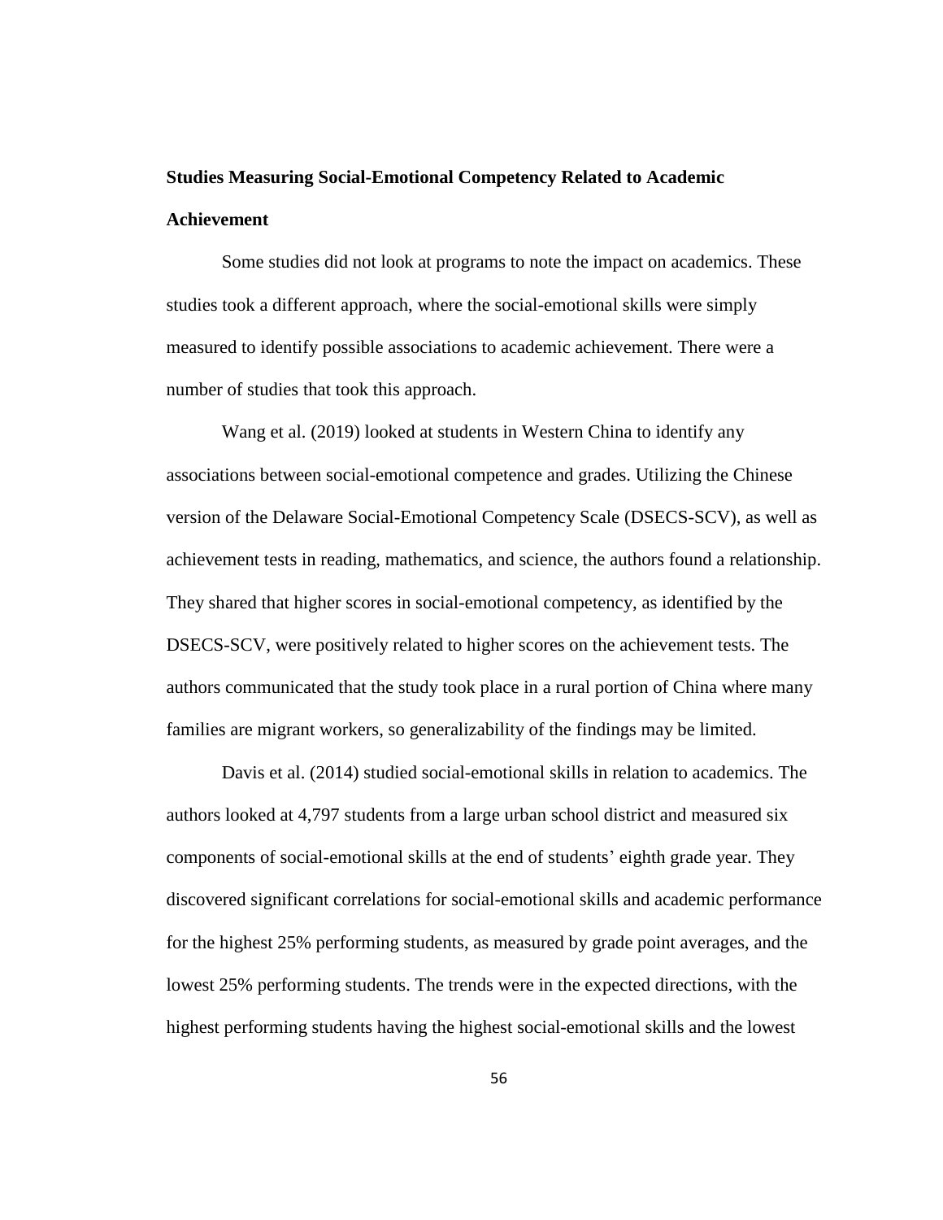### Studies Measuring Social-Emotional Competency Related to Academic Achievement

Some studies did not look at programs to note the impact on academics. These studies took a different approach, where the social-emotional skills were simply measured to identify possible associations to academic achievement. There were a number of studies that took this approach.

Wang et al. (2019) looked at students in Western China to identify any associations between social-emotional competence and grades. Utilizing the Chinese version of the Delaware Social-Emotional Competency Scale (DSECS-SCV), as well as achievement tests in reading, mathematics, and science, the authors found a relationship. They shared that higher scores in social-emotional competency, as identified by the DSECS-SCV, were positively related to higher scores on the achievement tests. The authors communicated that the study took place in a rural portion of China where many families are migrant workers, so generalizability of the findings may be limited.

Davis et al. (2014) studied social-emotional skills in relation to academics. The authors looked at 4,797 students from a large urban school district and measured six components of social-emotional skills at the end of students' eighth grade year. They discovered significant correlations for social-emotional skills and academic performance for the highest 25% performing students, as measured by grade point averages, and the lowest 25% performing students. The trends were in the expected directions, with the highest performing students having the highest social-emotional skills and the lowest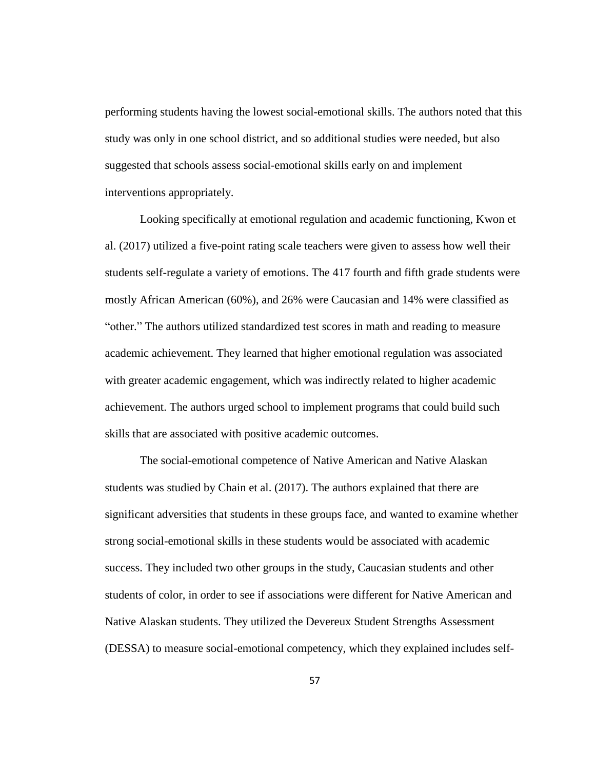performing students having the lowest social-emotional skills. The authors noted that this study was only in one school district, and so additional studies were needed, but also suggested that schools assess social-emotional skills early on and implement interventions appropriately.

Looking specifically at emotional regulation and academic functioning, Kwon et al. (2017) utilized a five-point rating scale teachers were given to assess how well their students self-regulate a variety of emotions. The 417 fourth and fifth grade students were mostly African American (60%), and 26% were Caucasian and 14% were classified as "other." The authors utilized standardized test scores in math and reading to measure academic achievement. They learned that higher emotional regulation was associated with greater academic engagement, which was indirectly related to higher academic achievement. The authors urged school to implement programs that could build such skills that are associated with positive academic outcomes.

The social-emotional competence of Native American and Native Alaskan students was studied by Chain et al. (2017). The authors explained that there are significant adversities that students in these groups face, and wanted to examine whether strong social-emotional skills in these students would be associated with academic success. They included two other groups in the study, Caucasian students and other students of color, in order to see if associations were different for Native American and Native Alaskan students. They utilized the Devereux Student Strengths Assessment (DESSA) to measure social-emotional competency, which they explained includes self-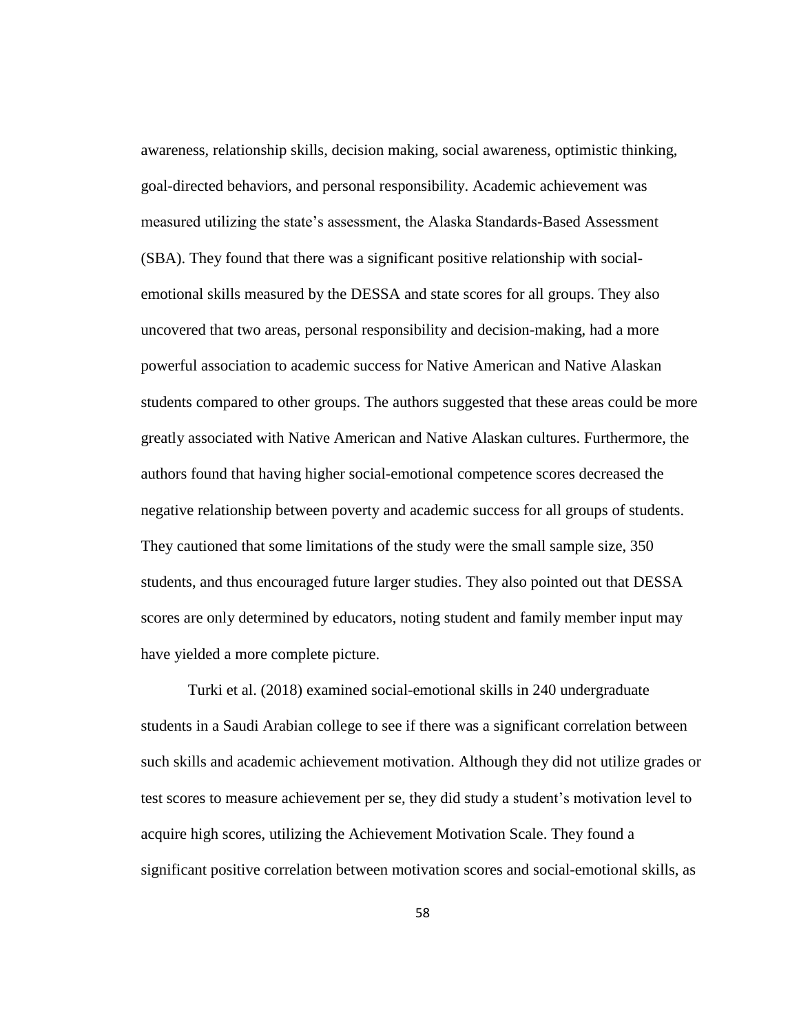awareness, relationship skills, decision making, social awareness, optimistic thinking, goal-directed behaviors, and personal responsibility. Academic achievement was measured utilizing the state's assessment, the Alaska Standards-Based Assessment (SBA). They found that there was a significant positive relationship with social-emotional skills measured by the DESSA and state scores for all groups. They also uncovered that two areas, personal responsibility and decision-making, had a more powerful association to academic success for Native American and Native Alaskan students compared to other groups. The authors suggested that these areas could be more greatly associated with Native American and Native Alaskan cultures. Furthermore, the authors found that having higher social-emotional competence scores decreased the negative relationship between poverty and academic success for all groups of students. They cautioned that some limitations of the study were the small sample size, 350 students, and thus encouraged future larger studies. They also pointed out that DESSA scores are only determined by educators, noting student and family member input may have yielded a more complete picture.

Turki et al. (2018) examined social-emotional skills in 240 undergraduate students in a Saudi Arabian college to see if there was a significant correlation between such skills and academic achievement motivation. Although they did not utilize grades or test scores to measure achievement per se, they did study a student's motivation level to acquire high scores, utilizing the Achievement Motivation Scale. They found a significant positive correlation between motivation scores and social-emotional skills, as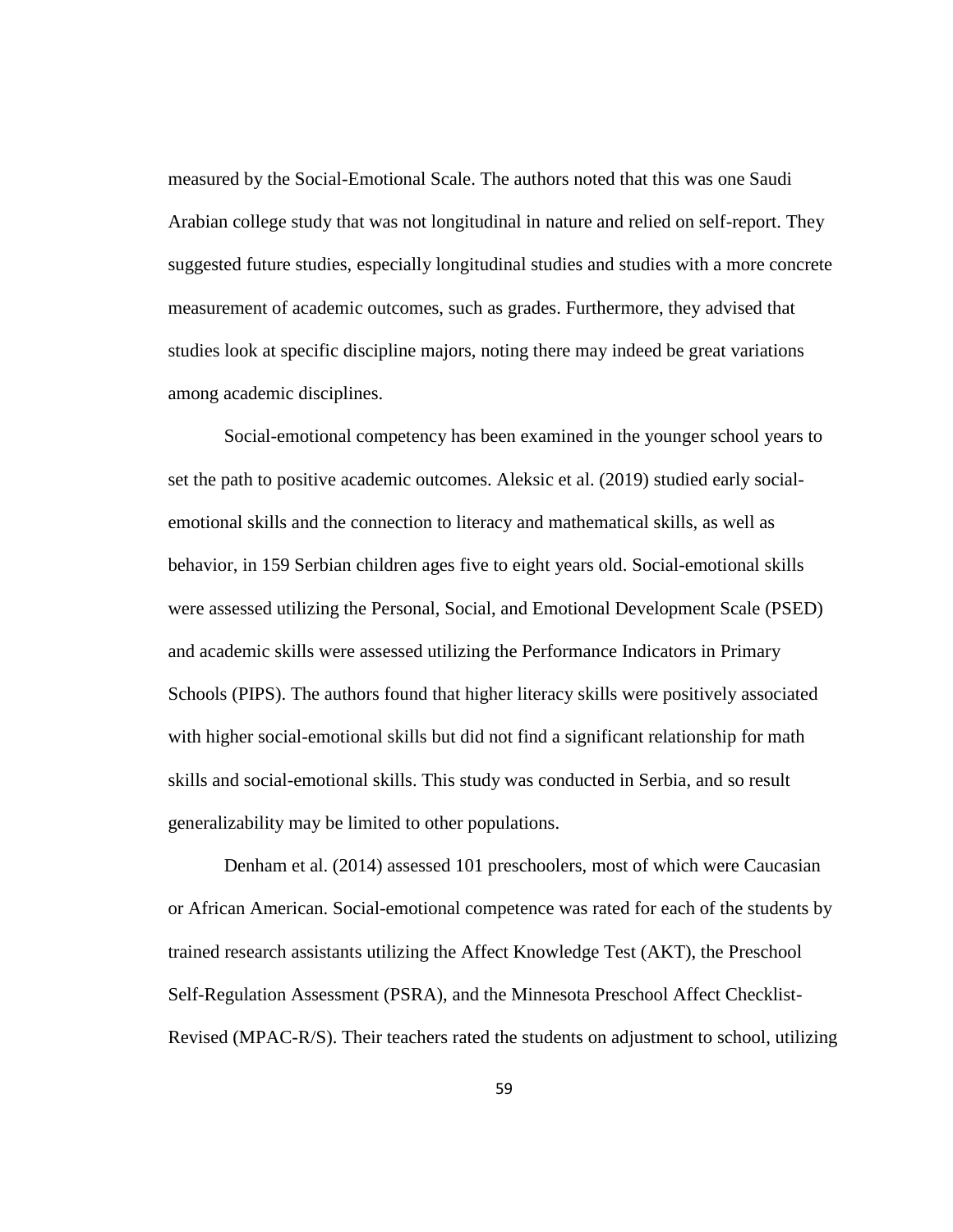measured by the Social-Emotional Scale. The authors noted that this was one Saudi Arabian college study that was not longitudinal in nature and relied on self-report. They suggested future studies, especially longitudinal studies and studies with a more concrete measurement of academic outcomes, such as grades. Furthermore, they advised that studies look at specific discipline majors, noting there may indeed be great variations among academic disciplines.

Social-emotional competency has been examined in the younger school years to set the path to positive academic outcomes. Aleksic et al. (2019) studied early social-emotional skills and the connection to literacy and mathematical skills, as well as behavior, in 159 Serbian children ages five to eight years old. Social-emotional skills were assessed utilizing the Personal, Social, and Emotional Development Scale (PSED) and academic skills were assessed utilizing the Performance Indicators in Primary Schools (PIPS). The authors found that higher literacy skills were positively associated with higher social-emotional skills but did not find a significant relationship for math skills and social-emotional skills. This study was conducted in Serbia, and so result generalizability may be limited to other populations.

Denham et al. (2014) assessed 101 preschoolers, most of which were Caucasian or African American. Social-emotional competence was rated for each of the students by trained research assistants utilizing the Affect Knowledge Test (AKT), the Preschool Self-Regulation Assessment (PSRA), and the Minnesota Preschool Affect Checklist-Revised (MPAC-R/S). Their teachers rated the students on adjustment to school, utilizing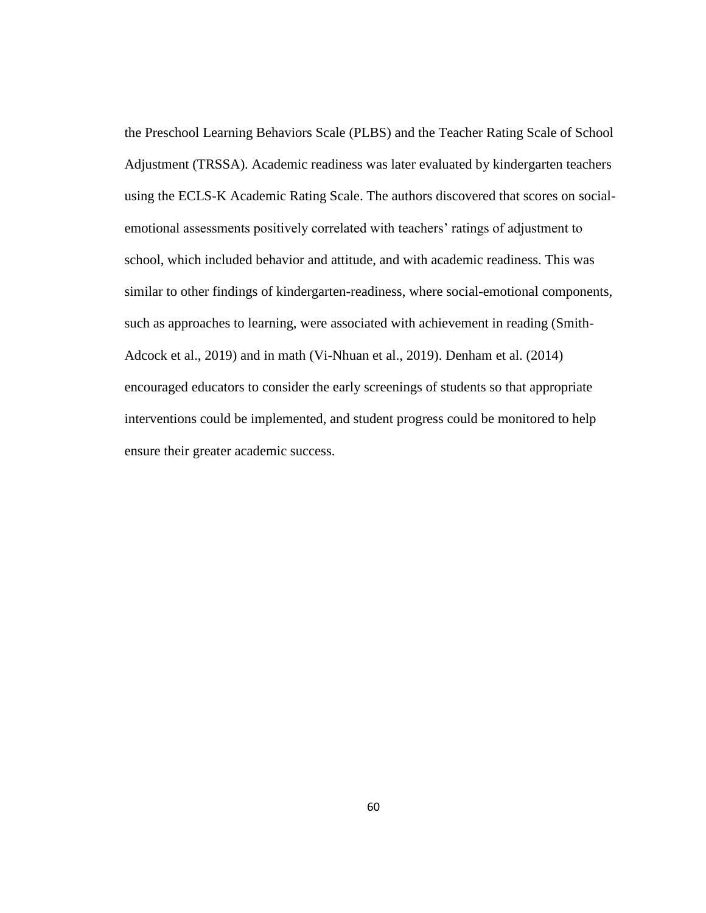the Preschool Learning Behaviors Scale (PLBS) and the Teacher Rating Scale of School Adjustment (TRSSA). Academic readiness was later evaluated by kindergarten teachers using the ECLS-K Academic Rating Scale. The authors discovered that scores on social-emotional assessments positively correlated with teachers' ratings of adjustment to school, which included behavior and attitude, and with academic readiness. This was similar to other findings of kindergarten-readiness, where social-emotional components, such as approaches to learning, were associated with achievement in reading (Smith-Adcock et al., 2019) and in math (Vi-Nhuan et al., 2019). Denham et al. (2014) encouraged educators to consider the early screenings of students so that appropriate interventions could be implemented, and student progress could be monitored to help ensure their greater academic success.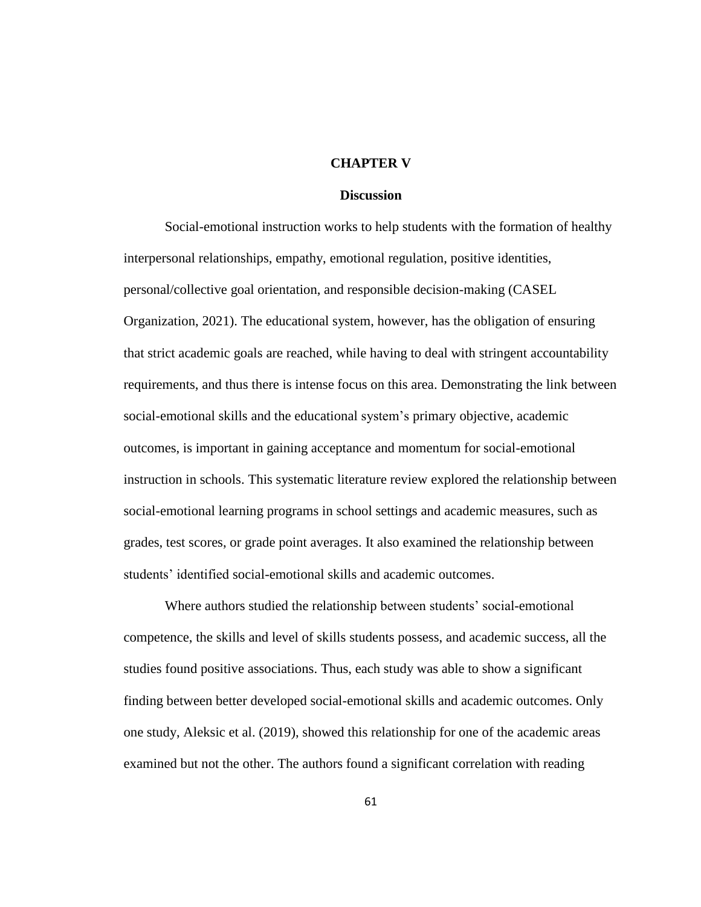# CHAPTER V

## Discussion

Social-emotional instruction works to help students with the formation of healthy interpersonal relationships, empathy, emotional regulation, positive identities, personal/collective goal orientation, and responsible decision-making (CASEL Organization, 2021). The educational system, however, has the obligation of ensuring that strict academic goals are reached, while having to deal with stringent accountability requirements, and thus there is intense focus on this area. Demonstrating the link between social-emotional skills and the educational system's primary objective, academic outcomes, is important in gaining acceptance and momentum for social-emotional instruction in schools. This systematic literature review explored the relationship between social-emotional learning programs in school settings and academic measures, such as grades, test scores, or grade point averages. It also examined the relationship between students' identified social-emotional skills and academic outcomes.

Where authors studied the relationship between students' social-emotional competence, the skills and level of skills students possess, and academic success, all the studies found positive associations. Thus, each study was able to show a significant finding between better developed social-emotional skills and academic outcomes. Only one study, Aleksic et al. (2019), showed this relationship for one of the academic areas examined but not the other. The authors found a significant correlation with reading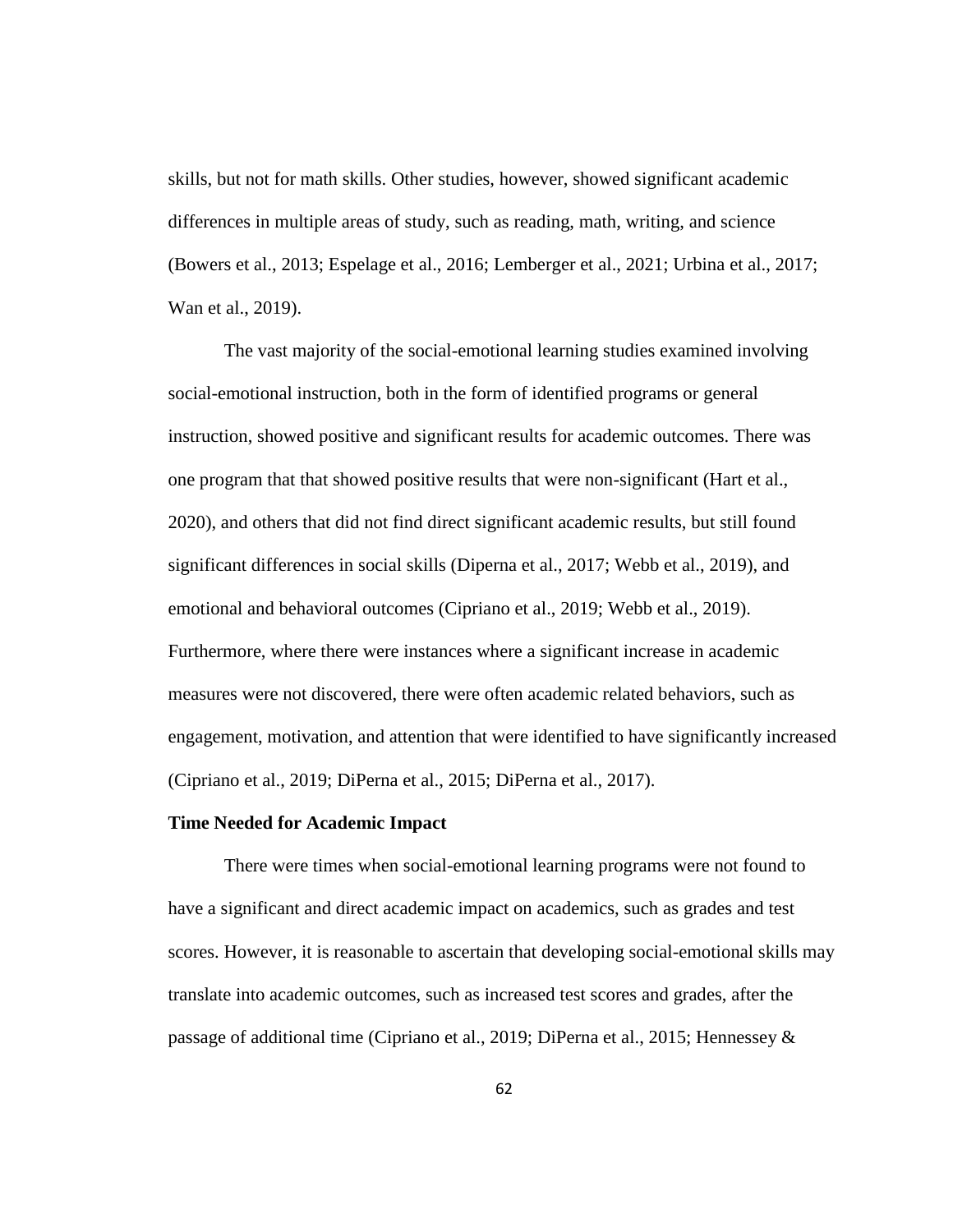skills, but not for math skills. Other studies, however, showed significant academic differences in multiple areas of study, such as reading, math, writing, and science (Bowers et al., 2013; Espelage et al., 2016; Lemberger et al., 2021; Urbina et al., 2017; Wan et al., 2019).

The vast majority of the social-emotional learning studies examined involving social-emotional instruction, both in the form of identified programs or general instruction, showed positive and significant results for academic outcomes. There was one program that that showed positive results that were non-significant (Hart et al., 2020), and others that did not find direct significant academic results, but still found significant differences in social skills (Diperna et al., 2017; Webb et al., 2019), and emotional and behavioral outcomes (Cipriano et al., 2019; Webb et al., 2019). Furthermore, where there were instances where a significant increase in academic measures were not discovered, there were often academic related behaviors, such as engagement, motivation, and attention that were identified to have significantly increased (Cipriano et al., 2019; DiPerna et al., 2015; DiPerna et al., 2017).

**Time Needed for Academic Impact**

There were times when social-emotional learning programs were not found to have a significant and direct academic impact on academics, such as grades and test scores. However, it is reasonable to ascertain that developing social-emotional skills may translate into academic outcomes, such as increased test scores and grades, after the passage of additional time (Cipriano et al., 2019; DiPerna et al., 2015; Hennessey &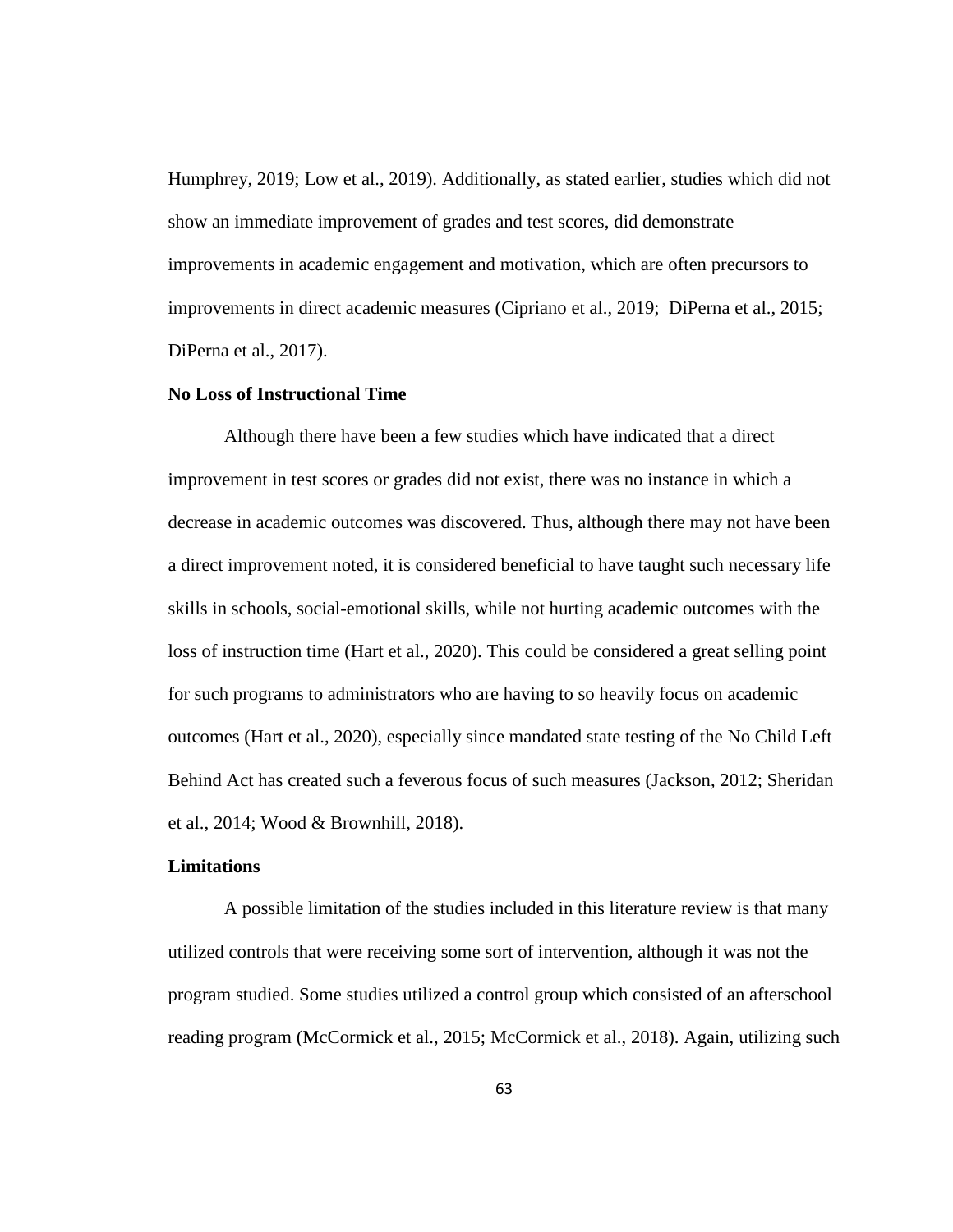Humphrey, 2019; Low et al., 2019). Additionally, as stated earlier, studies which did not show an immediate improvement of grades and test scores, did demonstrate improvements in academic engagement and motivation, which are often precursors to improvements in direct academic measures (Cipriano et al., 2019; DiPerna et al., 2015; DiPerna et al., 2017).

**No Loss of Instructional Time**

Although there have been a few studies which have indicated that a direct improvement in test scores or grades did not exist, there was no instance in which a decrease in academic outcomes was discovered. Thus, although there may not have been a direct improvement noted, it is considered beneficial to have taught such necessary life skills in schools, social-emotional skills, while not hurting academic outcomes with the loss of instruction time (Hart et al., 2020). This could be considered a great selling point for such programs to administrators who are having to so heavily focus on academic outcomes (Hart et al., 2020), especially since mandated state testing of the No Child Left Behind Act has created such a feverous focus of such measures (Jackson, 2012; Sheridan et al., 2014; Wood & Brownhill, 2018).

**Limitations**

A possible limitation of the studies included in this literature review is that many utilized controls that were receiving some sort of intervention, although it was not the program studied. Some studies utilized a control group which consisted of an afterschool reading program (McCormick et al., 2015; McCormick et al., 2018). Again, utilizing such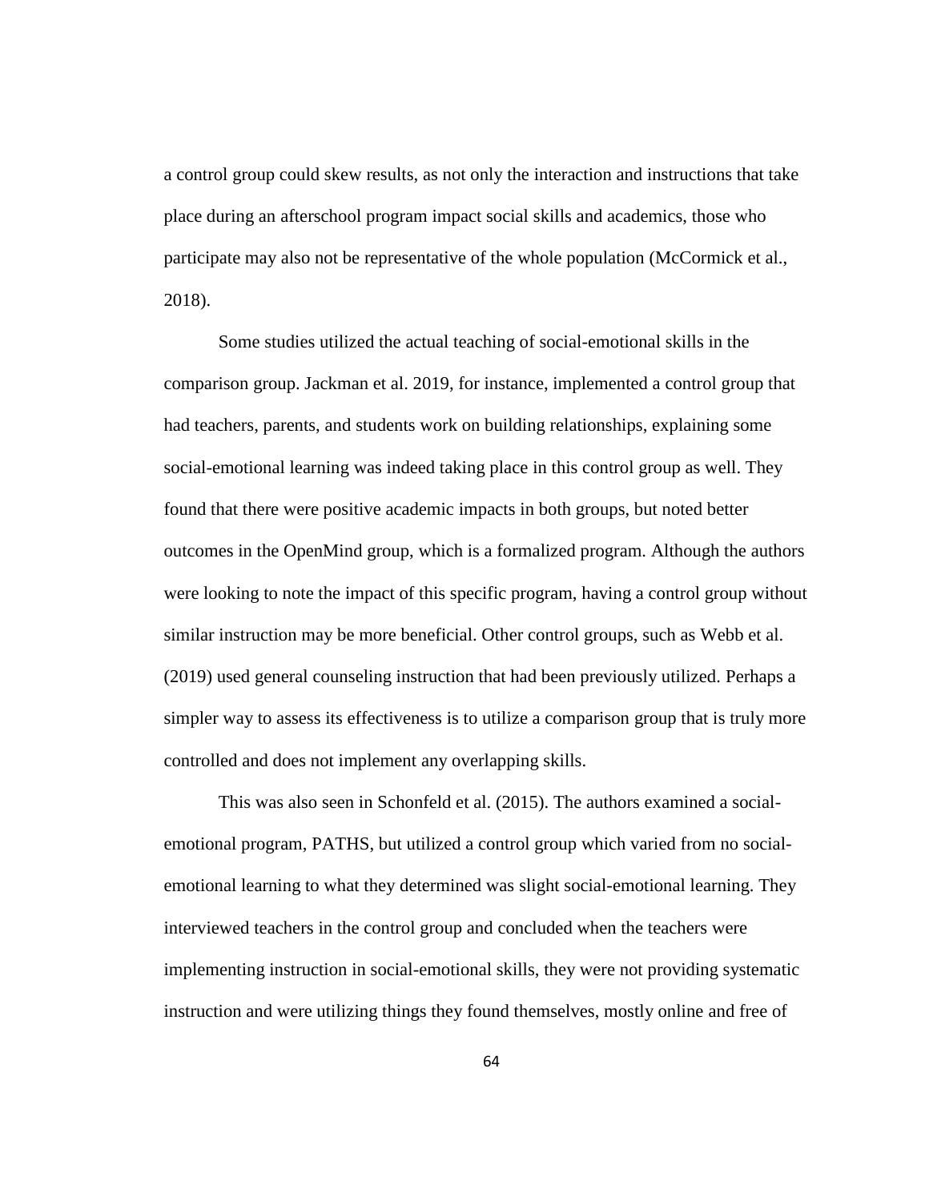a control group could skew results, as not only the interaction and instructions that take place during an afterschool program impact social skills and academics, those who participate may also not be representative of the whole population (McCormick et al., 2018).

Some studies utilized the actual teaching of social-emotional skills in the comparison group. Jackman et al. 2019, for instance, implemented a control group that had teachers, parents, and students work on building relationships, explaining some social-emotional learning was indeed taking place in this control group as well. They found that there were positive academic impacts in both groups, but noted better outcomes in the OpenMind group, which is a formalized program. Although the authors were looking to note the impact of this specific program, having a control group without similar instruction may be more beneficial. Other control groups, such as Webb et al. (2019) used general counseling instruction that had been previously utilized. Perhaps a simpler way to assess its effectiveness is to utilize a comparison group that is truly more controlled and does not implement any overlapping skills.

This was also seen in Schonfeld et al. (2015). The authors examined a social-emotional program, PATHS, but utilized a control group which varied from no social-emotional learning to what they determined was slight social-emotional learning. They interviewed teachers in the control group and concluded when the teachers were implementing instruction in social-emotional skills, they were not providing systematic instruction and were utilizing things they found themselves, mostly online and free of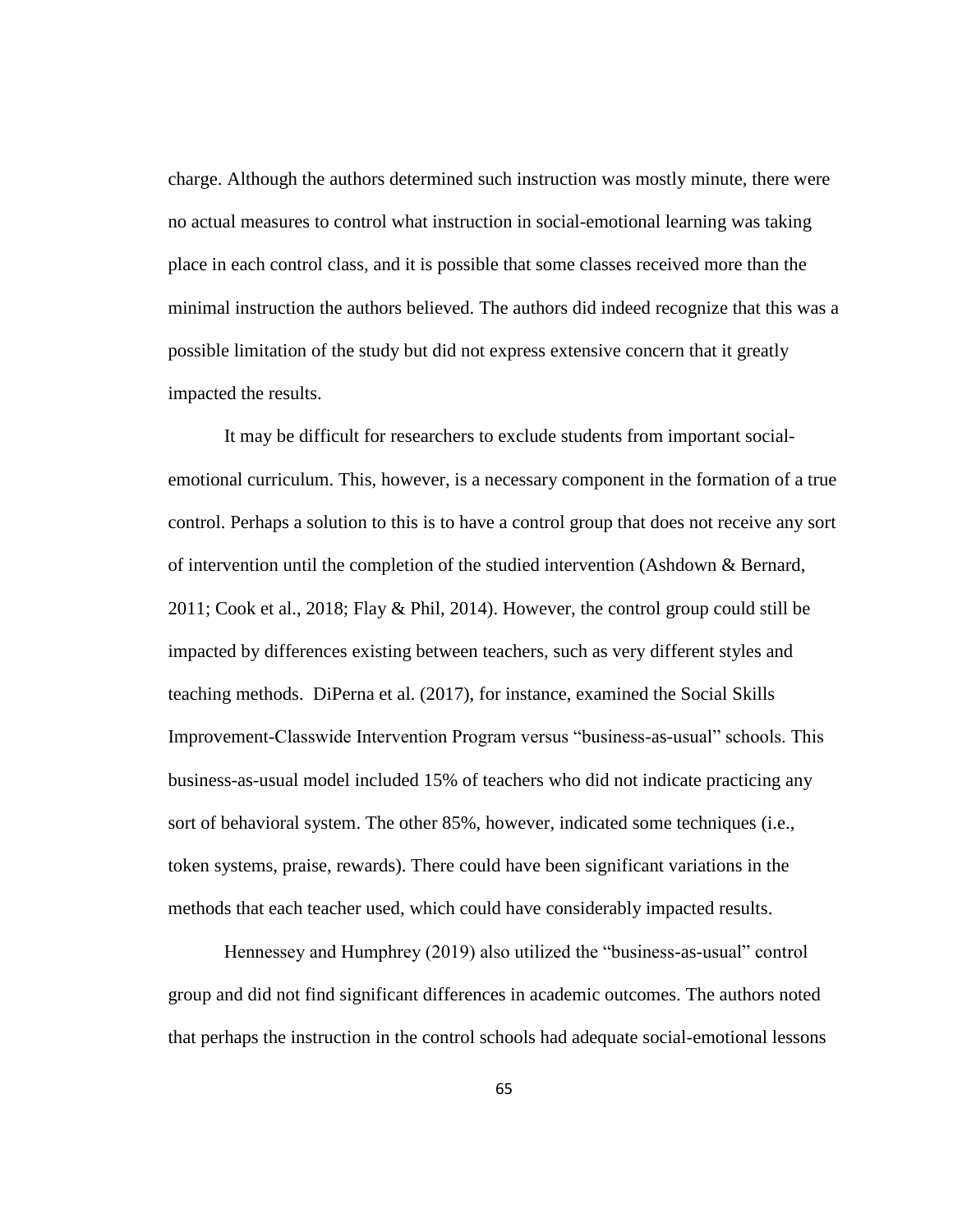charge. Although the authors determined such instruction was mostly minute, there were no actual measures to control what instruction in social-emotional learning was taking place in each control class, and it is possible that some classes received more than the minimal instruction the authors believed. The authors did indeed recognize that this was a possible limitation of the study but did not express extensive concern that it greatly impacted the results.

It may be difficult for researchers to exclude students from important social-emotional curriculum. This, however, is a necessary component in the formation of a true control. Perhaps a solution to this is to have a control group that does not receive any sort of intervention until the completion of the studied intervention (Ashdown & Bernard, 2011; Cook et al., 2018; Flay & Phil, 2014). However, the control group could still be impacted by differences existing between teachers, such as very different styles and teaching methods. DiPerna et al. (2017), for instance, examined the Social Skills Improvement-Classwide Intervention Program versus "business-as-usual" schools. This business-as-usual model included 15% of teachers who did not indicate practicing any sort of behavioral system. The other 85%, however, indicated some techniques (i.e., token systems, praise, rewards). There could have been significant variations in the methods that each teacher used, which could have considerably impacted results.

Hennessey and Humphrey (2019) also utilized the "business-as-usual" control group and did not find significant differences in academic outcomes. The authors noted that perhaps the instruction in the control schools had adequate social-emotional lessons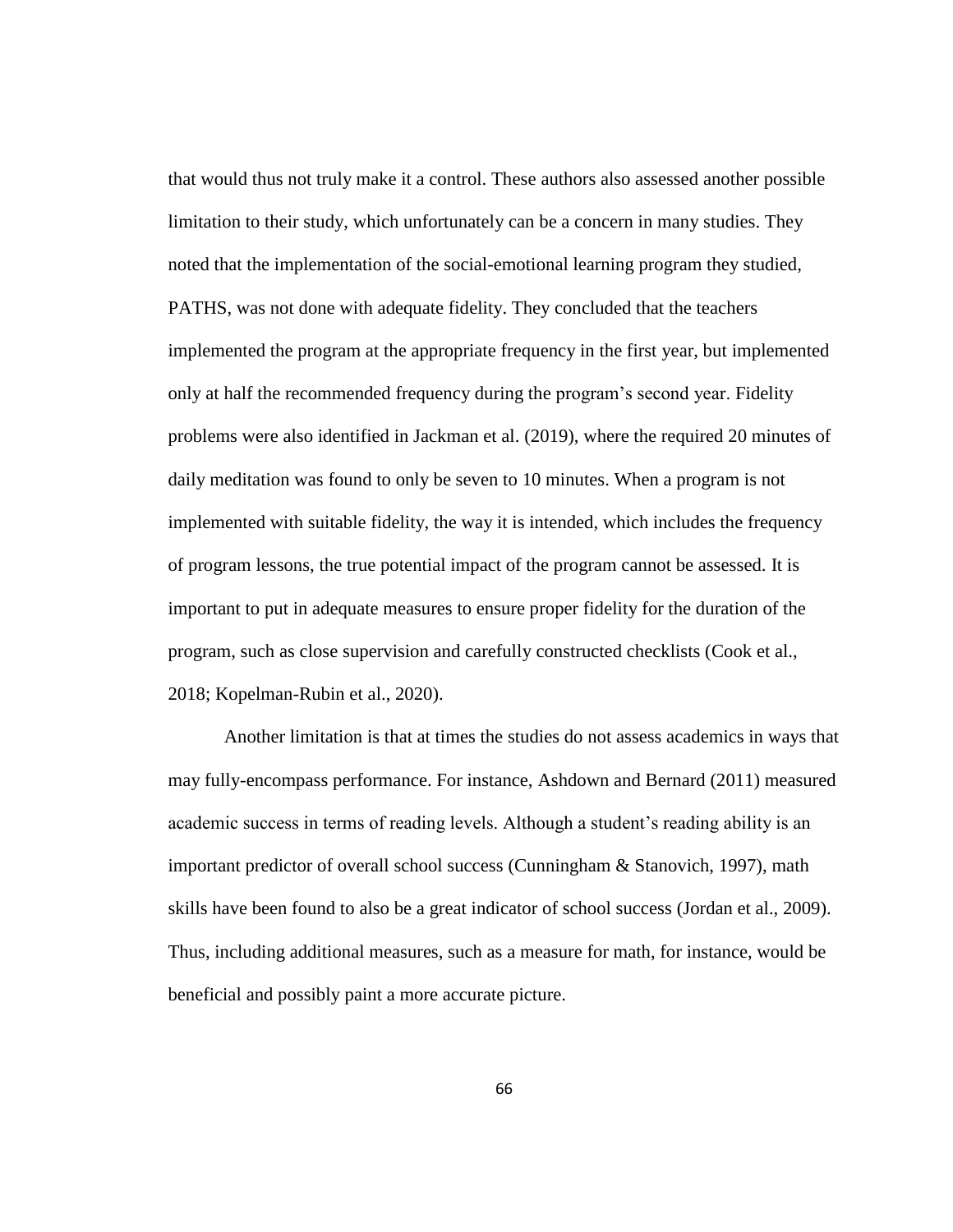that would thus not truly make it a control. These authors also assessed another possible limitation to their study, which unfortunately can be a concern in many studies. They noted that the implementation of the social-emotional learning program they studied, PATHS, was not done with adequate fidelity. They concluded that the teachers implemented the program at the appropriate frequency in the first year, but implemented only at half the recommended frequency during the program's second year. Fidelity problems were also identified in Jackman et al. (2019), where the required 20 minutes of daily meditation was found to only be seven to 10 minutes. When a program is not implemented with suitable fidelity, the way it is intended, which includes the frequency of program lessons, the true potential impact of the program cannot be assessed. It is important to put in adequate measures to ensure proper fidelity for the duration of the program, such as close supervision and carefully constructed checklists (Cook et al., 2018; Kopelman-Rubin et al., 2020).

Another limitation is that at times the studies do not assess academics in ways that may fully-encompass performance. For instance, Ashdown and Bernard (2011) measured academic success in terms of reading levels. Although a student's reading ability is an important predictor of overall school success (Cunningham & Stanovich, 1997), math skills have been found to also be a great indicator of school success (Jordan et al., 2009). Thus, including additional measures, such as a measure for math, for instance, would be beneficial and possibly paint a more accurate picture.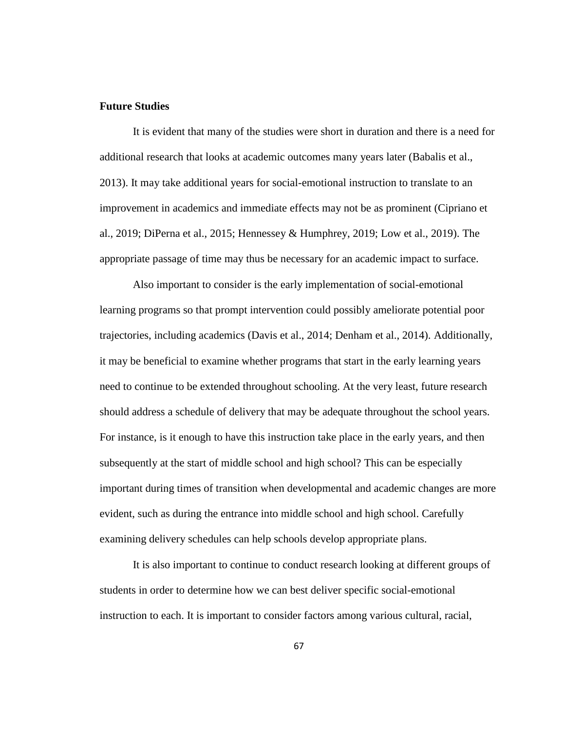## Future Studies

It is evident that many of the studies were short in duration and there is a need for additional research that looks at academic outcomes many years later (Babalis et al., 2013). It may take additional years for social-emotional instruction to translate to an improvement in academics and immediate effects may not be as prominent (Cipriano et al., 2019; DiPerna et al., 2015; Hennessey & Humphrey, 2019; Low et al., 2019). The appropriate passage of time may thus be necessary for an academic impact to surface.

Also important to consider is the early implementation of social-emotional learning programs so that prompt intervention could possibly ameliorate potential poor trajectories, including academics (Davis et al., 2014; Denham et al., 2014). Additionally, it may be beneficial to examine whether programs that start in the early learning years need to continue to be extended throughout schooling. At the very least, future research should address a schedule of delivery that may be adequate throughout the school years. For instance, is it enough to have this instruction take place in the early years, and then subsequently at the start of middle school and high school? This can be especially important during times of transition when developmental and academic changes are more evident, such as during the entrance into middle school and high school. Carefully examining delivery schedules can help schools develop appropriate plans.

It is also important to continue to conduct research looking at different groups of students in order to determine how we can best deliver specific social-emotional instruction to each. It is important to consider factors among various cultural, racial,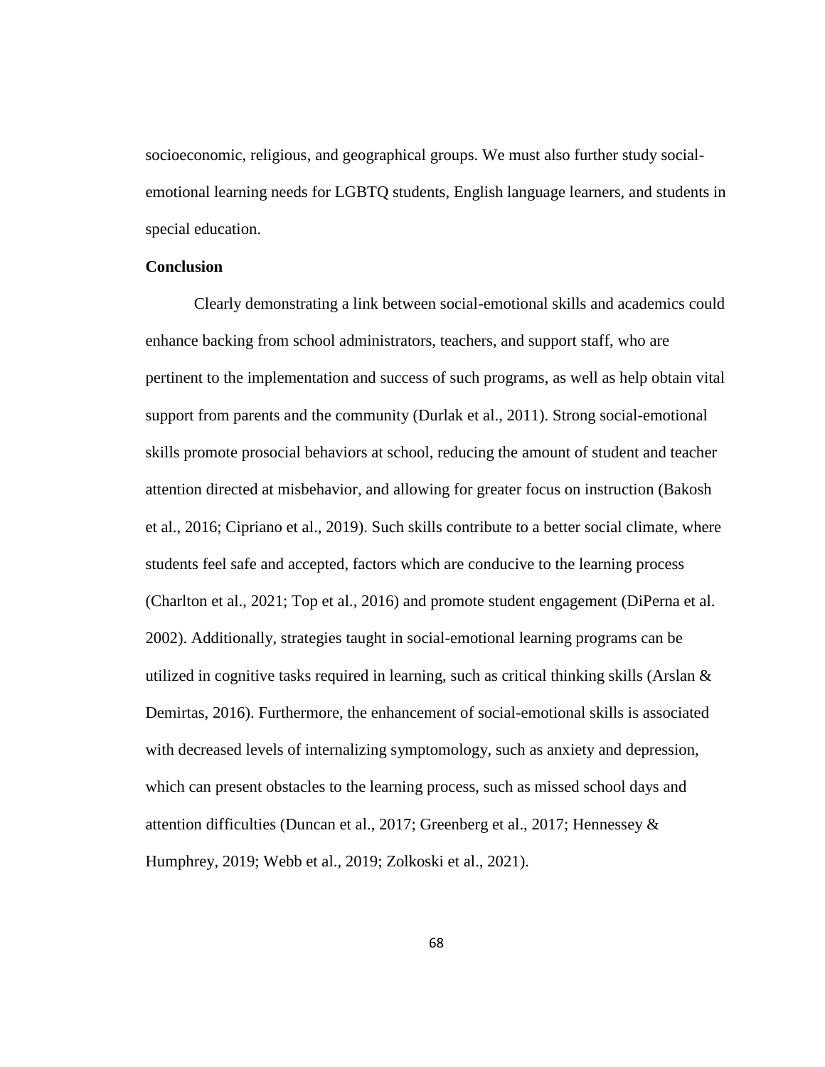socioeconomic, religious, and geographical groups. We must also further study social-emotional learning needs for LGBTQ students, English language learners, and students in special education.

### Conclusion

Clearly demonstrating a link between social-emotional skills and academics could enhance backing from school administrators, teachers, and support staff, who are pertinent to the implementation and success of such programs, as well as help obtain vital support from parents and the community (Durlak et al., 2011). Strong social-emotional skills promote prosocial behaviors at school, reducing the amount of student and teacher attention directed at misbehavior, and allowing for greater focus on instruction (Bakosh et al., 2016; Cipriano et al., 2019). Such skills contribute to a better social climate, where students feel safe and accepted, factors which are conducive to the learning process (Charlton et al., 2021; Top et al., 2016) and promote student engagement (DiPerna et al. 2002). Additionally, strategies taught in social-emotional learning programs can be utilized in cognitive tasks required in learning, such as critical thinking skills (Arslan & Demirtas, 2016). Furthermore, the enhancement of social-emotional skills is associated with decreased levels of internalizing symptomology, such as anxiety and depression, which can present obstacles to the learning process, such as missed school days and attention difficulties (Duncan et al., 2017; Greenberg et al., 2017; Hennessey & Humphrey, 2019; Webb et al., 2019; Zolkoski et al., 2021).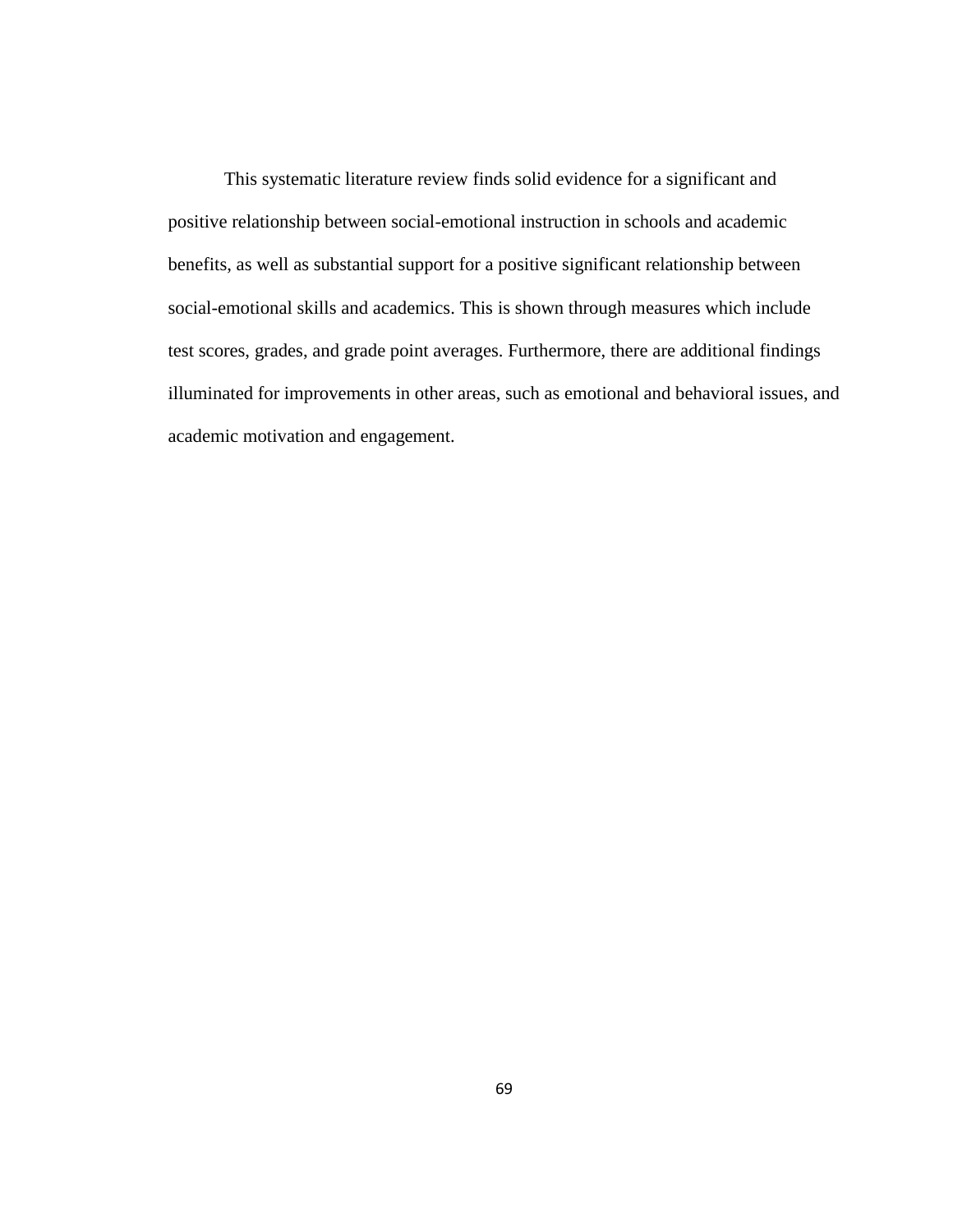This systematic literature review finds solid evidence for a significant and positive relationship between social-emotional instruction in schools and academic benefits, as well as substantial support for a positive significant relationship between social-emotional skills and academics. This is shown through measures which include test scores, grades, and grade point averages. Furthermore, there are additional findings illuminated for improvements in other areas, such as emotional and behavioral issues, and academic motivation and engagement.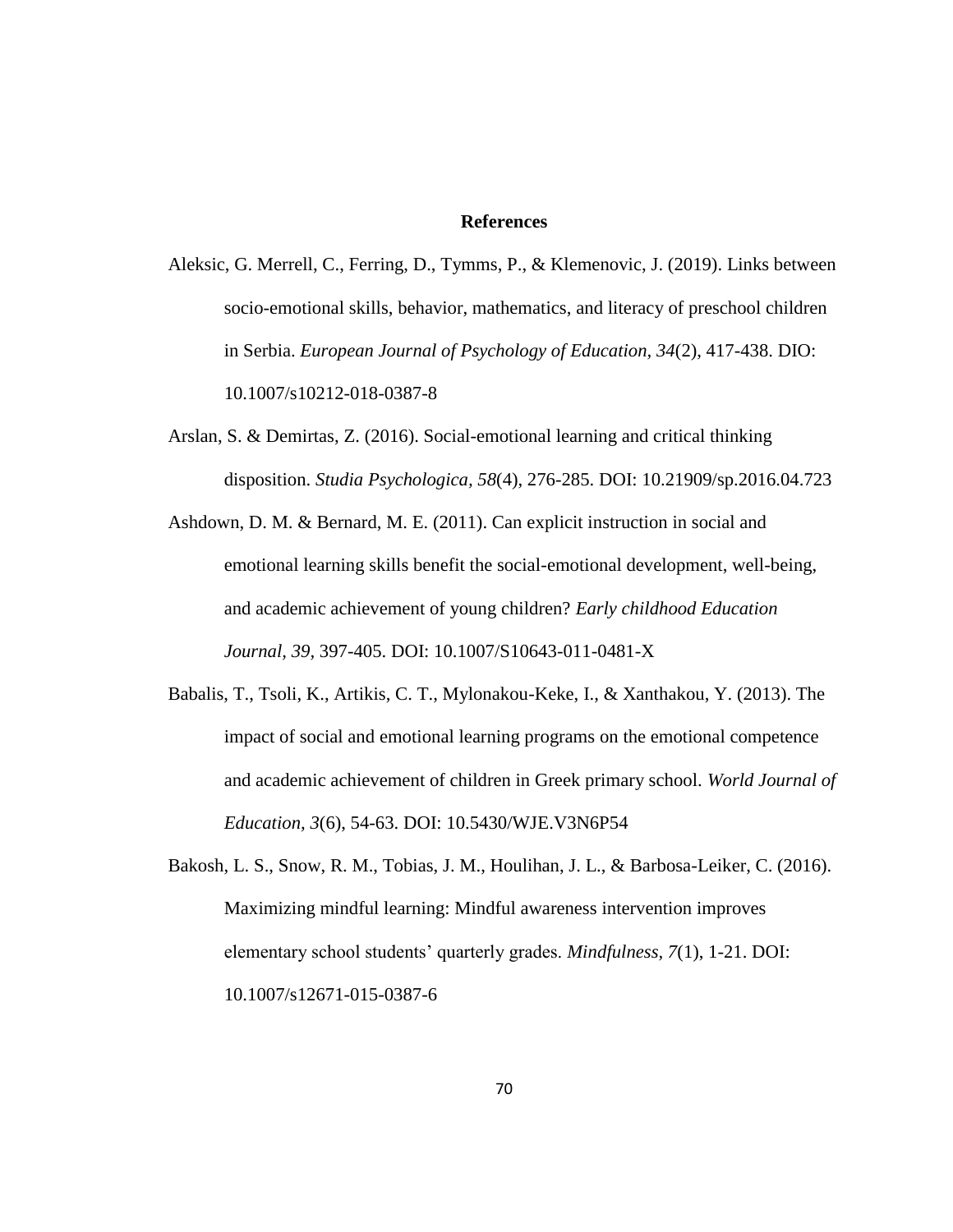# References

Aleksic, G. Merrell, C., Ferring, D., Tymms, P., & Klemenovic, J. (2019). Links between socio-emotional skills, behavior, mathematics, and literacy of preschool children in Serbia. *European Journal of Psychology of Education, 34*(2), 417-438. DIO: 10.1007/s10212-018-0387-8

Arslan, S. & Demirtas, Z. (2016). Social-emotional learning and critical thinking disposition. *Studia Psychologica, 58*(4), 276-285. DOI: 10.21909/sp.2016.04.723

Ashdown, D. M. & Bernard, M. E. (2011). Can explicit instruction in social and emotional learning skills benefit the social-emotional development, well-being, and academic achievement of young children? *Early childhood Education Journal, 39,* 397-405. DOI: 10.1007/S10643-011-0481-X

Babalis, T., Tsoli, K., Artikis, C. T., Mylonakou-Keke, I., & Xanthakou, Y. (2013). The impact of social and emotional learning programs on the emotional competence and academic achievement of children in Greek primary school. *World Journal of Education, 3*(6), 54-63. DOI: 10.5430/WJE.V3N6P54

Bakosh, L. S., Snow, R. M., Tobias, J. M., Houlihan, J. L., & Barbosa-Leiker, C. (2016). Maximizing mindful learning: Mindful awareness intervention improves elementary school students' quarterly grades. *Mindfulness, 7*(1), 1-21. DOI: 10.1007/s12671-015-0387-6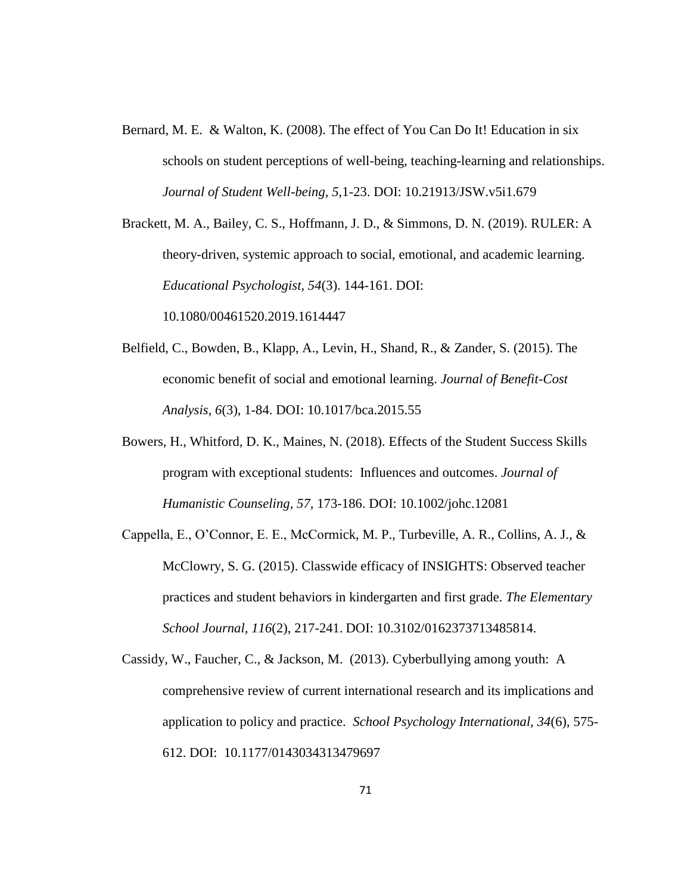Bernard, M. E. & Walton, K. (2008). The effect of You Can Do It! Education in six schools on student perceptions of well-being, teaching-learning and relationships. *Journal of Student Well-being, 5,*1-23. DOI: 10.21913/JSW.v5i1.679

Brackett, M. A., Bailey, C. S., Hoffmann, J. D., & Simmons, D. N. (2019). RULER: A theory-driven, systemic approach to social, emotional, and academic learning. *Educational Psychologist, 54*(3). 144-161. DOI: 10.1080/00461520.2019.1614447

Belfield, C., Bowden, B., Klapp, A., Levin, H., Shand, R., & Zander, S. (2015). The economic benefit of social and emotional learning. *Journal of Benefit-Cost Analysis, 6*(3), 1-84. DOI: 10.1017/bca.2015.55

Bowers, H., Whitford, D. K., Maines, N. (2018). Effects of the Student Success Skills program with exceptional students: Influences and outcomes. *Journal of Humanistic Counseling, 57,* 173-186. DOI: 10.1002/johc.12081

Cappella, E., O'Connor, E. E., McCormick, M. P., Turbeville, A. R., Collins, A. J., & McClowry, S. G. (2015). Classwide efficacy of INSIGHTS: Observed teacher practices and student behaviors in kindergarten and first grade. *The Elementary School Journal, 116*(2), 217-241. DOI: 10.3102/0162373713485814.

Cassidy, W., Faucher, C., & Jackson, M. (2013). Cyberbullying among youth: A comprehensive review of current international research and its implications and application to policy and practice. *School Psychology International, 34*(6), 575-612. DOI: 10.1177/0143034313479697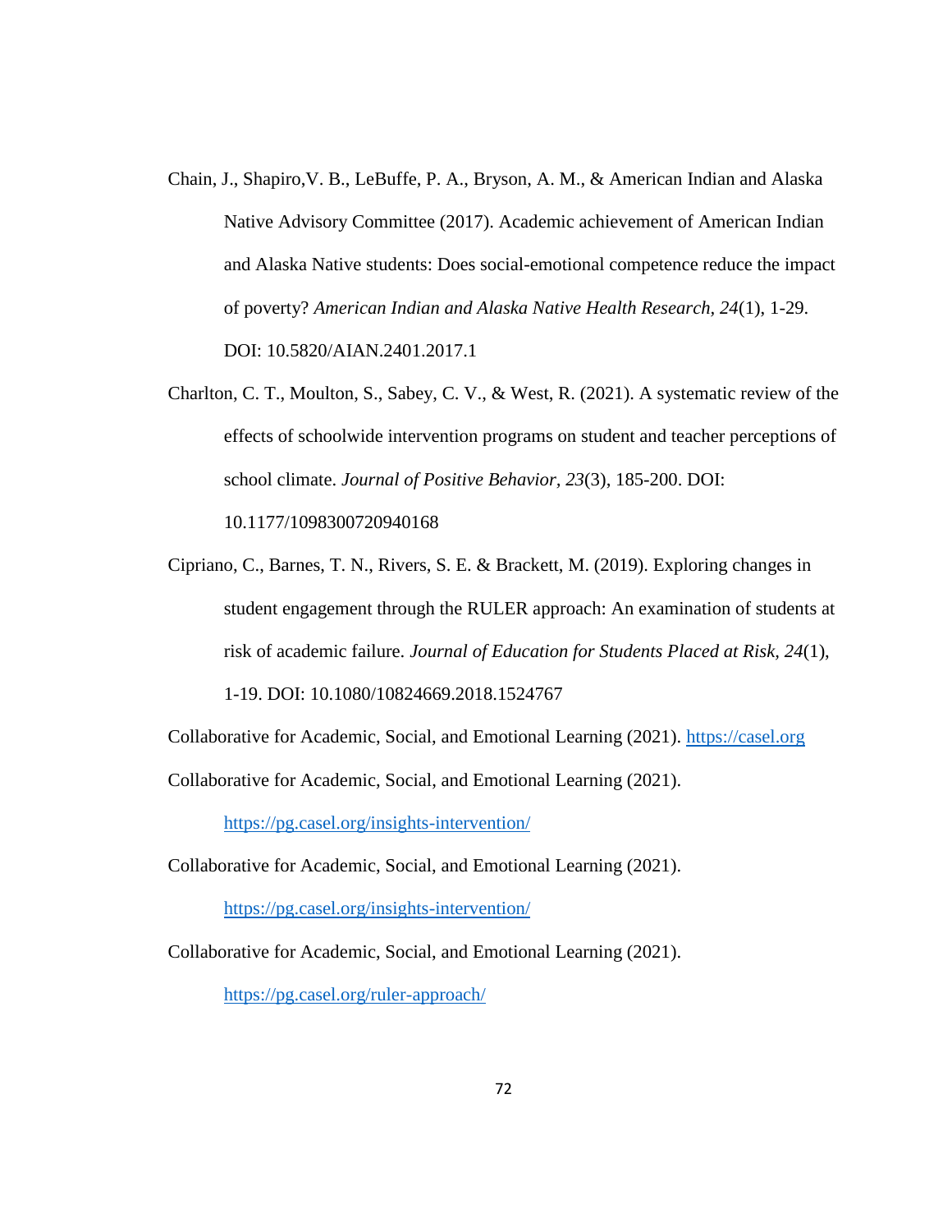Chain, J., Shapiro,V. B., LeBuffe, P. A., Bryson, A. M., & American Indian and Alaska Native Advisory Committee (2017). Academic achievement of American Indian and Alaska Native students: Does social-emotional competence reduce the impact of poverty? *American Indian and Alaska Native Health Research, 24*(1), 1-29. DOI: 10.5820/AIAN.2401.2017.1

Charlton, C. T., Moulton, S., Sabey, C. V., & West, R. (2021). A systematic review of the effects of schoolwide intervention programs on student and teacher perceptions of school climate. *Journal of Positive Behavior, 23*(3), 185-200. DOI: 10.1177/1098300720940168

Cipriano, C., Barnes, T. N., Rivers, S. E. & Brackett, M. (2019). Exploring changes in student engagement through the RULER approach: An examination of students at risk of academic failure. *Journal of Education for Students Placed at Risk, 24*(1), 1-19. DOI: 10.1080/10824669.2018.1524767

Collaborative for Academic, Social, and Emotional Learning (2021). https://casel.org

Collaborative for Academic, Social, and Emotional Learning (2021). https://pg.casel.org/insights-intervention/

Collaborative for Academic, Social, and Emotional Learning (2021). https://pg.casel.org/insights-intervention/

Collaborative for Academic, Social, and Emotional Learning (2021). https://pg.casel.org/ruler-approach/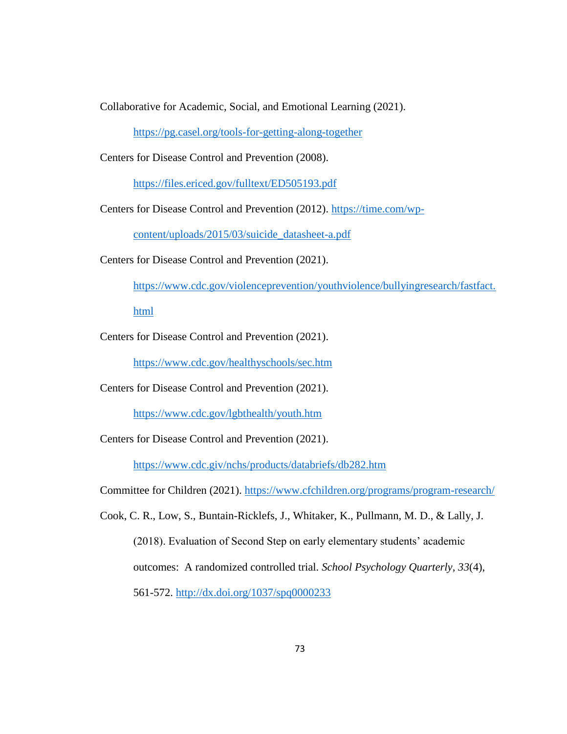Collaborative for Academic, Social, and Emotional Learning (2021). https://pg.casel.org/tools-for-getting-along-together

Centers for Disease Control and Prevention (2008). https://files.ericed.gov/fulltext/ED505193.pdf

Centers for Disease Control and Prevention (2012). https://time.com/wp-content/uploads/2015/03/suicide_datasheet-a.pdf

Centers for Disease Control and Prevention (2021). https://www.cdc.gov/violenceprevention/youthviolence/bullyingresearch/fastfact.html

Centers for Disease Control and Prevention (2021). https://www.cdc.gov/healthyschools/sec.htm

Centers for Disease Control and Prevention (2021). https://www.cdc.gov/lgbthealth/youth.htm

Centers for Disease Control and Prevention (2021). https://www.cdc.giv/nchs/products/databriefs/db282.htm

Committee for Children (2021). https://www.cfchildren.org/programs/program-research/

Cook, C. R., Low, S., Buntain-Ricklefs, J., Whitaker, K., Pullmann, M. D., & Lally, J. (2018). Evaluation of Second Step on early elementary students' academic outcomes: A randomized controlled trial. *School Psychology Quarterly, 33*(4), 561-572. http://dx.doi.org/1037/spq0000233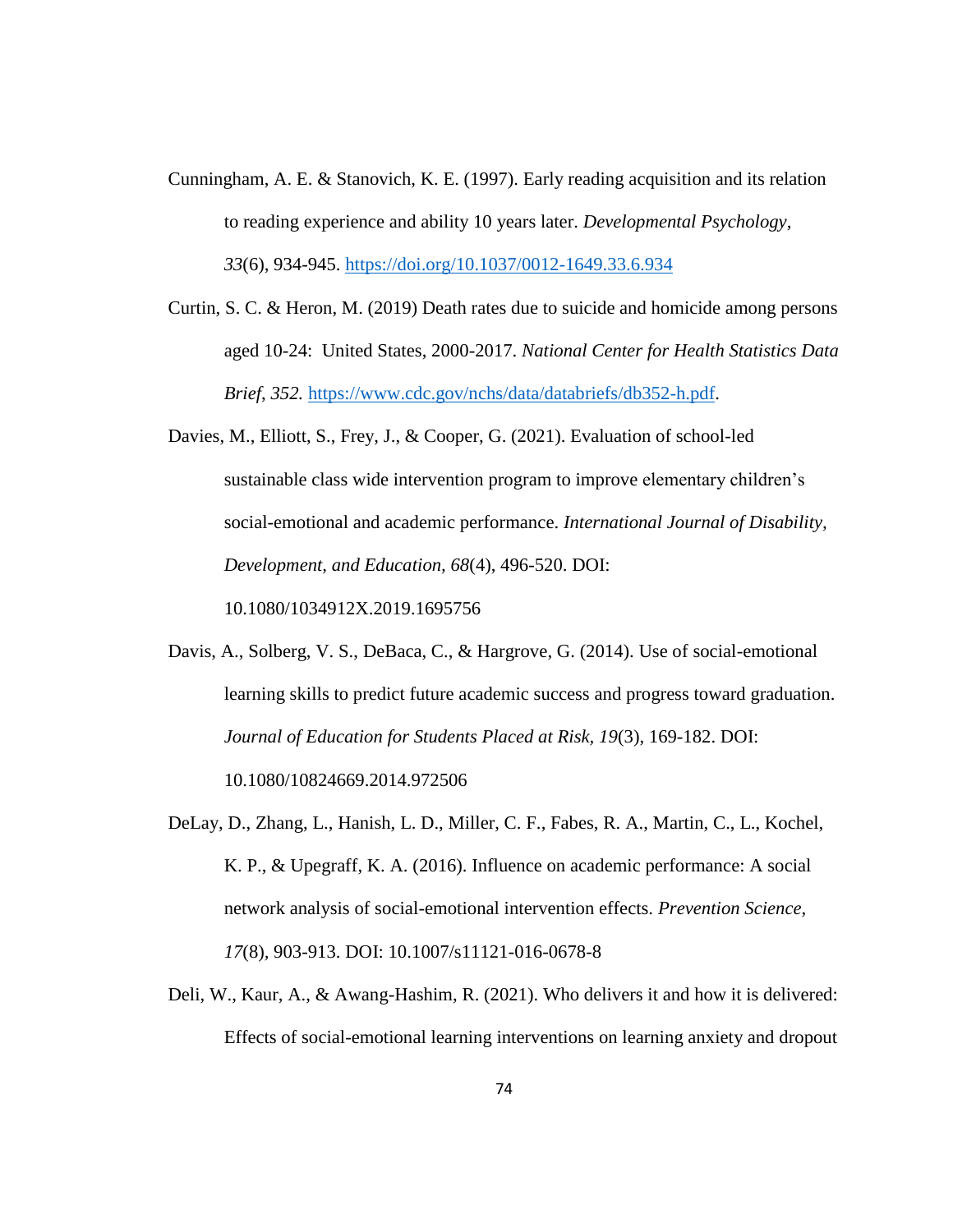Cunningham, A. E. & Stanovich, K. E. (1997). Early reading acquisition and its relation to reading experience and ability 10 years later. *Developmental Psychology*, *33*(6), 934-945. https://doi.org/10.1037/0012-1649.33.6.934

Curtin, S. C. & Heron, M. (2019) Death rates due to suicide and homicide among persons aged 10-24: United States, 2000-2017. *National Center for Health Statistics Data Brief, 352.* https://www.cdc.gov/nchs/data/databriefs/db352-h.pdf.

Davies, M., Elliott, S., Frey, J., & Cooper, G. (2021). Evaluation of school-led sustainable class wide intervention program to improve elementary children's social-emotional and academic performance. *International Journal of Disability, Development, and Education, 68*(4), 496-520. DOI: 10.1080/1034912X.2019.1695756

Davis, A., Solberg, V. S., DeBaca, C., & Hargrove, G. (2014). Use of social-emotional learning skills to predict future academic success and progress toward graduation. *Journal of Education for Students Placed at Risk, 19*(3), 169-182. DOI: 10.1080/10824669.2014.972506

DeLay, D., Zhang, L., Hanish, L. D., Miller, C. F., Fabes, R. A., Martin, C., L., Kochel, K. P., & Upegraff, K. A. (2016). Influence on academic performance: A social network analysis of social-emotional intervention effects. *Prevention Science, 17*(8), 903-913. DOI: 10.1007/s11121-016-0678-8

Deli, W., Kaur, A., & Awang-Hashim, R. (2021). Who delivers it and how it is delivered: Effects of social-emotional learning interventions on learning anxiety and dropout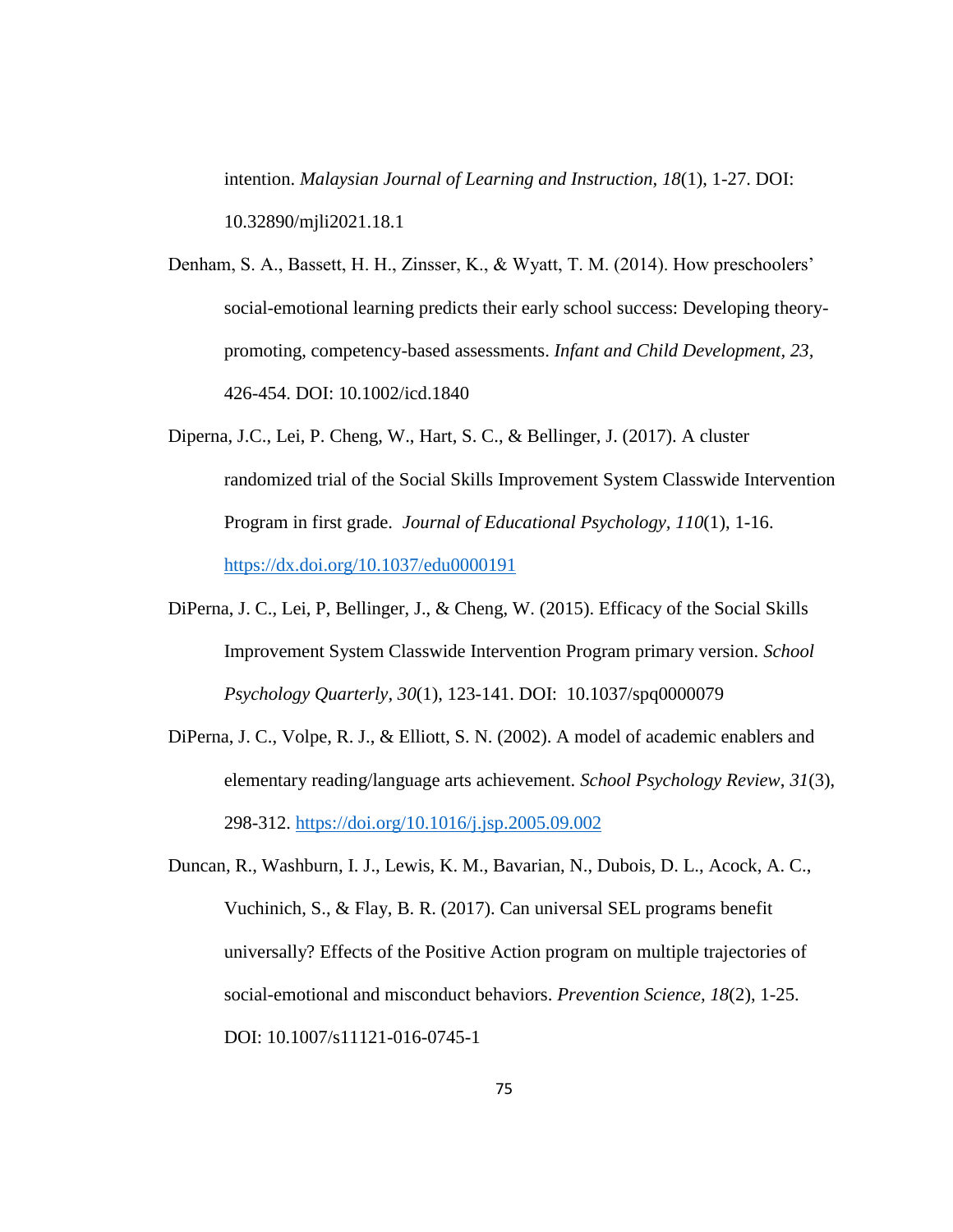intention. *Malaysian Journal of Learning and Instruction*, *18*(1), 1-27. DOI: 10.32890/mjli2021.18.1

Denham, S. A., Bassett, H. H., Zinsser, K., & Wyatt, T. M. (2014). How preschoolers' social-emotional learning predicts their early school success: Developing theory-promoting, competency-based assessments. *Infant and Child Development*, *23*, 426-454. DOI: 10.1002/icd.1840

Diperna, J.C., Lei, P. Cheng, W., Hart, S. C., & Bellinger, J. (2017). A cluster randomized trial of the Social Skills Improvement System Classwide Intervention Program in first grade. *Journal of Educational Psychology*, *110*(1), 1-16. https://dx.doi.org/10.1037/edu0000191

DiPerna, J. C., Lei, P, Bellinger, J., & Cheng, W. (2015). Efficacy of the Social Skills Improvement System Classwide Intervention Program primary version. *School Psychology Quarterly*, *30*(1), 123-141. DOI: 10.1037/spq0000079

DiPerna, J. C., Volpe, R. J., & Elliott, S. N. (2002). A model of academic enablers and elementary reading/language arts achievement. *School Psychology Review*, *31*(3), 298-312. https://doi.org/10.1016/j.jsp.2005.09.002

Duncan, R., Washburn, I. J., Lewis, K. M., Bavarian, N., Dubois, D. L., Acock, A. C., Vuchinich, S., & Flay, B. R. (2017). Can universal SEL programs benefit universally? Effects of the Positive Action program on multiple trajectories of social-emotional and misconduct behaviors. *Prevention Science*, *18*(2), 1-25. DOI: 10.1007/s11121-016-0745-1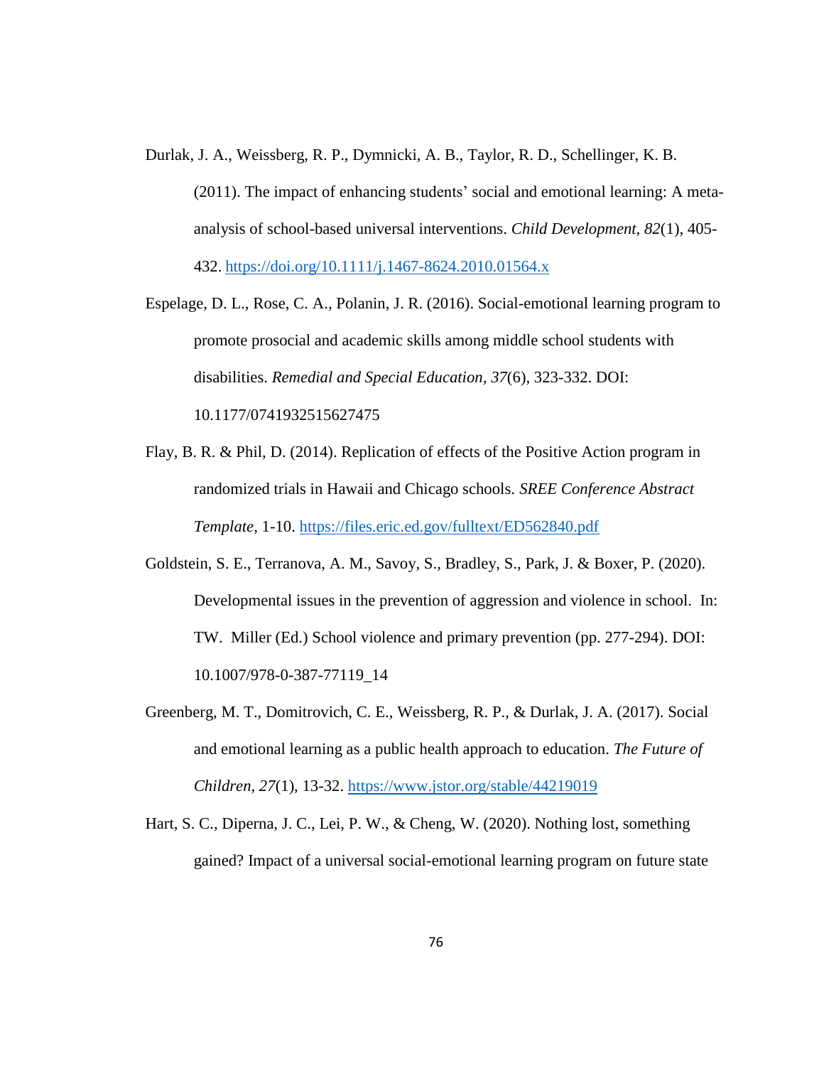Durlak, J. A., Weissberg, R. P., Dymnicki, A. B., Taylor, R. D., Schellinger, K. B. (2011). The impact of enhancing students' social and emotional learning: A meta-analysis of school-based universal interventions. *Child Development*, *82*(1), 405-432. https://doi.org/10.1111/j.1467-8624.2010.01564.x

Espelage, D. L., Rose, C. A., Polanin, J. R. (2016). Social-emotional learning program to promote prosocial and academic skills among middle school students with disabilities. *Remedial and Special Education*, *37*(6), 323-332. DOI: 10.1177/0741932515627475

Flay, B. R. & Phil, D. (2014). Replication of effects of the Positive Action program in randomized trials in Hawaii and Chicago schools. *SREE Conference Abstract Template,* 1-10. https://files.eric.ed.gov/fulltext/ED562840.pdf

Goldstein, S. E., Terranova, A. M., Savoy, S., Bradley, S., Park, J. & Boxer, P. (2020). Developmental issues in the prevention of aggression and violence in school. In: TW. Miller (Ed.) School violence and primary prevention (pp. 277-294). DOI: 10.1007/978-0-387-77119_14

Greenberg, M. T., Domitrovich, C. E., Weissberg, R. P., & Durlak, J. A. (2017). Social and emotional learning as a public health approach to education. *The Future of Children*, *27*(1), 13-32. https://www.jstor.org/stable/44219019

Hart, S. C., Diperna, J. C., Lei, P. W., & Cheng, W. (2020). Nothing lost, something gained? Impact of a universal social-emotional learning program on future state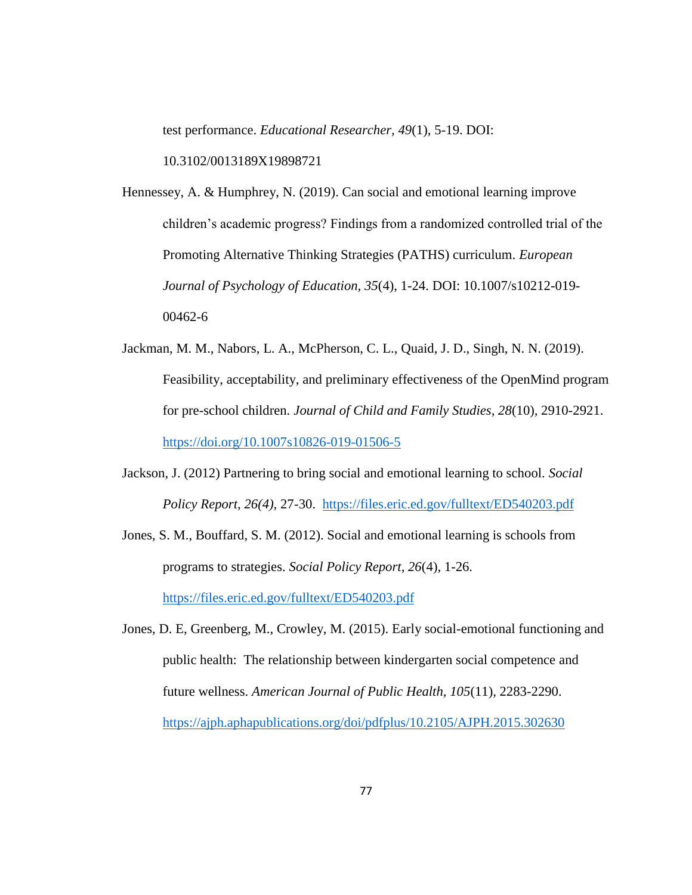test performance. *Educational Researcher*, *49*(1), 5-19. DOI: 10.3102/0013189X19898721

Hennessey, A. & Humphrey, N. (2019). Can social and emotional learning improve children's academic progress? Findings from a randomized controlled trial of the Promoting Alternative Thinking Strategies (PATHS) curriculum. *European Journal of Psychology of Education*, *35*(4), 1-24. DOI: 10.1007/s10212-019-00462-6

Jackman, M. M., Nabors, L. A., McPherson, C. L., Quaid, J. D., Singh, N. N. (2019). Feasibility, acceptability, and preliminary effectiveness of the OpenMind program for pre-school children. *Journal of Child and Family Studies*, *28*(10), 2910-2921. https://doi.org/10.1007s10826-019-01506-5

Jackson, J. (2012) Partnering to bring social and emotional learning to school. *Social Policy Report, 26(4),* 27-30. https://files.eric.ed.gov/fulltext/ED540203.pdf

Jones, S. M., Bouffard, S. M. (2012). Social and emotional learning is schools from programs to strategies. *Social Policy Report*, *26*(4), 1-26. https://files.eric.ed.gov/fulltext/ED540203.pdf

Jones, D. E, Greenberg, M., Crowley, M. (2015). Early social-emotional functioning and public health: The relationship between kindergarten social competence and future wellness. *American Journal of Public Health*, *105*(11), 2283-2290. https://ajph.aphapublications.org/doi/pdfplus/10.2105/AJPH.2015.302630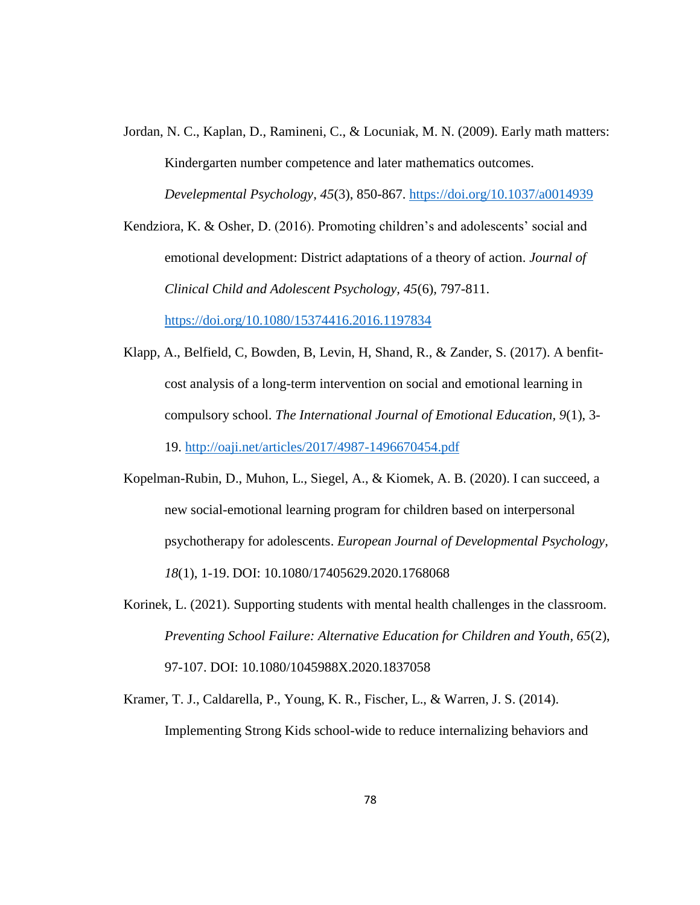Jordan, N. C., Kaplan, D., Ramineni, C., & Locuniak, M. N. (2009). Early math matters: Kindergarten number competence and later mathematics outcomes. *Develepmental Psychology*, *45*(3), 850-867. https://doi.org/10.1037/a0014939

Kendziora, K. & Osher, D. (2016). Promoting children's and adolescents' social and emotional development: District adaptations of a theory of action. *Journal of Clinical Child and Adolescent Psychology*, *45*(6), 797-811. https://doi.org/10.1080/15374416.2016.1197834

Klapp, A., Belfield, C, Bowden, B, Levin, H, Shand, R., & Zander, S. (2017). A benfit-cost analysis of a long-term intervention on social and emotional learning in compulsory school. *The International Journal of Emotional Education*, *9*(1), 3-19. http://oaji.net/articles/2017/4987-1496670454.pdf

Kopelman-Rubin, D., Muhon, L., Siegel, A., & Kiomek, A. B. (2020). I can succeed, a new social-emotional learning program for children based on interpersonal psychotherapy for adolescents. *European Journal of Developmental Psychology*, *18*(1), 1-19. DOI: 10.1080/17405629.2020.1768068

Korinek, L. (2021). Supporting students with mental health challenges in the classroom. *Preventing School Failure: Alternative Education for Children and Youth*, *65*(2), 97-107. DOI: 10.1080/1045988X.2020.1837058

Kramer, T. J., Caldarella, P., Young, K. R., Fischer, L., & Warren, J. S. (2014). Implementing Strong Kids school-wide to reduce internalizing behaviors and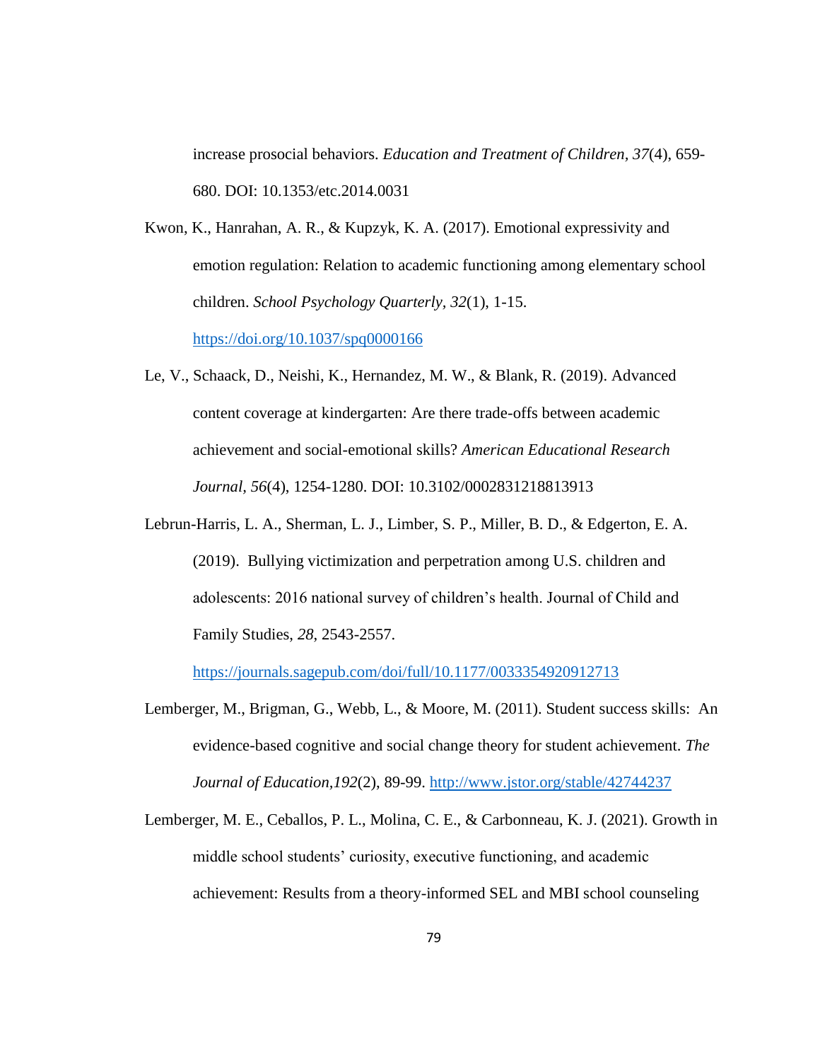increase prosocial behaviors. *Education and Treatment of Children, 37*(4), 659-680. DOI: 10.1353/etc.2014.0031

Kwon, K., Hanrahan, A. R., & Kupzyk, K. A. (2017). Emotional expressivity and emotion regulation: Relation to academic functioning among elementary school children. *School Psychology Quarterly, 32*(1), 1-15. https://doi.org/10.1037/spq0000166

Le, V., Schaack, D., Neishi, K., Hernandez, M. W., & Blank, R. (2019). Advanced content coverage at kindergarten: Are there trade-offs between academic achievement and social-emotional skills? *American Educational Research Journal, 56*(4), 1254-1280. DOI: 10.3102/0002831218813913

Lebrun-Harris, L. A., Sherman, L. J., Limber, S. P., Miller, B. D., & Edgerton, E. A. (2019). Bullying victimization and perpetration among U.S. children and adolescents: 2016 national survey of children's health. Journal of Child and Family Studies, *28*, 2543-2557. https://journals.sagepub.com/doi/full/10.1177/0033354920912713

Lemberger, M., Brigman, G., Webb, L., & Moore, M. (2011). Student success skills: An evidence-based cognitive and social change theory for student achievement. *The Journal of Education,192*(2), 89-99. http://www.jstor.org/stable/42744237

Lemberger, M. E., Ceballos, P. L., Molina, C. E., & Carbonneau, K. J. (2021). Growth in middle school students' curiosity, executive functioning, and academic achievement: Results from a theory-informed SEL and MBI school counseling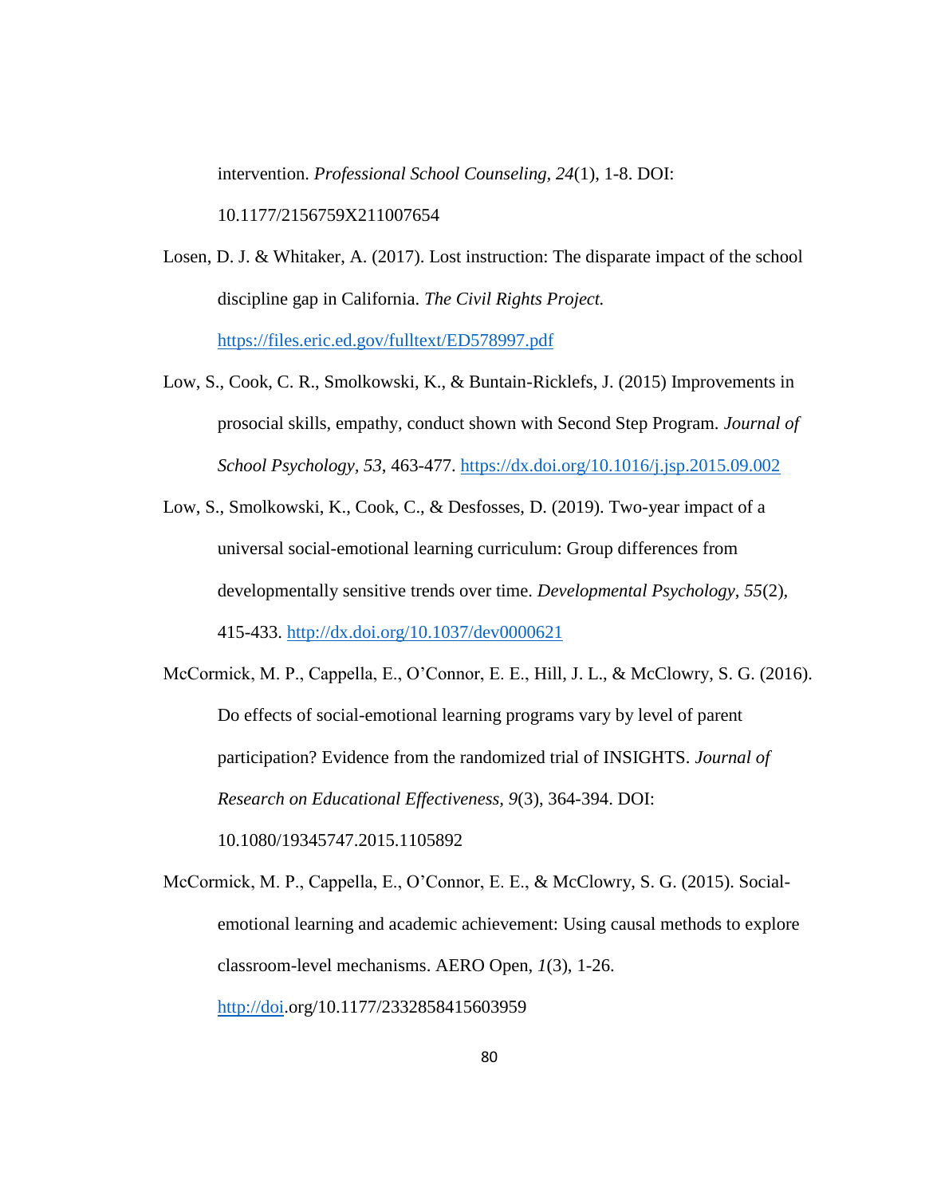intervention. *Professional School Counseling, 24*(1), 1-8. DOI: 10.1177/2156759X211007654

Losen, D. J. & Whitaker, A. (2017). Lost instruction: The disparate impact of the school discipline gap in California. *The Civil Rights Project.* https://files.eric.ed.gov/fulltext/ED578997.pdf

Low, S., Cook, C. R., Smolkowski, K., & Buntain-Ricklefs, J. (2015) Improvements in prosocial skills, empathy, conduct shown with Second Step Program. *Journal of School Psychology, 53*, 463-477. https://dx.doi.org/10.1016/j.jsp.2015.09.002

Low, S., Smolkowski, K., Cook, C., & Desfosses, D. (2019). Two-year impact of a universal social-emotional learning curriculum: Group differences from developmentally sensitive trends over time. *Developmental Psychology, 55*(2), 415-433. http://dx.doi.org/10.1037/dev0000621

McCormick, M. P., Cappella, E., O'Connor, E. E., Hill, J. L., & McClowry, S. G. (2016). Do effects of social-emotional learning programs vary by level of parent participation? Evidence from the randomized trial of INSIGHTS. *Journal of Research on Educational Effectiveness, 9*(3), 364-394. DOI: 10.1080/19345747.2015.1105892

McCormick, M. P., Cappella, E., O'Connor, E. E., & McClowry, S. G. (2015). Social-emotional learning and academic achievement: Using causal methods to explore classroom-level mechanisms. AERO Open, *1*(3), 1-26. http://doi.org/10.1177/2332858415603959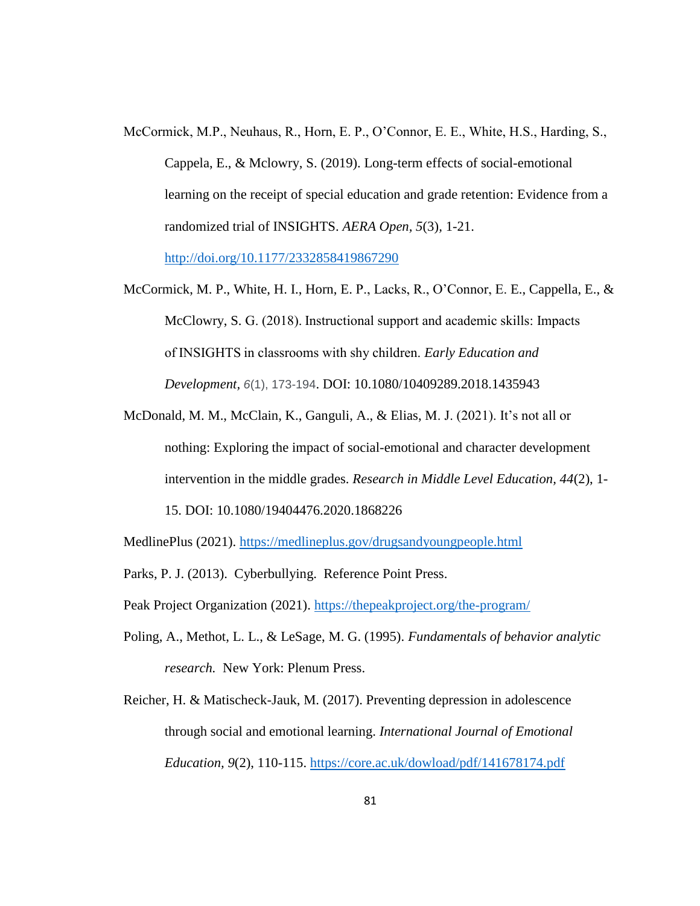McCormick, M.P., Neuhaus, R., Horn, E. P., O'Connor, E. E., White, H.S., Harding, S., Cappela, E., & Mclowry, S. (2019). Long-term effects of social-emotional learning on the receipt of special education and grade retention: Evidence from a randomized trial of INSIGHTS. *AERA Open*, *5*(3), 1-21. http://doi.org/10.1177/2332858419867290

McCormick, M. P., White, H. I., Horn, E. P., Lacks, R., O'Connor, E. E., Cappella, E., & McClowry, S. G. (2018). Instructional support and academic skills: Impacts of INSIGHTS in classrooms with shy children. *Early Education and Development*, *6*(1), 173-194. DOI: 10.1080/10409289.2018.1435943

McDonald, M. M., McClain, K., Ganguli, A., & Elias, M. J. (2021). It's not all or nothing: Exploring the impact of social-emotional and character development intervention in the middle grades. *Research in Middle Level Education, 44*(2), 1-15. DOI: 10.1080/19404476.2020.1868226

MedlinePlus (2021). https://medlineplus.gov/drugsandyoungpeople.html

Parks, P. J. (2013). Cyberbullying. Reference Point Press.

Peak Project Organization (2021). https://thepeakproject.org/the-program/

Poling, A., Methot, L. L., & LeSage, M. G. (1995). *Fundamentals of behavior analytic research.* New York: Plenum Press.

Reicher, H. & Matischeck-Jauk, M. (2017). Preventing depression in adolescence through social and emotional learning. *International Journal of Emotional Education, 9*(2), 110-115. https://core.ac.uk/dowload/pdf/141678174.pdf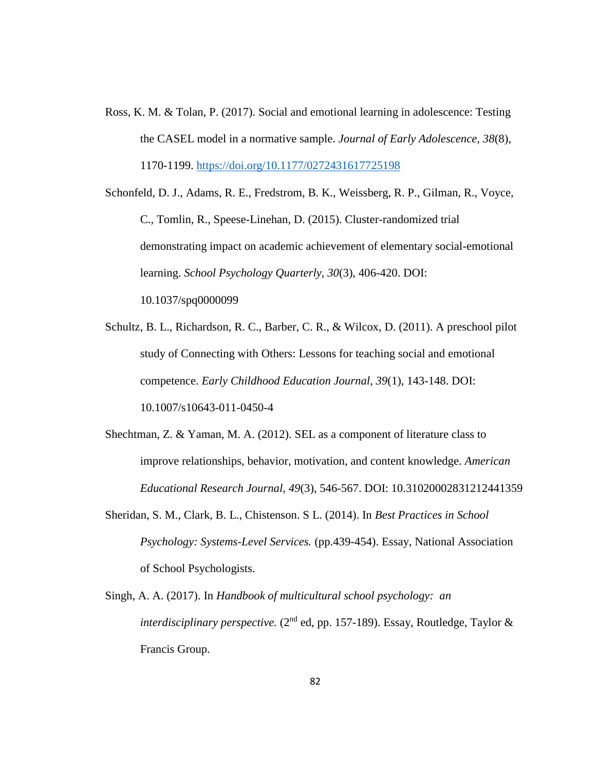Ross, K. M. & Tolan, P. (2017). Social and emotional learning in adolescence: Testing the CASEL model in a normative sample. *Journal of Early Adolescence*, *38*(8), 1170-1199. https://doi.org/10.1177/0272431617725198

Schonfeld, D. J., Adams, R. E., Fredstrom, B. K., Weissberg, R. P., Gilman, R., Voyce, C., Tomlin, R., Speese-Linehan, D. (2015). Cluster-randomized trial demonstrating impact on academic achievement of elementary social-emotional learning. *School Psychology Quarterly, 30*(3), 406-420. DOI: 10.1037/spq0000099

Schultz, B. L., Richardson, R. C., Barber, C. R., & Wilcox, D. (2011). A preschool pilot study of Connecting with Others: Lessons for teaching social and emotional competence. *Early Childhood Education Journal, 39*(1), 143-148. DOI: 10.1007/s10643-011-0450-4

Shechtman, Z. & Yaman, M. A. (2012). SEL as a component of literature class to improve relationships, behavior, motivation, and content knowledge. *American Educational Research Journal, 49*(3), 546-567. DOI: 10.31020002831212441359

Sheridan, S. M., Clark, B. L., Chistenson. S L. (2014). In *Best Practices in School Psychology: Systems-Level Services.* (pp.439-454). Essay, National Association of School Psychologists.

Singh, A. A. (2017). In *Handbook of multicultural school psychology: an interdisciplinary perspective.* (2nd ed, pp. 157-189). Essay, Routledge, Taylor & Francis Group.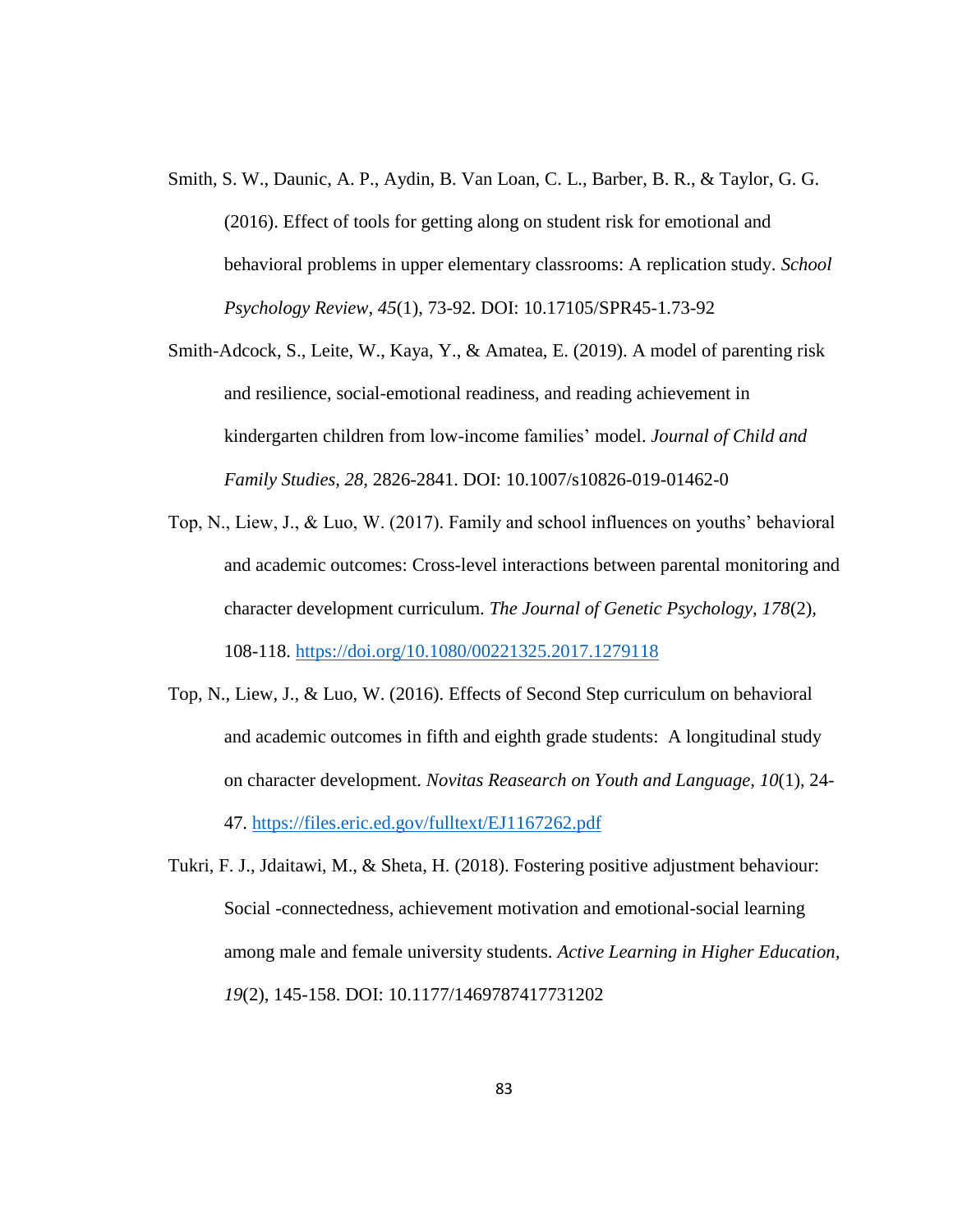Smith, S. W., Daunic, A. P., Aydin, B. Van Loan, C. L., Barber, B. R., & Taylor, G. G. (2016). Effect of tools for getting along on student risk for emotional and behavioral problems in upper elementary classrooms: A replication study. *School Psychology Review, 45*(1), 73-92. DOI: 10.17105/SPR45-1.73-92

Smith-Adcock, S., Leite, W., Kaya, Y., & Amatea, E. (2019). A model of parenting risk and resilience, social-emotional readiness, and reading achievement in kindergarten children from low-income families' model. *Journal of Child and Family Studies, 28,* 2826-2841. DOI: 10.1007/s10826-019-01462-0

Top, N., Liew, J., & Luo, W. (2017). Family and school influences on youths' behavioral and academic outcomes: Cross-level interactions between parental monitoring and character development curriculum. *The Journal of Genetic Psychology, 178*(2), 108-118. https://doi.org/10.1080/00221325.2017.1279118

Top, N., Liew, J., & Luo, W. (2016). Effects of Second Step curriculum on behavioral and academic outcomes in fifth and eighth grade students: A longitudinal study on character development. *Novitas Reasearch on Youth and Language, 10*(1), 24-47. https://files.eric.ed.gov/fulltext/EJ1167262.pdf

Tukri, F. J., Jdaitawi, M., & Sheta, H. (2018). Fostering positive adjustment behaviour: Social -connectedness, achievement motivation and emotional-social learning among male and female university students. *Active Learning in Higher Education, 19*(2), 145-158. DOI: 10.1177/1469787417731202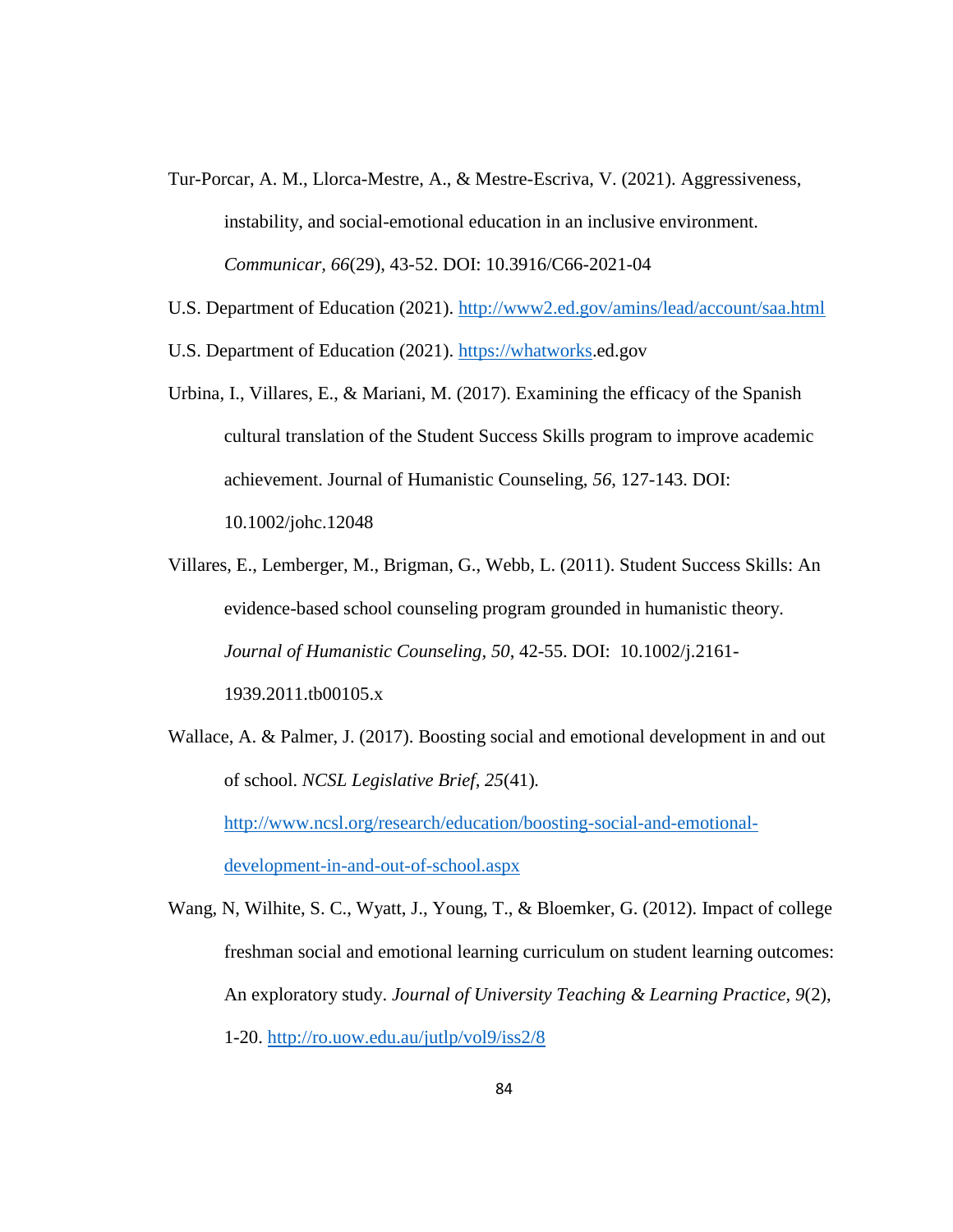Tur-Porcar, A. M., Llorca-Mestre, A., & Mestre-Escriva, V. (2021). Aggressiveness, instability, and social-emotional education in an inclusive environment. *Communicar*, *66*(29), 43-52. DOI: 10.3916/C66-2021-04

U.S. Department of Education (2021). http://www2.ed.gov/amins/lead/account/saa.html

U.S. Department of Education (2021). https://whatworks.ed.gov

Urbina, I., Villares, E., & Mariani, M. (2017). Examining the efficacy of the Spanish cultural translation of the Student Success Skills program to improve academic achievement. Journal of Humanistic Counseling, *56*, 127-143. DOI: 10.1002/johc.12048

Villares, E., Lemberger, M., Brigman, G., Webb, L. (2011). Student Success Skills: An evidence-based school counseling program grounded in humanistic theory. *Journal of Humanistic Counseling*, *50*, 42-55. DOI: 10.1002/j.2161-1939.2011.tb00105.x

Wallace, A. & Palmer, J. (2017). Boosting social and emotional development in and out of school. *NCSL Legislative Brief, 25*(41). http://www.ncsl.org/research/education/boosting-social-and-emotional-development-in-and-out-of-school.aspx

Wang, N, Wilhite, S. C., Wyatt, J., Young, T., & Bloemker, G. (2012). Impact of college freshman social and emotional learning curriculum on student learning outcomes: An exploratory study. *Journal of University Teaching & Learning Practice*, *9*(2), 1-20. http://ro.uow.edu.au/jutlp/vol9/iss2/8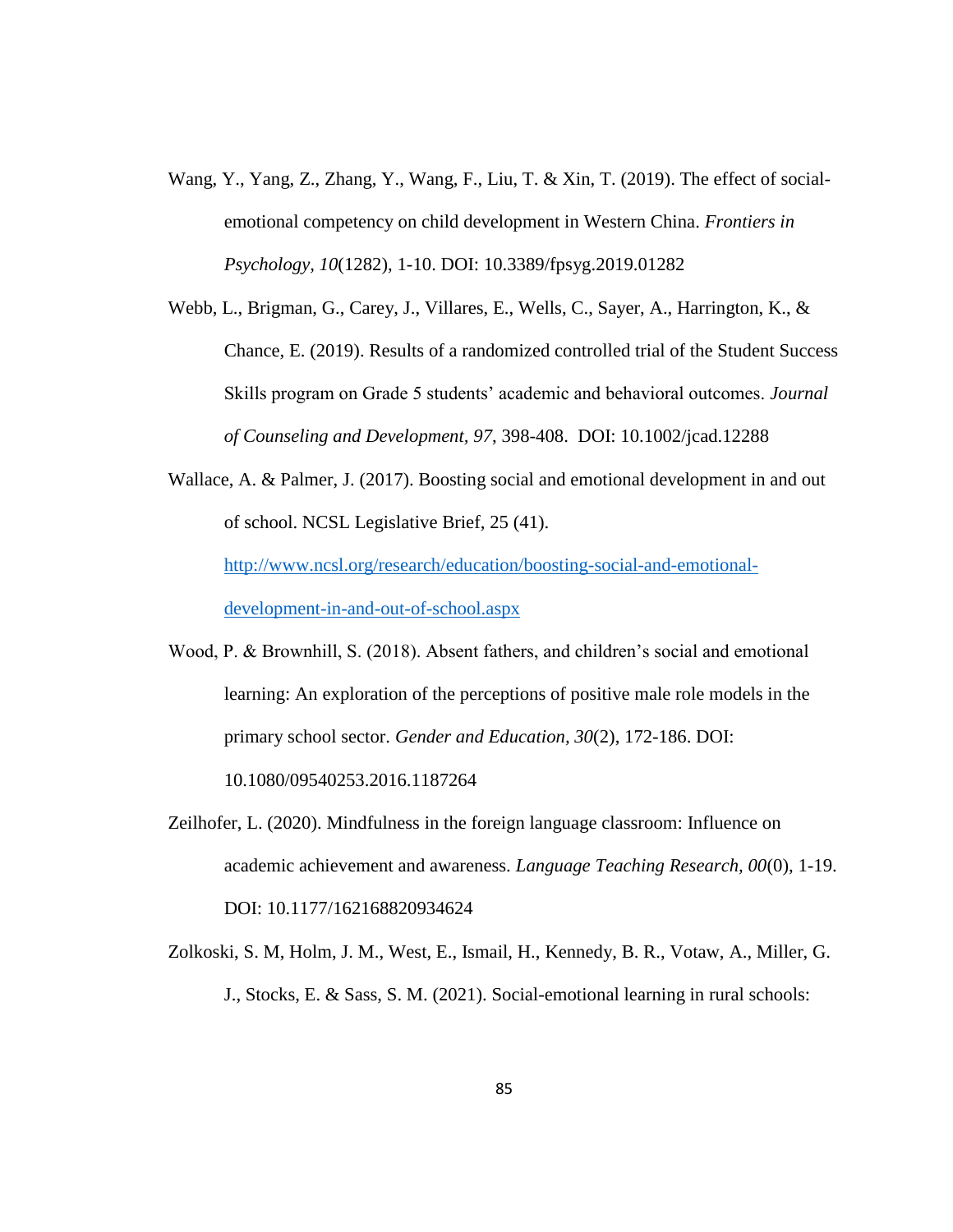Wang, Y., Yang, Z., Zhang, Y., Wang, F., Liu, T. & Xin, T. (2019). The effect of social-emotional competency on child development in Western China. *Frontiers in Psychology, 10*(1282), 1-10. DOI: 10.3389/fpsyg.2019.01282

Webb, L., Brigman, G., Carey, J., Villares, E., Wells, C., Sayer, A., Harrington, K., & Chance, E. (2019). Results of a randomized controlled trial of the Student Success Skills program on Grade 5 students' academic and behavioral outcomes. *Journal of Counseling and Development, 97,* 398-408. DOI: 10.1002/jcad.12288

Wallace, A. & Palmer, J. (2017). Boosting social and emotional development in and out of school. NCSL Legislative Brief, 25 (41). [http://www.ncsl.org/research/education/boosting-social-and-emotional-development-in-and-out-of-school.aspx](http://www.ncsl.org/research/education/boosting-social-and-emotional-development-in-and-out-of-school.aspx)

Wood, P. & Brownhill, S. (2018). Absent fathers, and children's social and emotional learning: An exploration of the perceptions of positive male role models in the primary school sector. *Gender and Education, 30*(2), 172-186. DOI: 10.1080/09540253.2016.1187264

Zeilhofer, L. (2020). Mindfulness in the foreign language classroom: Influence on academic achievement and awareness. *Language Teaching Research, 00*(0), 1-19. DOI: 10.1177/162168820934624

Zolkoski, S. M, Holm, J. M., West, E., Ismail, H., Kennedy, B. R., Votaw, A., Miller, G. J., Stocks, E. & Sass, S. M. (2021). Social-emotional learning in rural schools: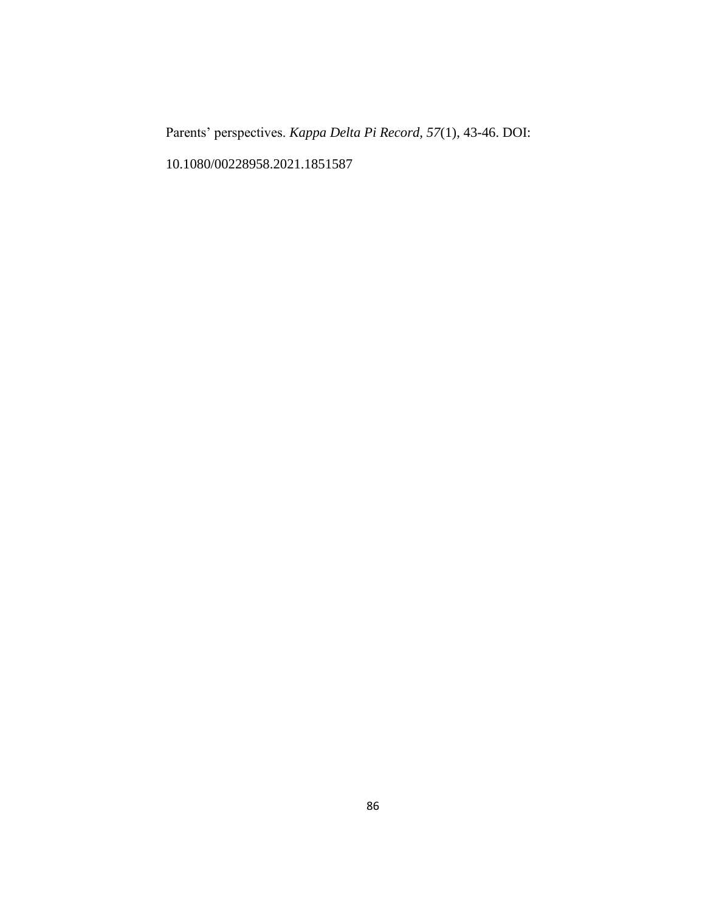Parents' perspectives. *Kappa Delta Pi Record, 57*(1), 43-46. DOI: 10.1080/00228958.2021.1851587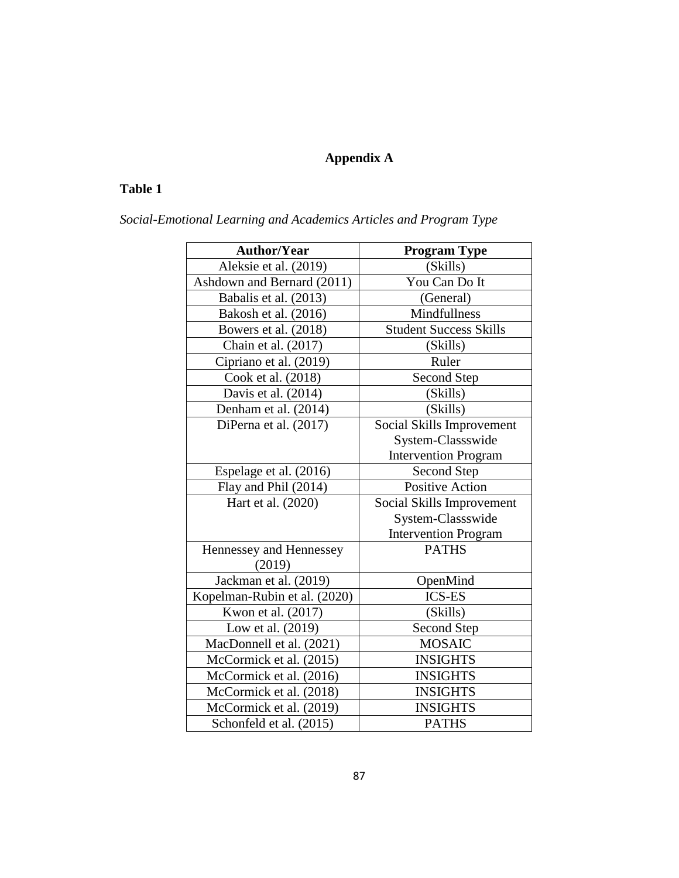# Appendix A

**Table 1**

*Social-Emotional Learning and Academics Articles and Program Type*

| Author/Year | Program Type |
|---|---|
| Aleksie et al. (2019) | (Skills) |
| Ashdown and Bernard (2011) | You Can Do It |
| Babalis et al. (2013) | (General) |
| Bakosh et al. (2016) | Mindfullness |
| Bowers et al. (2018) | Student Success Skills |
| Chain et al. (2017) | (Skills) |
| Cipriano et al. (2019) | Ruler |
| Cook et al. (2018) | Second Step |
| Davis et al. (2014) | (Skills) |
| Denham et al. (2014) | (Skills) |
| DiPerna et al. (2017) | Social Skills Improvement System-Classswide Intervention Program |
| Espelage et al. (2016) | Second Step |
| Flay and Phil (2014) | Positive Action |
| Hart et al. (2020) | Social Skills Improvement System-Classswide Intervention Program |
| Hennessey and Hennessey (2019) | PATHS |
| Jackman et al. (2019) | OpenMind |
| Kopelman-Rubin et al. (2020) | ICS-ES |
| Kwon et al. (2017) | (Skills) |
| Low et al. (2019) | Second Step |
| MacDonnell et al. (2021) | MOSAIC |
| McCormick et al. (2015) | INSIGHTS |
| McCormick et al. (2016) | INSIGHTS |
| McCormick et al. (2018) | INSIGHTS |
| McCormick et al. (2019) | INSIGHTS |
| Schonfeld et al. (2015) | PATHS |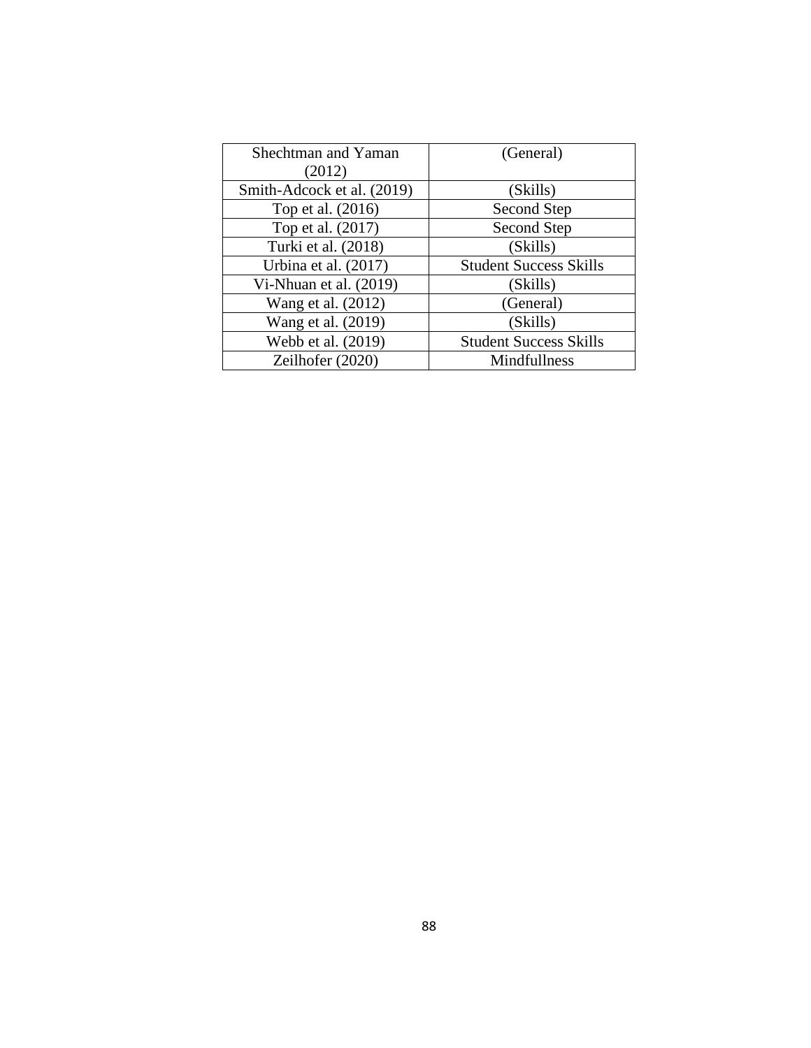| Shechtman and Yaman (2012) | (General) |
| --- | --- |
| Smith-Adcock et al. (2019) | (Skills) |
| Top et al. (2016) | Second Step |
| Top et al. (2017) | Second Step |
| Turki et al. (2018) | (Skills) |
| Urbina et al. (2017) | Student Success Skills |
| Vi-Nhuan et al. (2019) | (Skills) |
| Wang et al. (2012) | (General) |
| Wang et al. (2019) | (Skills) |
| Webb et al. (2019) | Student Success Skills |
| Zeilhofer (2020) | Mindfullness |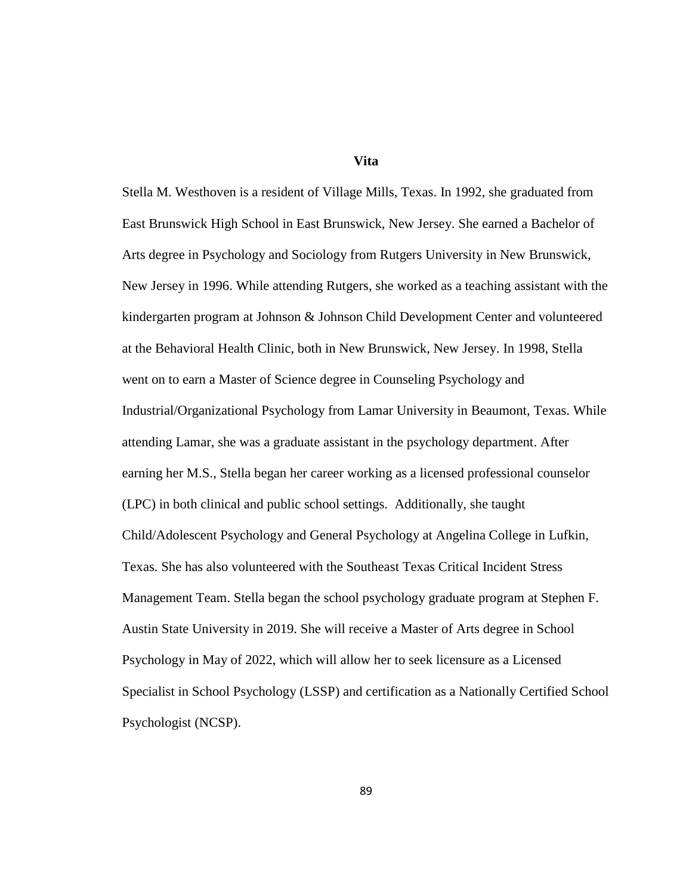# Vita

Stella M. Westhoven is a resident of Village Mills, Texas. In 1992, she graduated from East Brunswick High School in East Brunswick, New Jersey. She earned a Bachelor of Arts degree in Psychology and Sociology from Rutgers University in New Brunswick, New Jersey in 1996. While attending Rutgers, she worked as a teaching assistant with the kindergarten program at Johnson & Johnson Child Development Center and volunteered at the Behavioral Health Clinic, both in New Brunswick, New Jersey. In 1998, Stella went on to earn a Master of Science degree in Counseling Psychology and Industrial/Organizational Psychology from Lamar University in Beaumont, Texas. While attending Lamar, she was a graduate assistant in the psychology department. After earning her M.S., Stella began her career working as a licensed professional counselor (LPC) in both clinical and public school settings. Additionally, she taught Child/Adolescent Psychology and General Psychology at Angelina College in Lufkin, Texas. She has also volunteered with the Southeast Texas Critical Incident Stress Management Team. Stella began the school psychology graduate program at Stephen F. Austin State University in 2019. She will receive a Master of Arts degree in School Psychology in May of 2022, which will allow her to seek licensure as a Licensed Specialist in School Psychology (LSSP) and certification as a Nationally Certified School Psychologist (NCSP).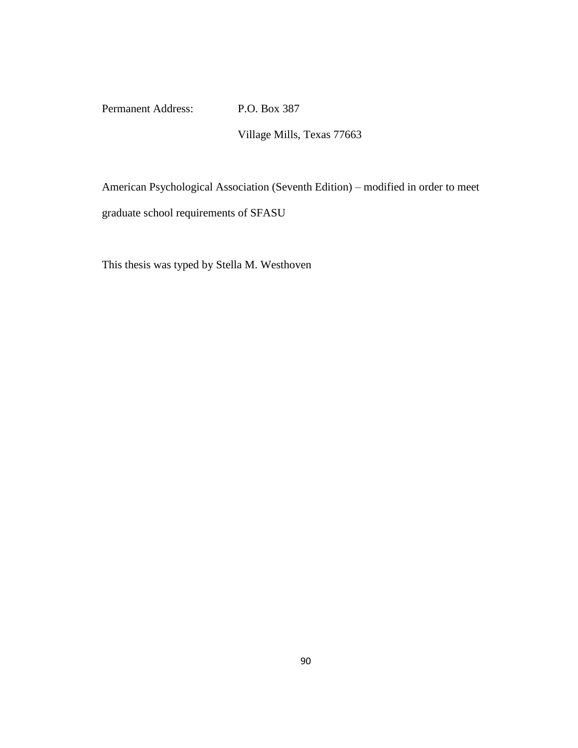Permanent Address: P.O. Box 387

Village Mills, Texas 77663

American Psychological Association (Seventh Edition) – modified in order to meet graduate school requirements of SFASU

This thesis was typed by Stella M. Westhoven